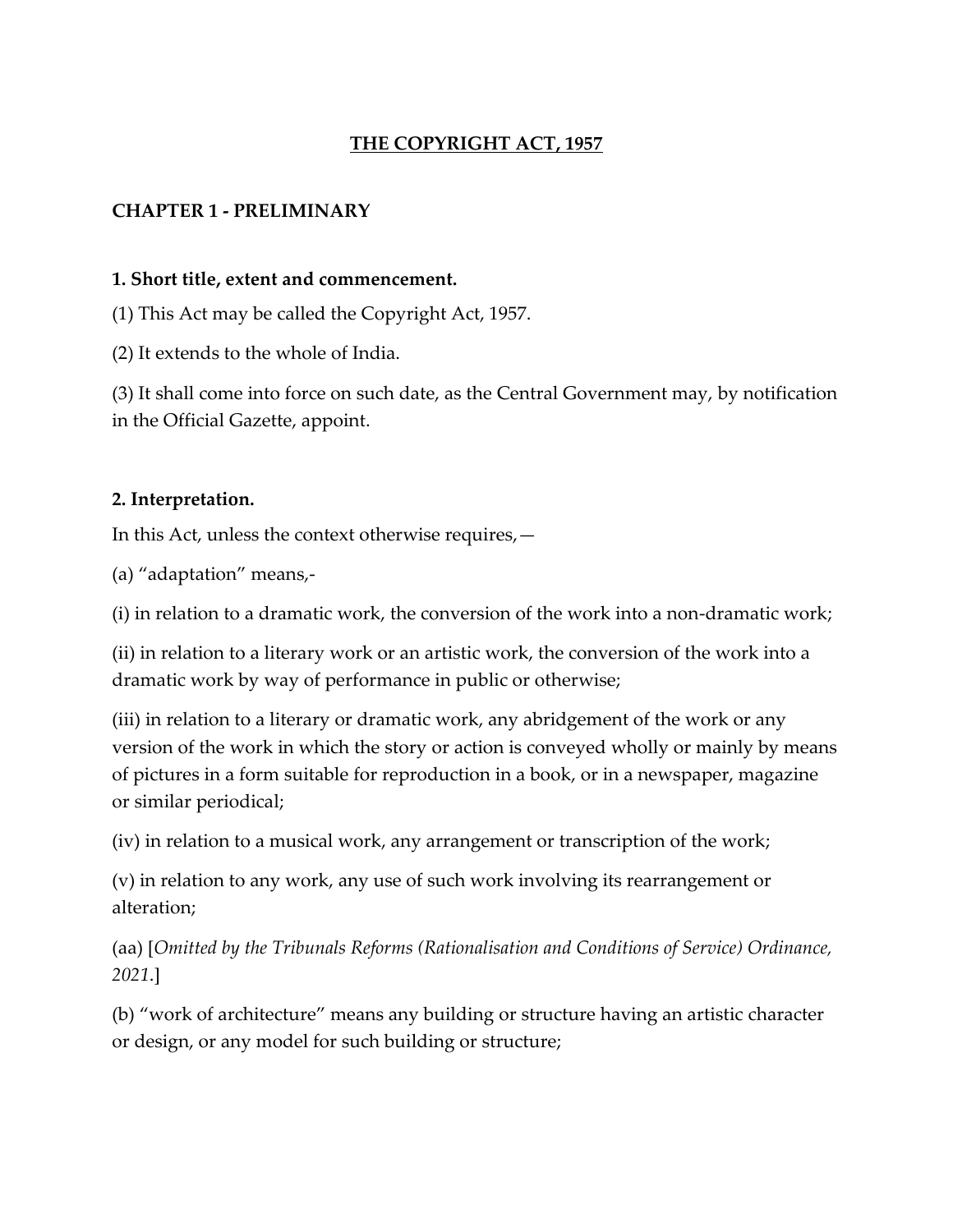# THE COPYRIGHT ACT, 1957

## CHAPTER 1 - PRELIMINARY

### 1. Short title, extent and commencement.

(1) This Act may be called the Copyright Act, 1957.

(2) It extends to the whole of India.

(3) It shall come into force on such date, as the Central Government may, by notification in the Official Gazette, appoint.

### 2. Interpretation.

In this Act, unless the context otherwise requires,—

(a) "adaptation" means,-

(i) in relation to a dramatic work, the conversion of the work into a non-dramatic work;

(ii) in relation to a literary work or an artistic work, the conversion of the work into a dramatic work by way of performance in public or otherwise;

(iii) in relation to a literary or dramatic work, any abridgement of the work or any version of the work in which the story or action is conveyed wholly or mainly by means of pictures in a form suitable for reproduction in a book, or in a newspaper, magazine or similar periodical;

(iv) in relation to a musical work, any arrangement or transcription of the work;

(v) in relation to any work, any use of such work involving its rearrangement or alteration;

(aa) [*Omitted by the Tribunals Reforms (Rationalisation and Conditions of Service) Ordinance, 2021.*]

(b) "work of architecture" means any building or structure having an artistic character or design, or any model for such building or structure;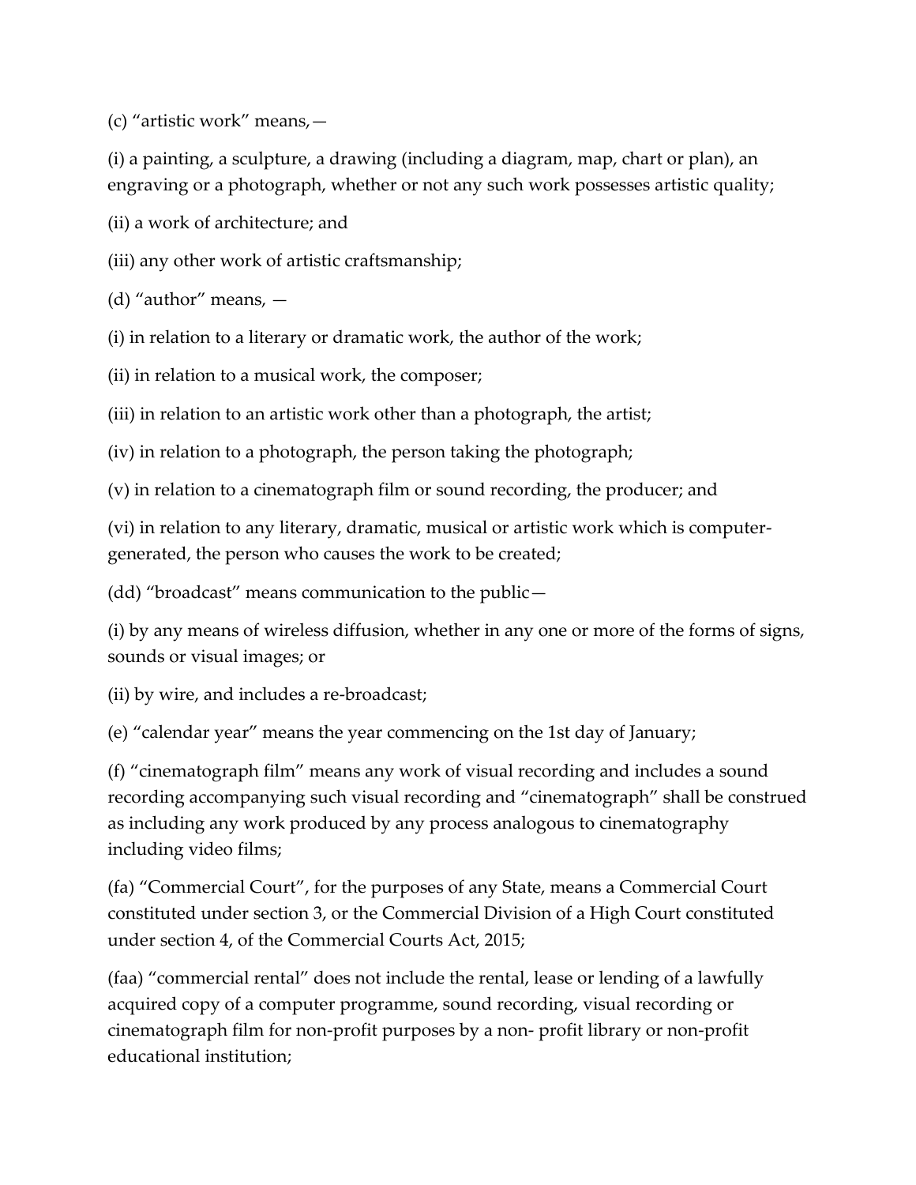(c) "artistic work" means,—

(i) a painting, a sculpture, a drawing (including a diagram, map, chart or plan), an engraving or a photograph, whether or not any such work possesses artistic quality;

(ii) a work of architecture; and

(iii) any other work of artistic craftsmanship;

(d) "author" means, —

(i) in relation to a literary or dramatic work, the author of the work;

(ii) in relation to a musical work, the composer;

(iii) in relation to an artistic work other than a photograph, the artist;

(iv) in relation to a photograph, the person taking the photograph;

(v) in relation to a cinematograph film or sound recording, the producer; and

(vi) in relation to any literary, dramatic, musical or artistic work which is computer-generated, the person who causes the work to be created;

(dd) "broadcast" means communication to the public—

(i) by any means of wireless diffusion, whether in any one or more of the forms of signs, sounds or visual images; or

(ii) by wire, and includes a re-broadcast;

(e) "calendar year" means the year commencing on the 1st day of January;

(f) "cinematograph film" means any work of visual recording and includes a sound recording accompanying such visual recording and "cinematograph" shall be construed as including any work produced by any process analogous to cinematography including video films;

(fa) "Commercial Court", for the purposes of any State, means a Commercial Court constituted under section 3, or the Commercial Division of a High Court constituted under section 4, of the Commercial Courts Act, 2015;

(faa) "commercial rental" does not include the rental, lease or lending of a lawfully acquired copy of a computer programme, sound recording, visual recording or cinematograph film for non-profit purposes by a non- profit library or non-profit educational institution;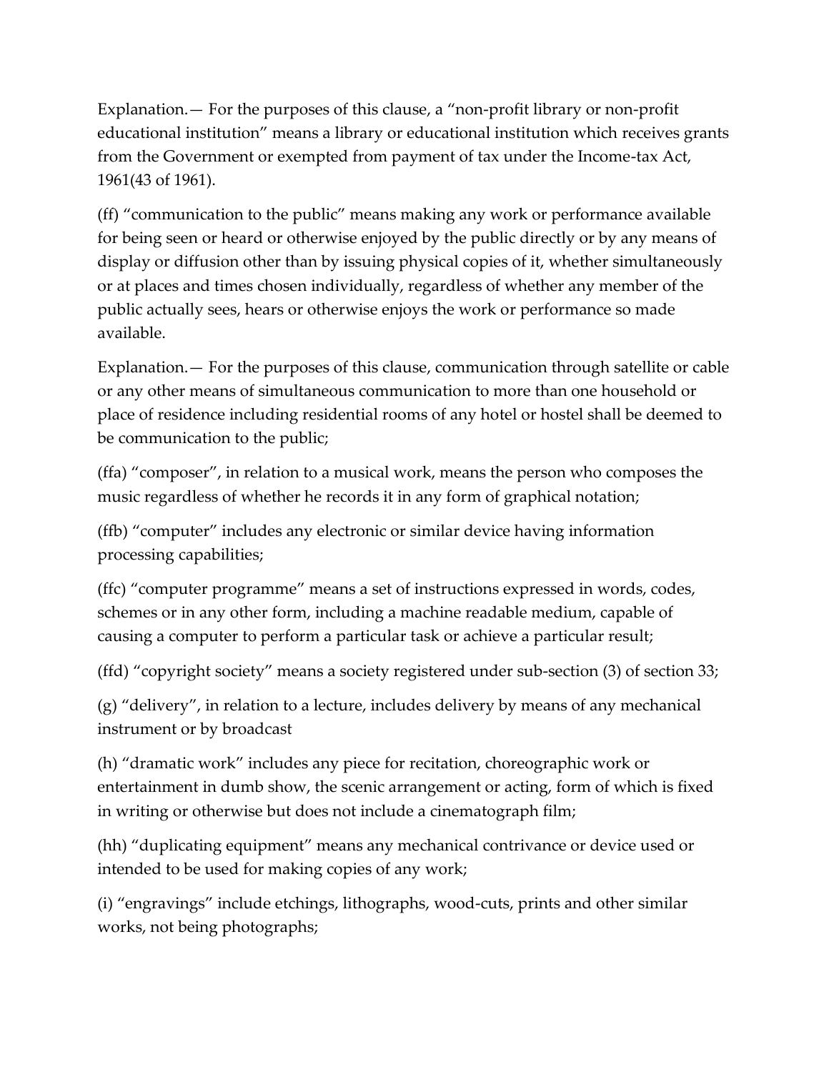Explanation.— For the purposes of this clause, a "non-profit library or non-profit educational institution" means a library or educational institution which receives grants from the Government or exempted from payment of tax under the Income-tax Act, 1961(43 of 1961).

(ff) "communication to the public" means making any work or performance available for being seen or heard or otherwise enjoyed by the public directly or by any means of display or diffusion other than by issuing physical copies of it, whether simultaneously or at places and times chosen individually, regardless of whether any member of the public actually sees, hears or otherwise enjoys the work or performance so made available.

Explanation.— For the purposes of this clause, communication through satellite or cable or any other means of simultaneous communication to more than one household or place of residence including residential rooms of any hotel or hostel shall be deemed to be communication to the public;

(ffa) "composer", in relation to a musical work, means the person who composes the music regardless of whether he records it in any form of graphical notation;

(ffb) "computer" includes any electronic or similar device having information processing capabilities;

(ffc) "computer programme" means a set of instructions expressed in words, codes, schemes or in any other form, including a machine readable medium, capable of causing a computer to perform a particular task or achieve a particular result;

(ffd) "copyright society" means a society registered under sub-section (3) of section 33;

(g) "delivery", in relation to a lecture, includes delivery by means of any mechanical instrument or by broadcast

(h) "dramatic work" includes any piece for recitation, choreographic work or entertainment in dumb show, the scenic arrangement or acting, form of which is fixed in writing or otherwise but does not include a cinematograph film;

(hh) "duplicating equipment" means any mechanical contrivance or device used or intended to be used for making copies of any work;

(i) "engravings" include etchings, lithographs, wood-cuts, prints and other similar works, not being photographs;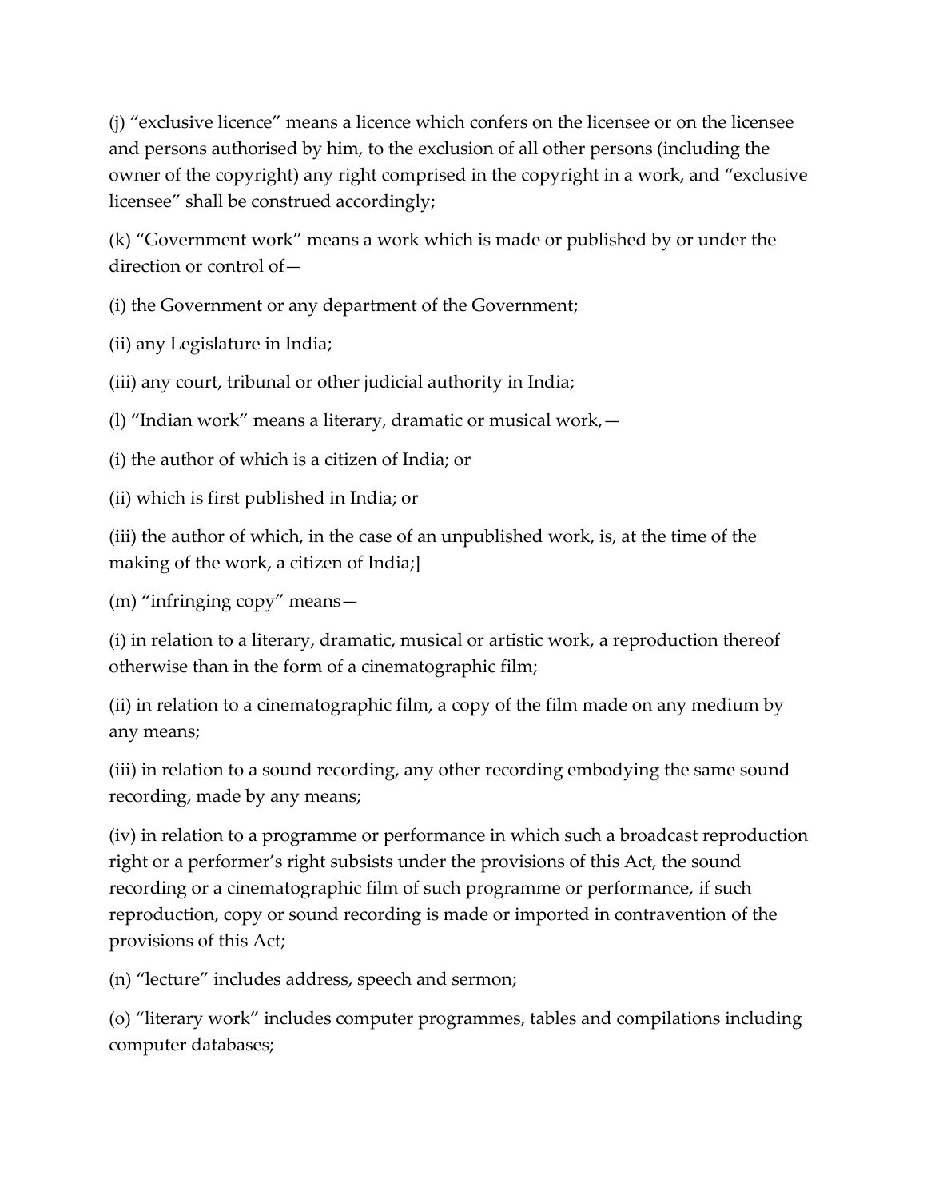(j) “exclusive licence” means a licence which confers on the licensee or on the licensee and persons authorised by him, to the exclusion of all other persons (including the owner of the copyright) any right comprised in the copyright in a work, and “exclusive licensee” shall be construed accordingly;

(k) “Government work” means a work which is made or published by or under the direction or control of—

(i) the Government or any department of the Government;

(ii) any Legislature in India;

(iii) any court, tribunal or other judicial authority in India;

(l) “Indian work” means a literary, dramatic or musical work,—

(i) the author of which is a citizen of India; or

(ii) which is first published in India; or

(iii) the author of which, in the case of an unpublished work, is, at the time of the making of the work, a citizen of India;]

(m) “infringing copy” means—

(i) in relation to a literary, dramatic, musical or artistic work, a reproduction thereof otherwise than in the form of a cinematographic film;

(ii) in relation to a cinematographic film, a copy of the film made on any medium by any means;

(iii) in relation to a sound recording, any other recording embodying the same sound recording, made by any means;

(iv) in relation to a programme or performance in which such a broadcast reproduction right or a performer’s right subsists under the provisions of this Act, the sound recording or a cinematographic film of such programme or performance, if such reproduction, copy or sound recording is made or imported in contravention of the provisions of this Act;

(n) “lecture” includes address, speech and sermon;

(o) “literary work” includes computer programmes, tables and compilations including computer databases;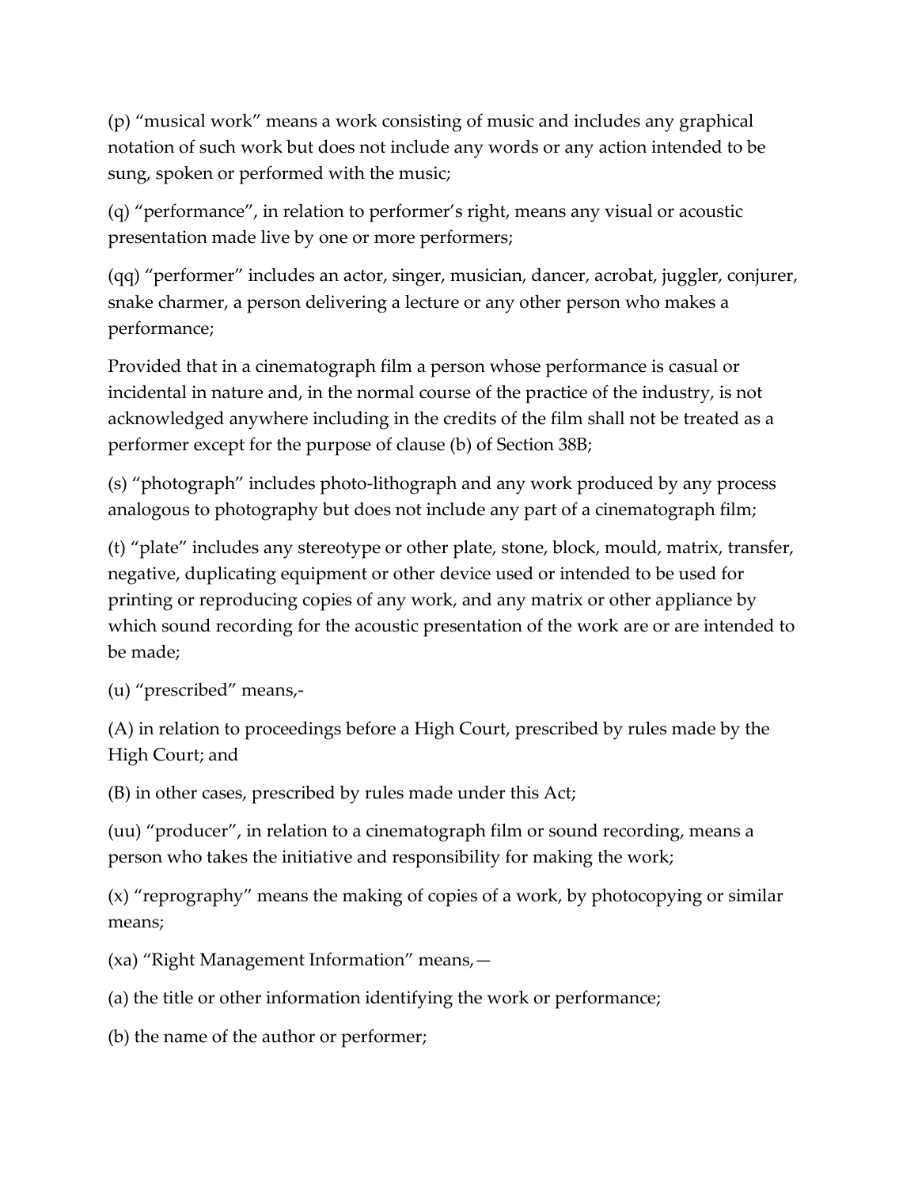(p) "musical work" means a work consisting of music and includes any graphical notation of such work but does not include any words or any action intended to be sung, spoken or performed with the music;

(q) "performance", in relation to performer's right, means any visual or acoustic presentation made live by one or more performers;

(qq) "performer" includes an actor, singer, musician, dancer, acrobat, juggler, conjurer, snake charmer, a person delivering a lecture or any other person who makes a performance;

Provided that in a cinematograph film a person whose performance is casual or incidental in nature and, in the normal course of the practice of the industry, is not acknowledged anywhere including in the credits of the film shall not be treated as a performer except for the purpose of clause (b) of Section 38B;

(s) "photograph" includes photo-lithograph and any work produced by any process analogous to photography but does not include any part of a cinematograph film;

(t) "plate" includes any stereotype or other plate, stone, block, mould, matrix, transfer, negative, duplicating equipment or other device used or intended to be used for printing or reproducing copies of any work, and any matrix or other appliance by which sound recording for the acoustic presentation of the work are or are intended to be made;

(u) "prescribed" means,-

(A) in relation to proceedings before a High Court, prescribed by rules made by the High Court; and

(B) in other cases, prescribed by rules made under this Act;

(uu) "producer", in relation to a cinematograph film or sound recording, means a person who takes the initiative and responsibility for making the work;

(x) "reprography" means the making of copies of a work, by photocopying or similar means;

(xa) "Right Management Information" means,—

(a) the title or other information identifying the work or performance;

(b) the name of the author or performer;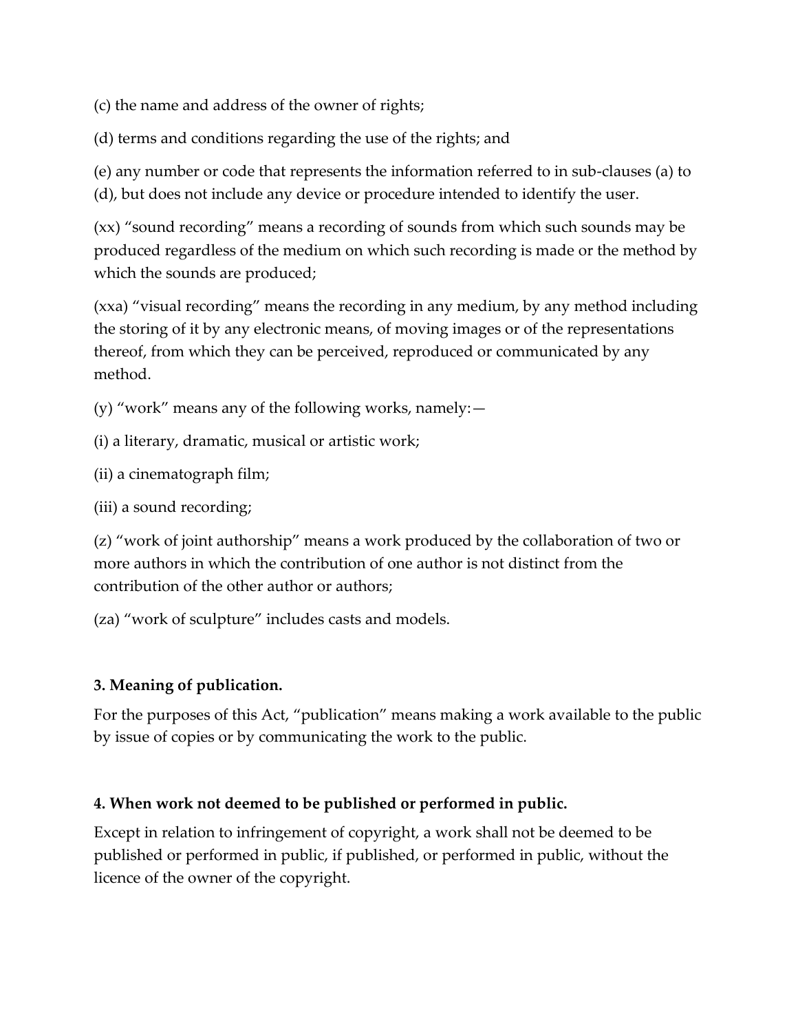(c) the name and address of the owner of rights;

(d) terms and conditions regarding the use of the rights; and

(e) any number or code that represents the information referred to in sub-clauses (a) to (d), but does not include any device or procedure intended to identify the user.

(xx) "sound recording" means a recording of sounds from which such sounds may be produced regardless of the medium on which such recording is made or the method by which the sounds are produced;

(xxa) "visual recording" means the recording in any medium, by any method including the storing of it by any electronic means, of moving images or of the representations thereof, from which they can be perceived, reproduced or communicated by any method.

(y) "work" means any of the following works, namely:—

(i) a literary, dramatic, musical or artistic work;

(ii) a cinematograph film;

(iii) a sound recording;

(z) "work of joint authorship" means a work produced by the collaboration of two or more authors in which the contribution of one author is not distinct from the contribution of the other author or authors;

(za) "work of sculpture" includes casts and models.

**3. Meaning of publication.**

For the purposes of this Act, "publication" means making a work available to the public by issue of copies or by communicating the work to the public.

**4. When work not deemed to be published or performed in public.**

Except in relation to infringement of copyright, a work shall not be deemed to be published or performed in public, if published, or performed in public, without the licence of the owner of the copyright.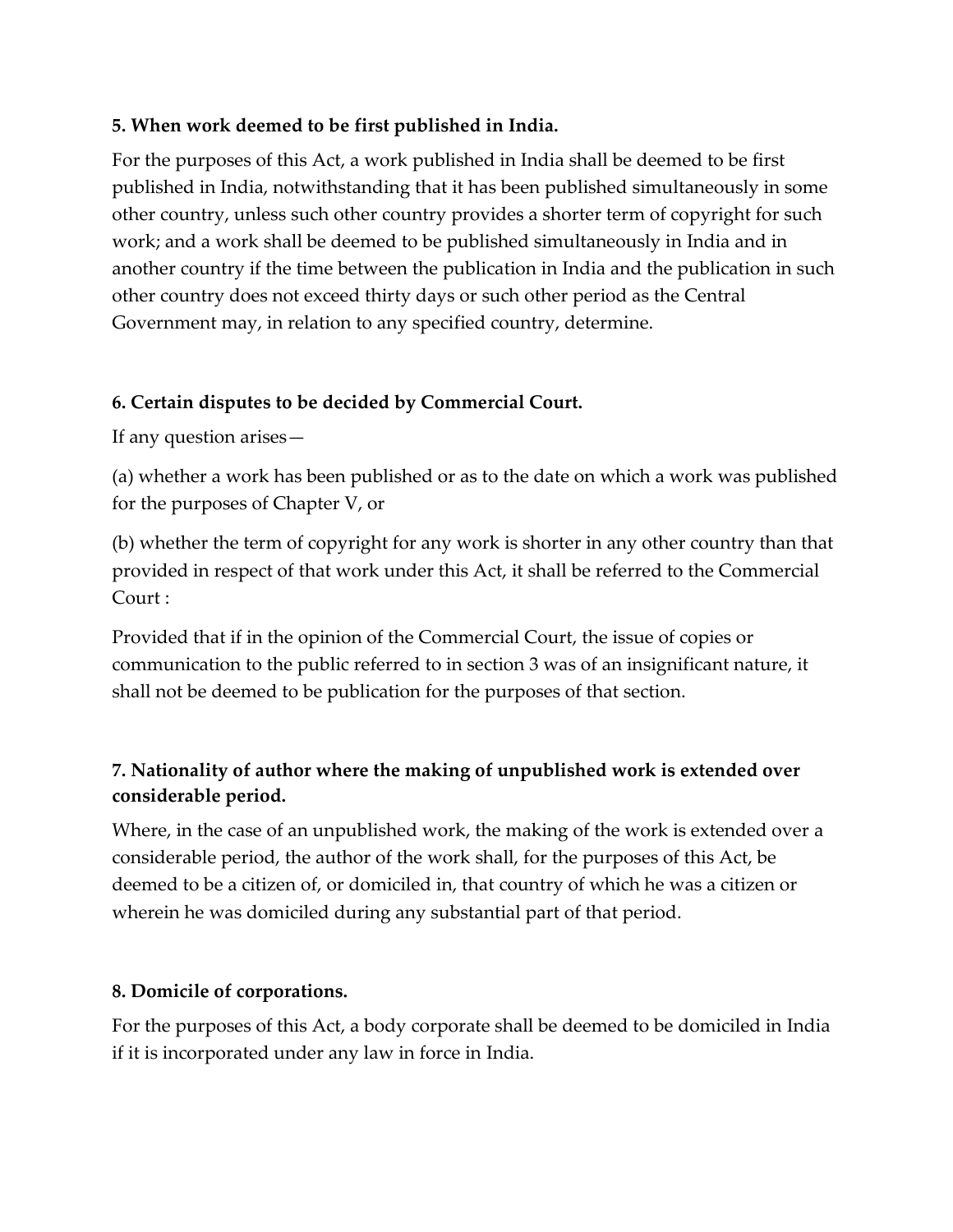**5. When work deemed to be first published in India.**

For the purposes of this Act, a work published in India shall be deemed to be first published in India, notwithstanding that it has been published simultaneously in some other country, unless such other country provides a shorter term of copyright for such work; and a work shall be deemed to be published simultaneously in India and in another country if the time between the publication in India and the publication in such other country does not exceed thirty days or such other period as the Central Government may, in relation to any specified country, determine.

**6. Certain disputes to be decided by Commercial Court.**

If any question arises—

(a) whether a work has been published or as to the date on which a work was published for the purposes of Chapter V, or

(b) whether the term of copyright for any work is shorter in any other country than that provided in respect of that work under this Act, it shall be referred to the Commercial Court :

Provided that if in the opinion of the Commercial Court, the issue of copies or communication to the public referred to in section 3 was of an insignificant nature, it shall not be deemed to be publication for the purposes of that section.

**7. Nationality of author where the making of unpublished work is extended over considerable period.**

Where, in the case of an unpublished work, the making of the work is extended over a considerable period, the author of the work shall, for the purposes of this Act, be deemed to be a citizen of, or domiciled in, that country of which he was a citizen or wherein he was domiciled during any substantial part of that period.

**8. Domicile of corporations.**

For the purposes of this Act, a body corporate shall be deemed to be domiciled in India if it is incorporated under any law in force in India.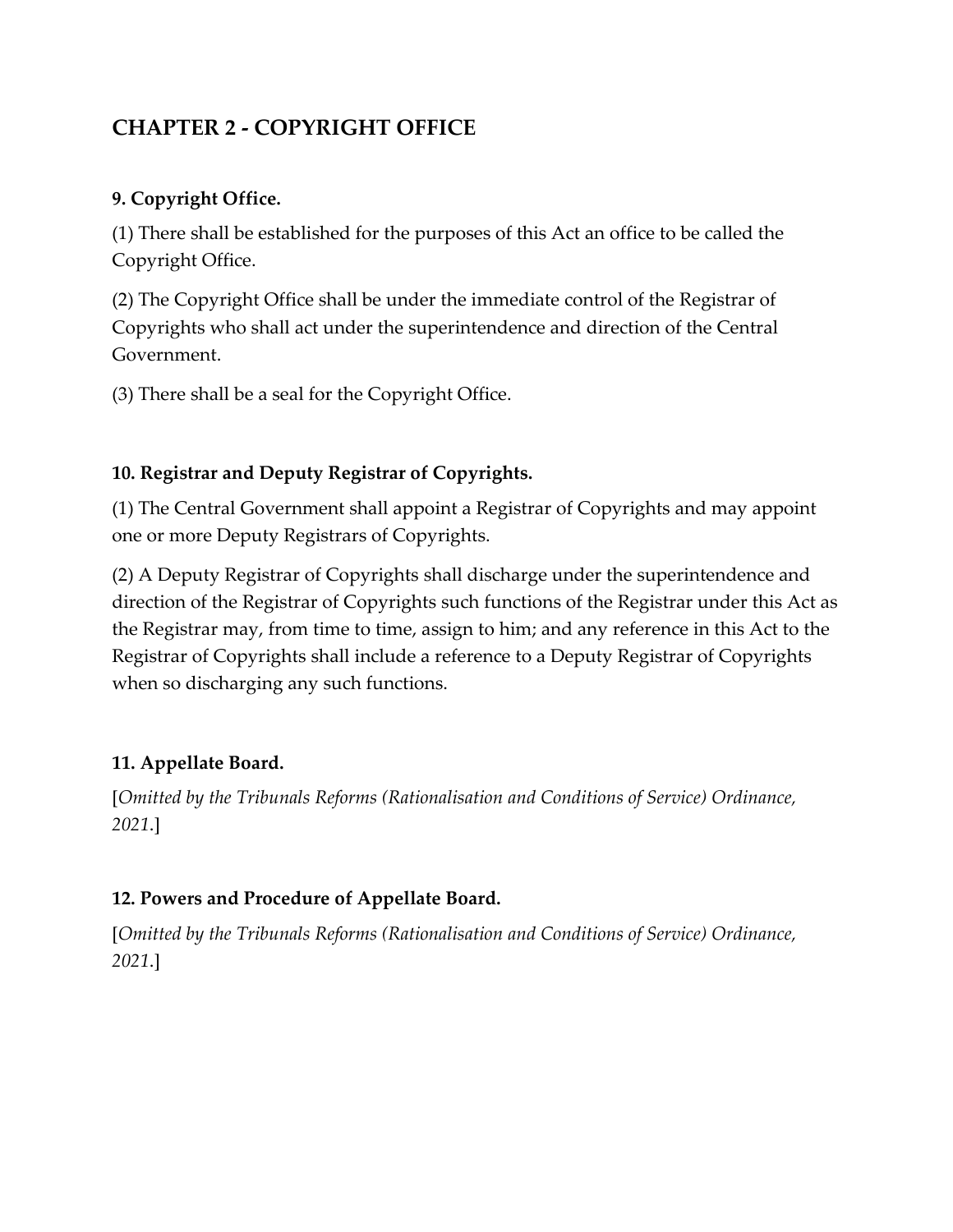## CHAPTER 2 - COPYRIGHT OFFICE

### 9. Copyright Office.

(1) There shall be established for the purposes of this Act an office to be called the Copyright Office.

(2) The Copyright Office shall be under the immediate control of the Registrar of Copyrights who shall act under the superintendence and direction of the Central Government.

(3) There shall be a seal for the Copyright Office.

### 10. Registrar and Deputy Registrar of Copyrights.

(1) The Central Government shall appoint a Registrar of Copyrights and may appoint one or more Deputy Registrars of Copyrights.

(2) A Deputy Registrar of Copyrights shall discharge under the superintendence and direction of the Registrar of Copyrights such functions of the Registrar under this Act as the Registrar may, from time to time, assign to him; and any reference in this Act to the Registrar of Copyrights shall include a reference to a Deputy Registrar of Copyrights when so discharging any such functions.

### 11. Appellate Board.

[*Omitted by the Tribunals Reforms (Rationalisation and Conditions of Service) Ordinance, 2021.*]

### 12. Powers and Procedure of Appellate Board.

[*Omitted by the Tribunals Reforms (Rationalisation and Conditions of Service) Ordinance, 2021.*]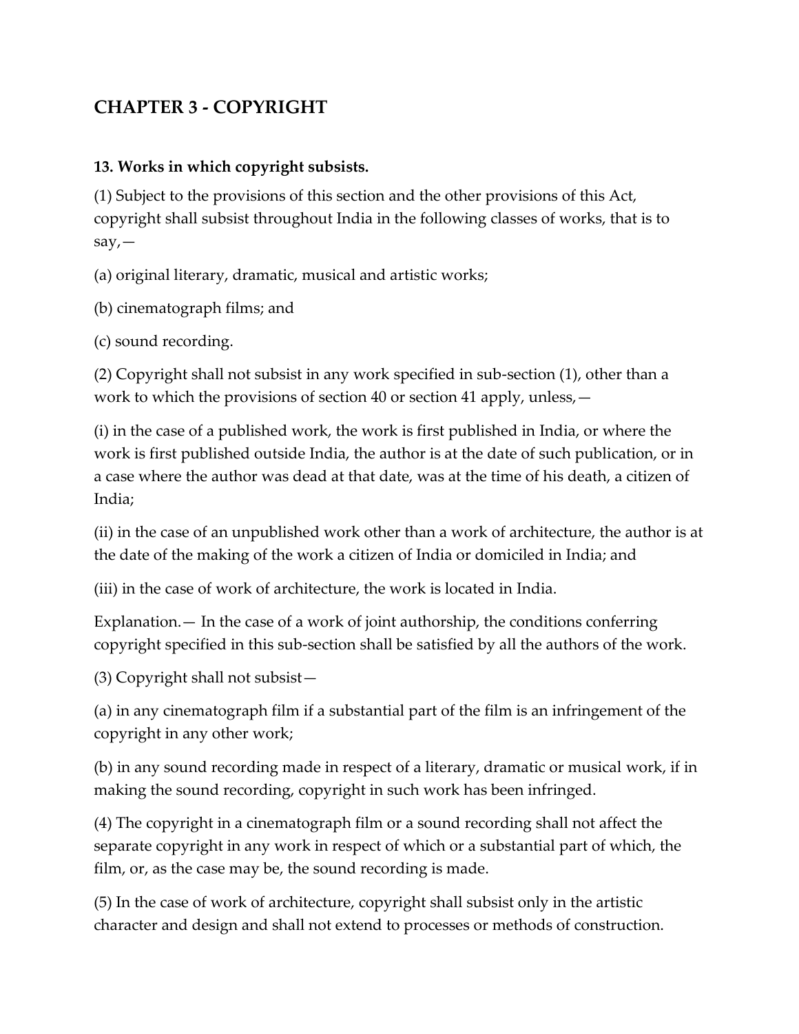## CHAPTER 3 - COPYRIGHT

**13. Works in which copyright subsists.**

(1) Subject to the provisions of this section and the other provisions of this Act, copyright shall subsist throughout India in the following classes of works, that is to say,—

(a) original literary, dramatic, musical and artistic works;

(b) cinematograph films; and

(c) sound recording.

(2) Copyright shall not subsist in any work specified in sub-section (1), other than a work to which the provisions of section 40 or section 41 apply, unless,—

(i) in the case of a published work, the work is first published in India, or where the work is first published outside India, the author is at the date of such publication, or in a case where the author was dead at that date, was at the time of his death, a citizen of India;

(ii) in the case of an unpublished work other than a work of architecture, the author is at the date of the making of the work a citizen of India or domiciled in India; and

(iii) in the case of work of architecture, the work is located in India.

Explanation.— In the case of a work of joint authorship, the conditions conferring copyright specified in this sub-section shall be satisfied by all the authors of the work.

(3) Copyright shall not subsist—

(a) in any cinematograph film if a substantial part of the film is an infringement of the copyright in any other work;

(b) in any sound recording made in respect of a literary, dramatic or musical work, if in making the sound recording, copyright in such work has been infringed.

(4) The copyright in a cinematograph film or a sound recording shall not affect the separate copyright in any work in respect of which or a substantial part of which, the film, or, as the case may be, the sound recording is made.

(5) In the case of work of architecture, copyright shall subsist only in the artistic character and design and shall not extend to processes or methods of construction.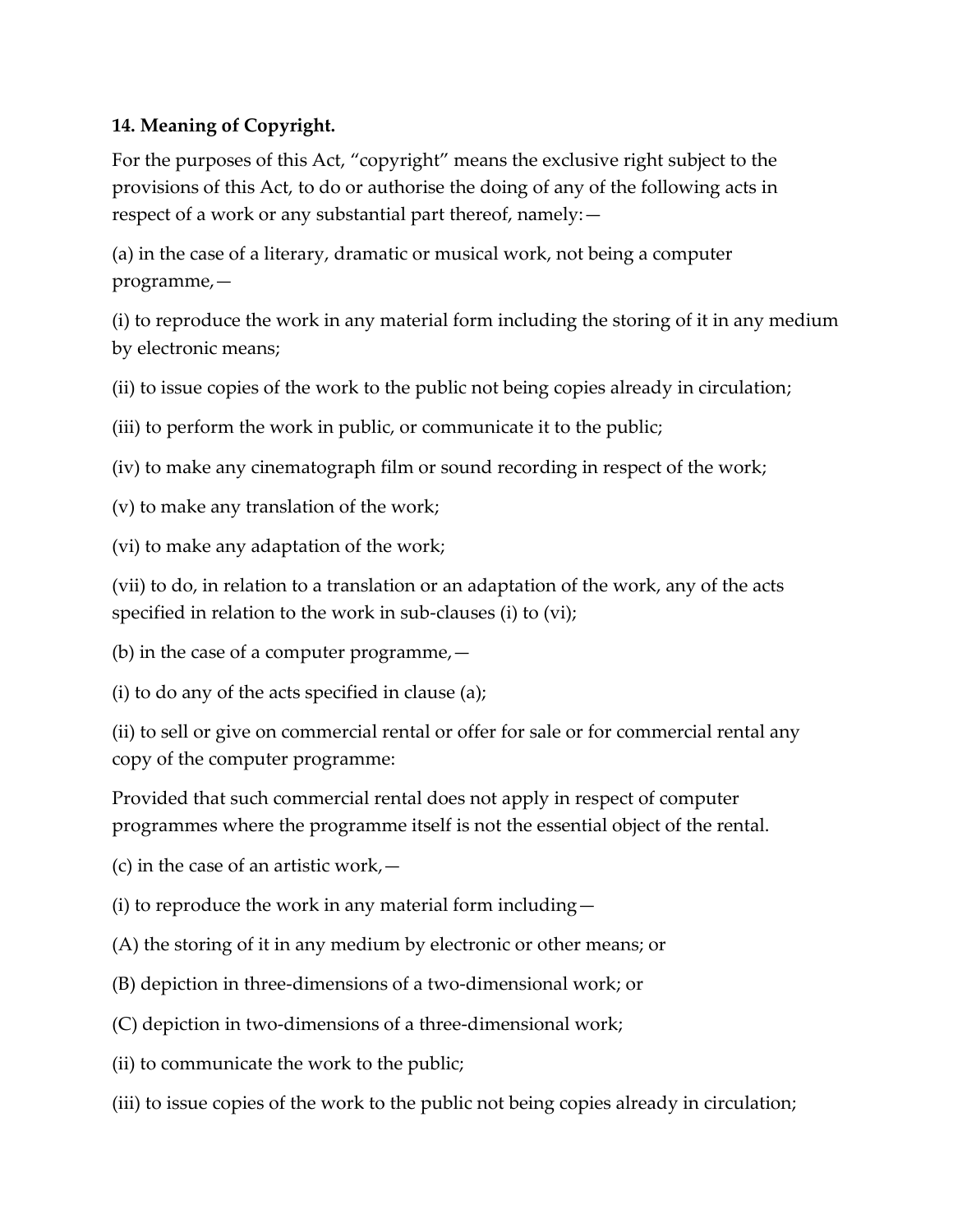**14. Meaning of Copyright.**

For the purposes of this Act, "copyright" means the exclusive right subject to the provisions of this Act, to do or authorise the doing of any of the following acts in respect of a work or any substantial part thereof, namely:—

(a) in the case of a literary, dramatic or musical work, not being a computer programme,—

(i) to reproduce the work in any material form including the storing of it in any medium by electronic means;

(ii) to issue copies of the work to the public not being copies already in circulation;

(iii) to perform the work in public, or communicate it to the public;

(iv) to make any cinematograph film or sound recording in respect of the work;

(v) to make any translation of the work;

(vi) to make any adaptation of the work;

(vii) to do, in relation to a translation or an adaptation of the work, any of the acts specified in relation to the work in sub-clauses (i) to (vi);

(b) in the case of a computer programme,—

(i) to do any of the acts specified in clause (a);

(ii) to sell or give on commercial rental or offer for sale or for commercial rental any copy of the computer programme:

Provided that such commercial rental does not apply in respect of computer programmes where the programme itself is not the essential object of the rental.

(c) in the case of an artistic work,—

(i) to reproduce the work in any material form including—

(A) the storing of it in any medium by electronic or other means; or

(B) depiction in three-dimensions of a two-dimensional work; or

(C) depiction in two-dimensions of a three-dimensional work;

(ii) to communicate the work to the public;

(iii) to issue copies of the work to the public not being copies already in circulation;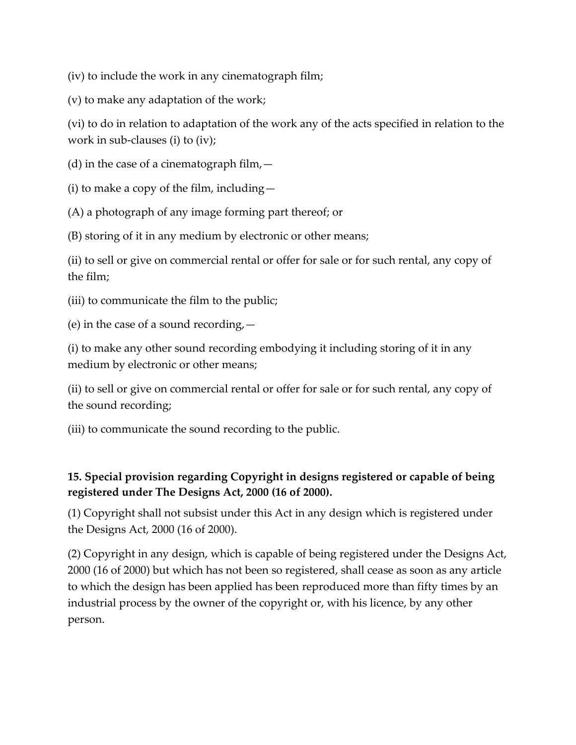(iv) to include the work in any cinematograph film;

(v) to make any adaptation of the work;

(vi) to do in relation to adaptation of the work any of the acts specified in relation to the work in sub-clauses (i) to (iv);

(d) in the case of a cinematograph film,—

(i) to make a copy of the film, including—

(A) a photograph of any image forming part thereof; or

(B) storing of it in any medium by electronic or other means;

(ii) to sell or give on commercial rental or offer for sale or for such rental, any copy of the film;

(iii) to communicate the film to the public;

(e) in the case of a sound recording,—

(i) to make any other sound recording embodying it including storing of it in any medium by electronic or other means;

(ii) to sell or give on commercial rental or offer for sale or for such rental, any copy of the sound recording;

(iii) to communicate the sound recording to the public.

**15. Special provision regarding Copyright in designs registered or capable of being registered under The Designs Act, 2000 (16 of 2000).**

(1) Copyright shall not subsist under this Act in any design which is registered under the Designs Act, 2000 (16 of 2000).

(2) Copyright in any design, which is capable of being registered under the Designs Act, 2000 (16 of 2000) but which has not been so registered, shall cease as soon as any article to which the design has been applied has been reproduced more than fifty times by an industrial process by the owner of the copyright or, with his licence, by any other person.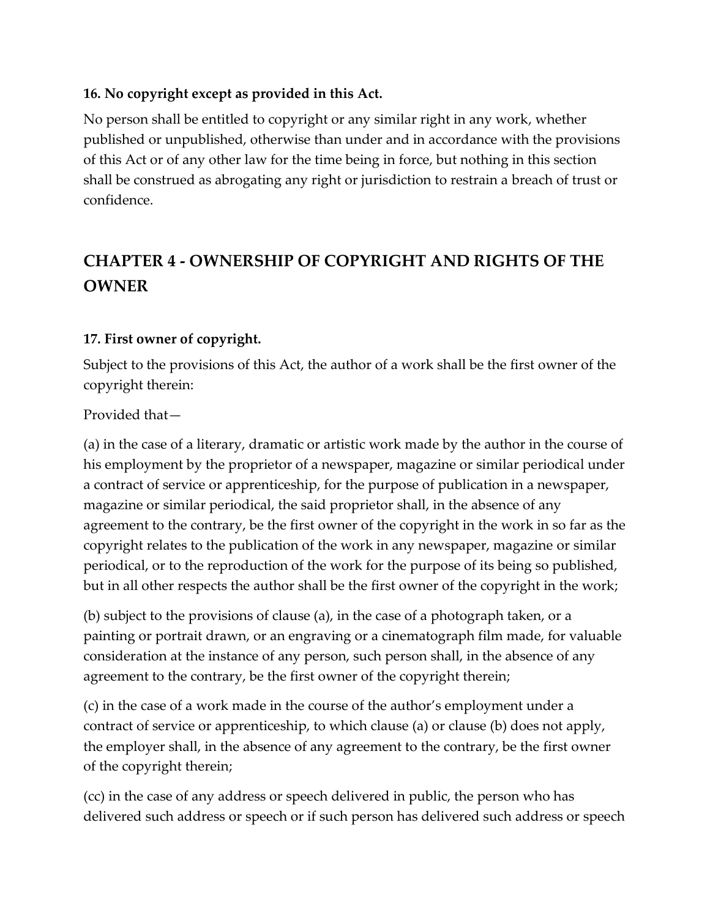**16. No copyright except as provided in this Act.**

No person shall be entitled to copyright or any similar right in any work, whether published or unpublished, otherwise than under and in accordance with the provisions of this Act or of any other law for the time being in force, but nothing in this section shall be construed as abrogating any right or jurisdiction to restrain a breach of trust or confidence.

## CHAPTER 4 - OWNERSHIP OF COPYRIGHT AND RIGHTS OF THE OWNER

**17. First owner of copyright.**

Subject to the provisions of this Act, the author of a work shall be the first owner of the copyright therein:

Provided that—

(a) in the case of a literary, dramatic or artistic work made by the author in the course of his employment by the proprietor of a newspaper, magazine or similar periodical under a contract of service or apprenticeship, for the purpose of publication in a newspaper, magazine or similar periodical, the said proprietor shall, in the absence of any agreement to the contrary, be the first owner of the copyright in the work in so far as the copyright relates to the publication of the work in any newspaper, magazine or similar periodical, or to the reproduction of the work for the purpose of its being so published, but in all other respects the author shall be the first owner of the copyright in the work;

(b) subject to the provisions of clause (a), in the case of a photograph taken, or a painting or portrait drawn, or an engraving or a cinematograph film made, for valuable consideration at the instance of any person, such person shall, in the absence of any agreement to the contrary, be the first owner of the copyright therein;

(c) in the case of a work made in the course of the author's employment under a contract of service or apprenticeship, to which clause (a) or clause (b) does not apply, the employer shall, in the absence of any agreement to the contrary, be the first owner of the copyright therein;

(cc) in the case of any address or speech delivered in public, the person who has delivered such address or speech or if such person has delivered such address or speech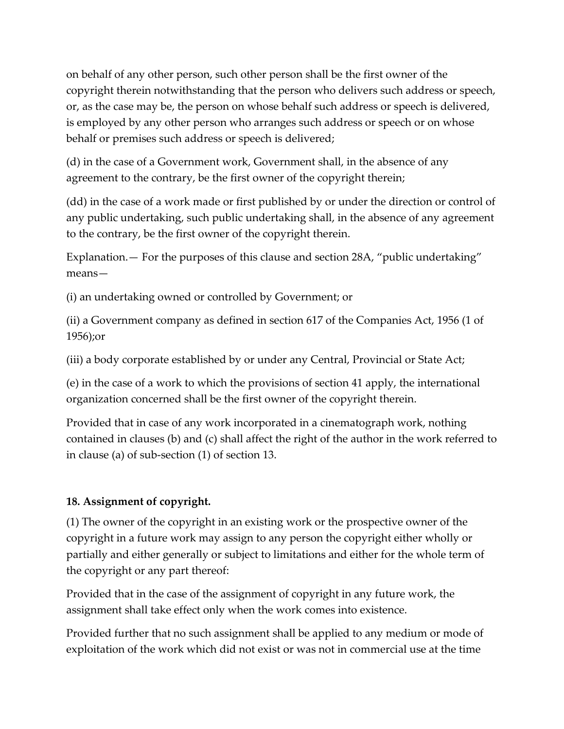on behalf of any other person, such other person shall be the first owner of the copyright therein notwithstanding that the person who delivers such address or speech, or, as the case may be, the person on whose behalf such address or speech is delivered, is employed by any other person who arranges such address or speech or on whose behalf or premises such address or speech is delivered;

(d) in the case of a Government work, Government shall, in the absence of any agreement to the contrary, be the first owner of the copyright therein;

(dd) in the case of a work made or first published by or under the direction or control of any public undertaking, such public undertaking shall, in the absence of any agreement to the contrary, be the first owner of the copyright therein.

Explanation.— For the purposes of this clause and section 28A, "public undertaking" means—

(i) an undertaking owned or controlled by Government; or

(ii) a Government company as defined in section 617 of the Companies Act, 1956 (1 of 1956);or

(iii) a body corporate established by or under any Central, Provincial or State Act;

(e) in the case of a work to which the provisions of section 41 apply, the international organization concerned shall be the first owner of the copyright therein.

Provided that in case of any work incorporated in a cinematograph work, nothing contained in clauses (b) and (c) shall affect the right of the author in the work referred to in clause (a) of sub-section (1) of section 13.

**18. Assignment of copyright.**

(1) The owner of the copyright in an existing work or the prospective owner of the copyright in a future work may assign to any person the copyright either wholly or partially and either generally or subject to limitations and either for the whole term of the copyright or any part thereof:

Provided that in the case of the assignment of copyright in any future work, the assignment shall take effect only when the work comes into existence.

Provided further that no such assignment shall be applied to any medium or mode of exploitation of the work which did not exist or was not in commercial use at the time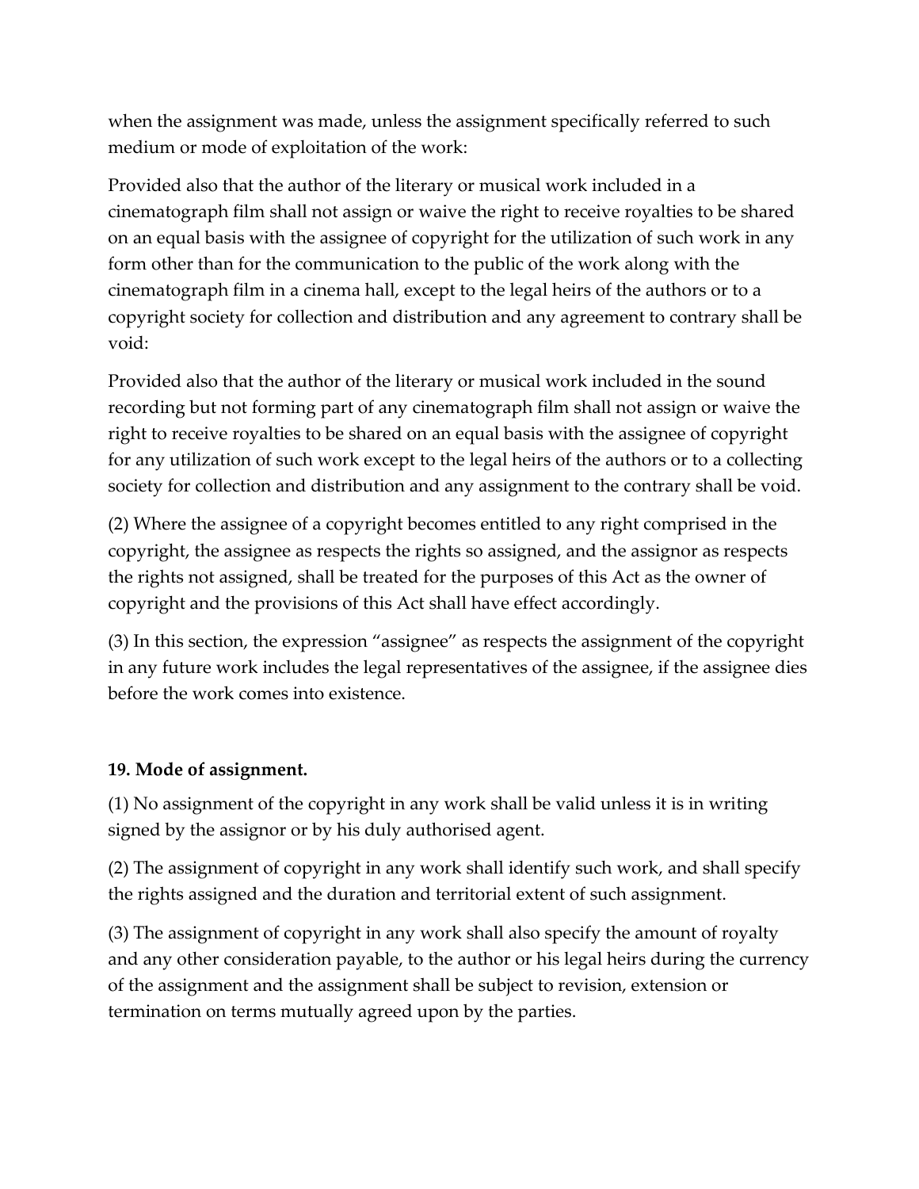when the assignment was made, unless the assignment specifically referred to such medium or mode of exploitation of the work:

Provided also that the author of the literary or musical work included in a cinematograph film shall not assign or waive the right to receive royalties to be shared on an equal basis with the assignee of copyright for the utilization of such work in any form other than for the communication to the public of the work along with the cinematograph film in a cinema hall, except to the legal heirs of the authors or to a copyright society for collection and distribution and any agreement to contrary shall be void:

Provided also that the author of the literary or musical work included in the sound recording but not forming part of any cinematograph film shall not assign or waive the right to receive royalties to be shared on an equal basis with the assignee of copyright for any utilization of such work except to the legal heirs of the authors or to a collecting society for collection and distribution and any assignment to the contrary shall be void.

(2) Where the assignee of a copyright becomes entitled to any right comprised in the copyright, the assignee as respects the rights so assigned, and the assignor as respects the rights not assigned, shall be treated for the purposes of this Act as the owner of copyright and the provisions of this Act shall have effect accordingly.

(3) In this section, the expression “assignee” as respects the assignment of the copyright in any future work includes the legal representatives of the assignee, if the assignee dies before the work comes into existence.

**19. Mode of assignment.**

(1) No assignment of the copyright in any work shall be valid unless it is in writing signed by the assignor or by his duly authorised agent.

(2) The assignment of copyright in any work shall identify such work, and shall specify the rights assigned and the duration and territorial extent of such assignment.

(3) The assignment of copyright in any work shall also specify the amount of royalty and any other consideration payable, to the author or his legal heirs during the currency of the assignment and the assignment shall be subject to revision, extension or termination on terms mutually agreed upon by the parties.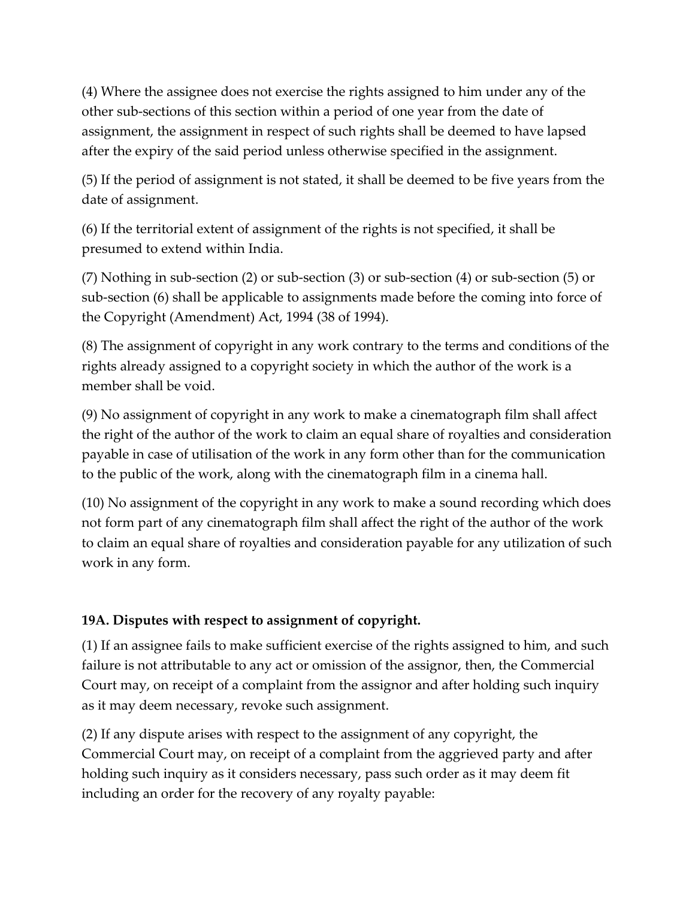(4) Where the assignee does not exercise the rights assigned to him under any of the other sub-sections of this section within a period of one year from the date of assignment, the assignment in respect of such rights shall be deemed to have lapsed after the expiry of the said period unless otherwise specified in the assignment.

(5) If the period of assignment is not stated, it shall be deemed to be five years from the date of assignment.

(6) If the territorial extent of assignment of the rights is not specified, it shall be presumed to extend within India.

(7) Nothing in sub-section (2) or sub-section (3) or sub-section (4) or sub-section (5) or sub-section (6) shall be applicable to assignments made before the coming into force of the Copyright (Amendment) Act, 1994 (38 of 1994).

(8) The assignment of copyright in any work contrary to the terms and conditions of the rights already assigned to a copyright society in which the author of the work is a member shall be void.

(9) No assignment of copyright in any work to make a cinematograph film shall affect the right of the author of the work to claim an equal share of royalties and consideration payable in case of utilisation of the work in any form other than for the communication to the public of the work, along with the cinematograph film in a cinema hall.

(10) No assignment of the copyright in any work to make a sound recording which does not form part of any cinematograph film shall affect the right of the author of the work to claim an equal share of royalties and consideration payable for any utilization of such work in any form.

**19A. Disputes with respect to assignment of copyright.**

(1) If an assignee fails to make sufficient exercise of the rights assigned to him, and such failure is not attributable to any act or omission of the assignor, then, the Commercial Court may, on receipt of a complaint from the assignor and after holding such inquiry as it may deem necessary, revoke such assignment.

(2) If any dispute arises with respect to the assignment of any copyright, the Commercial Court may, on receipt of a complaint from the aggrieved party and after holding such inquiry as it considers necessary, pass such order as it may deem fit including an order for the recovery of any royalty payable: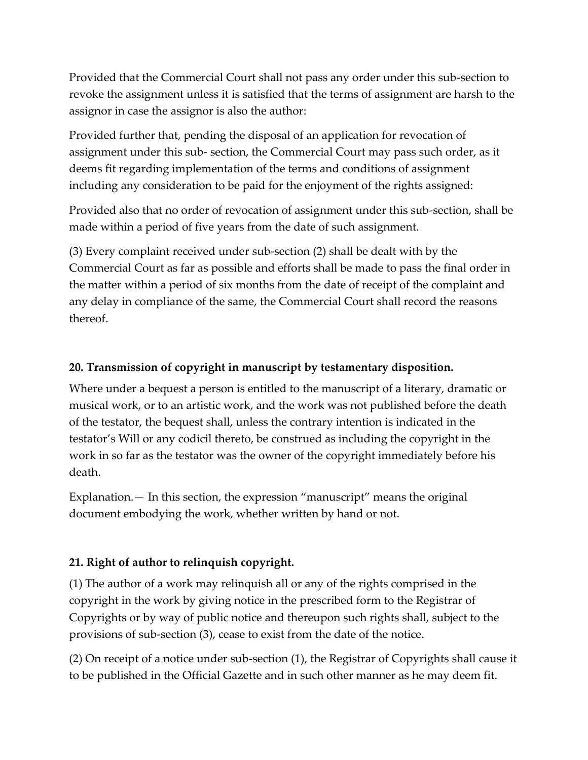Provided that the Commercial Court shall not pass any order under this sub-section to revoke the assignment unless it is satisfied that the terms of assignment are harsh to the assignor in case the assignor is also the author:

Provided further that, pending the disposal of an application for revocation of assignment under this sub- section, the Commercial Court may pass such order, as it deems fit regarding implementation of the terms and conditions of assignment including any consideration to be paid for the enjoyment of the rights assigned:

Provided also that no order of revocation of assignment under this sub-section, shall be made within a period of five years from the date of such assignment.

(3) Every complaint received under sub-section (2) shall be dealt with by the Commercial Court as far as possible and efforts shall be made to pass the final order in the matter within a period of six months from the date of receipt of the complaint and any delay in compliance of the same, the Commercial Court shall record the reasons thereof.

**20. Transmission of copyright in manuscript by testamentary disposition.**

Where under a bequest a person is entitled to the manuscript of a literary, dramatic or musical work, or to an artistic work, and the work was not published before the death of the testator, the bequest shall, unless the contrary intention is indicated in the testator's Will or any codicil thereto, be construed as including the copyright in the work in so far as the testator was the owner of the copyright immediately before his death.

Explanation.— In this section, the expression "manuscript" means the original document embodying the work, whether written by hand or not.

**21. Right of author to relinquish copyright.**

(1) The author of a work may relinquish all or any of the rights comprised in the copyright in the work by giving notice in the prescribed form to the Registrar of Copyrights or by way of public notice and thereupon such rights shall, subject to the provisions of sub-section (3), cease to exist from the date of the notice.

(2) On receipt of a notice under sub-section (1), the Registrar of Copyrights shall cause it to be published in the Official Gazette and in such other manner as he may deem fit.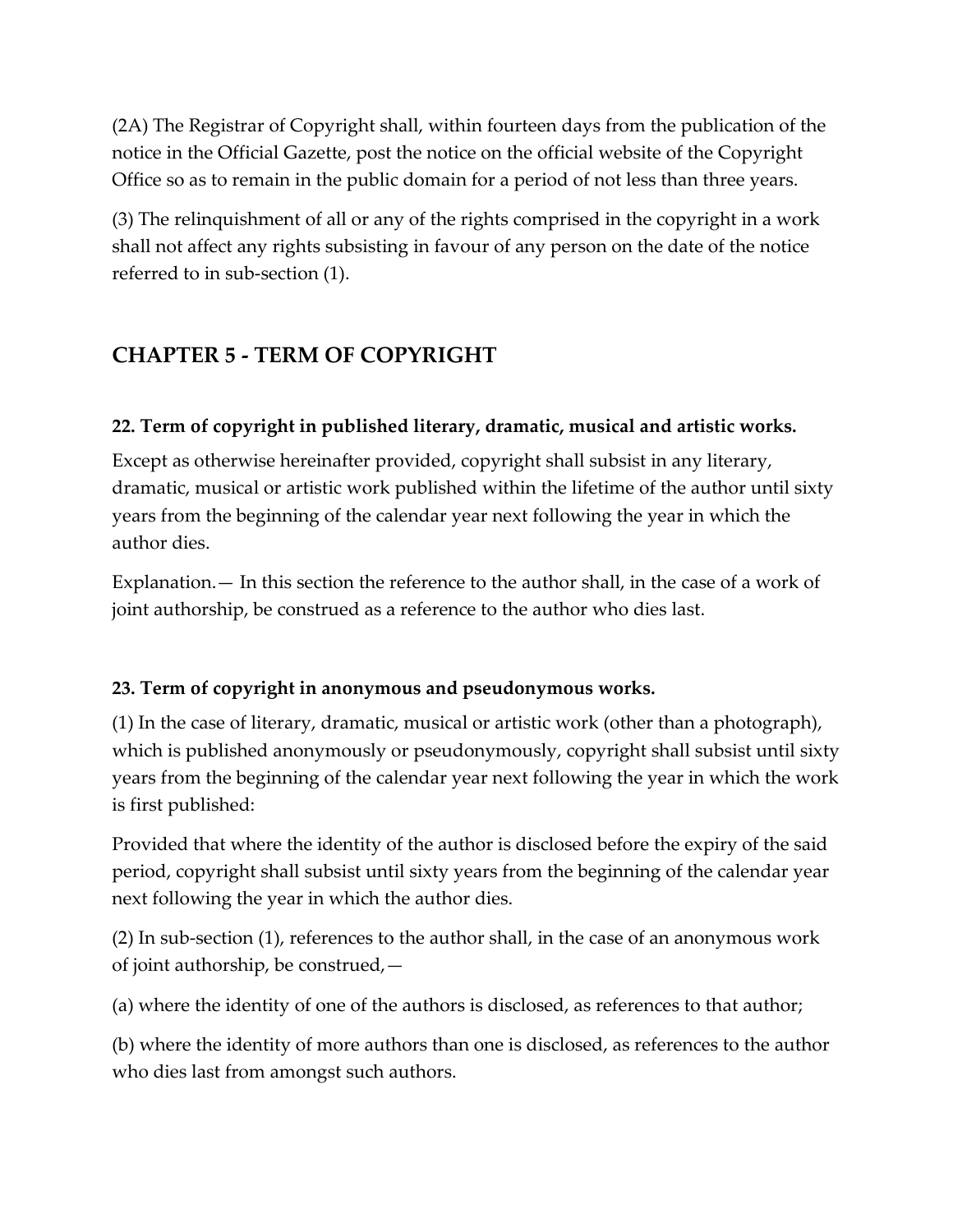(2A) The Registrar of Copyright shall, within fourteen days from the publication of the notice in the Official Gazette, post the notice on the official website of the Copyright Office so as to remain in the public domain for a period of not less than three years.

(3) The relinquishment of all or any of the rights comprised in the copyright in a work shall not affect any rights subsisting in favour of any person on the date of the notice referred to in sub-section (1).

## CHAPTER 5 - TERM OF COPYRIGHT

### 22. Term of copyright in published literary, dramatic, musical and artistic works.

Except as otherwise hereinafter provided, copyright shall subsist in any literary, dramatic, musical or artistic work published within the lifetime of the author until sixty years from the beginning of the calendar year next following the year in which the author dies.

Explanation.— In this section the reference to the author shall, in the case of a work of joint authorship, be construed as a reference to the author who dies last.

### 23. Term of copyright in anonymous and pseudonymous works.

(1) In the case of literary, dramatic, musical or artistic work (other than a photograph), which is published anonymously or pseudonymously, copyright shall subsist until sixty years from the beginning of the calendar year next following the year in which the work is first published:

Provided that where the identity of the author is disclosed before the expiry of the said period, copyright shall subsist until sixty years from the beginning of the calendar year next following the year in which the author dies.

(2) In sub-section (1), references to the author shall, in the case of an anonymous work of joint authorship, be construed,—

(a) where the identity of one of the authors is disclosed, as references to that author;

(b) where the identity of more authors than one is disclosed, as references to the author who dies last from amongst such authors.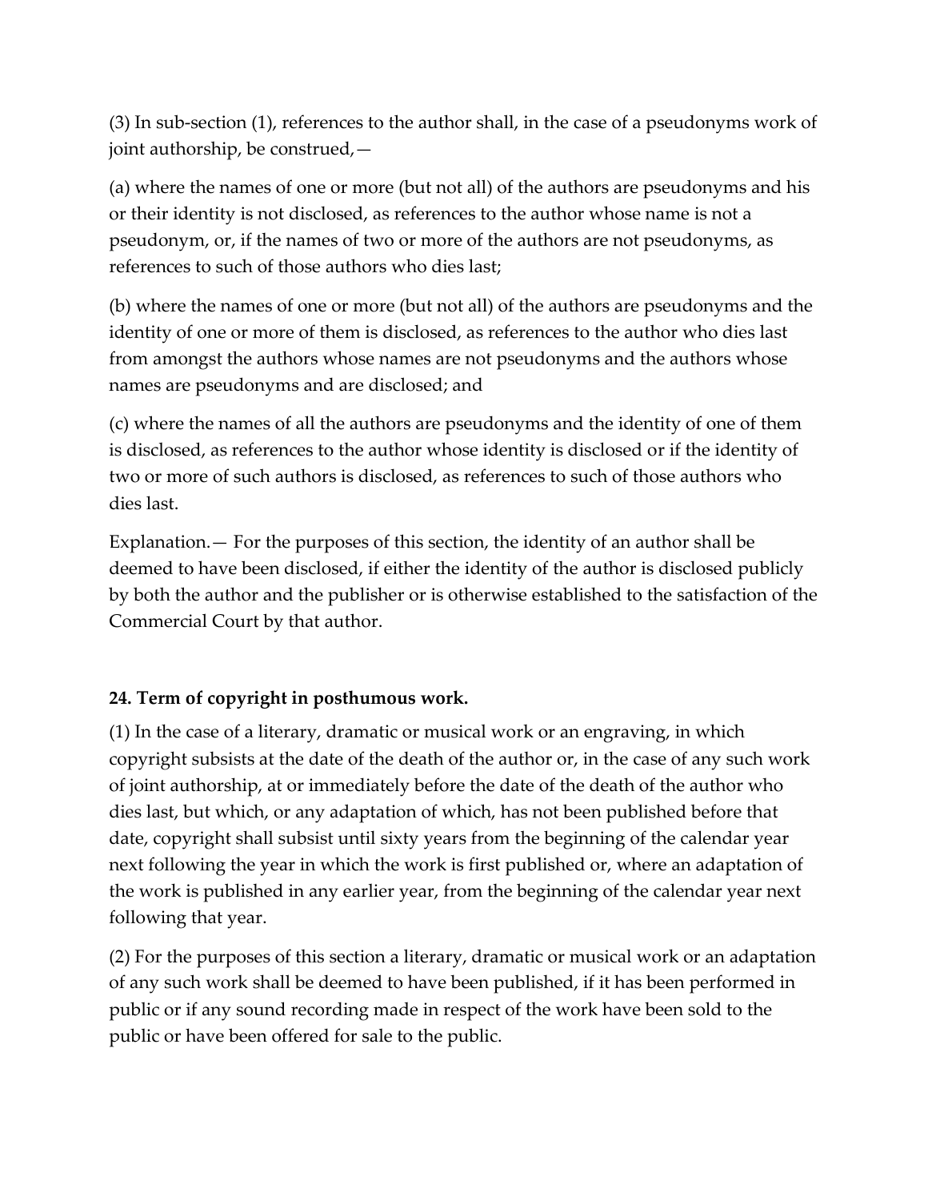(3) In sub-section (1), references to the author shall, in the case of a pseudonyms work of joint authorship, be construed,—

(a) where the names of one or more (but not all) of the authors are pseudonyms and his or their identity is not disclosed, as references to the author whose name is not a pseudonym, or, if the names of two or more of the authors are not pseudonyms, as references to such of those authors who dies last;

(b) where the names of one or more (but not all) of the authors are pseudonyms and the identity of one or more of them is disclosed, as references to the author who dies last from amongst the authors whose names are not pseudonyms and the authors whose names are pseudonyms and are disclosed; and

(c) where the names of all the authors are pseudonyms and the identity of one of them is disclosed, as references to the author whose identity is disclosed or if the identity of two or more of such authors is disclosed, as references to such of those authors who dies last.

Explanation.— For the purposes of this section, the identity of an author shall be deemed to have been disclosed, if either the identity of the author is disclosed publicly by both the author and the publisher or is otherwise established to the satisfaction of the Commercial Court by that author.

**24. Term of copyright in posthumous work.**

(1) In the case of a literary, dramatic or musical work or an engraving, in which copyright subsists at the date of the death of the author or, in the case of any such work of joint authorship, at or immediately before the date of the death of the author who dies last, but which, or any adaptation of which, has not been published before that date, copyright shall subsist until sixty years from the beginning of the calendar year next following the year in which the work is first published or, where an adaptation of the work is published in any earlier year, from the beginning of the calendar year next following that year.

(2) For the purposes of this section a literary, dramatic or musical work or an adaptation of any such work shall be deemed to have been published, if it has been performed in public or if any sound recording made in respect of the work have been sold to the public or have been offered for sale to the public.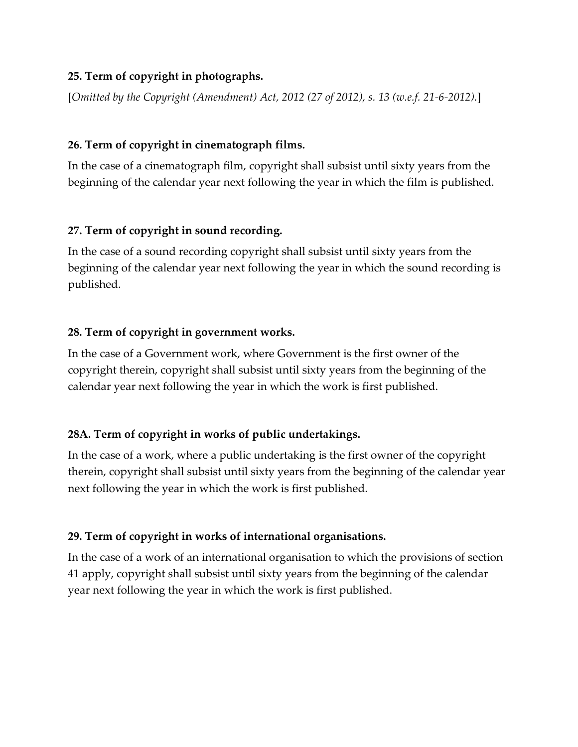**25. Term of copyright in photographs.**

[*Omitted by the Copyright (Amendment) Act, 2012 (27 of 2012), s. 13 (w.e.f. 21-6-2012).*]

**26. Term of copyright in cinematograph films.**

In the case of a cinematograph film, copyright shall subsist until sixty years from the beginning of the calendar year next following the year in which the film is published.

**27. Term of copyright in sound recording.**

In the case of a sound recording copyright shall subsist until sixty years from the beginning of the calendar year next following the year in which the sound recording is published.

**28. Term of copyright in government works.**

In the case of a Government work, where Government is the first owner of the copyright therein, copyright shall subsist until sixty years from the beginning of the calendar year next following the year in which the work is first published.

**28A. Term of copyright in works of public undertakings.**

In the case of a work, where a public undertaking is the first owner of the copyright therein, copyright shall subsist until sixty years from the beginning of the calendar year next following the year in which the work is first published.

**29. Term of copyright in works of international organisations.**

In the case of a work of an international organisation to which the provisions of section 41 apply, copyright shall subsist until sixty years from the beginning of the calendar year next following the year in which the work is first published.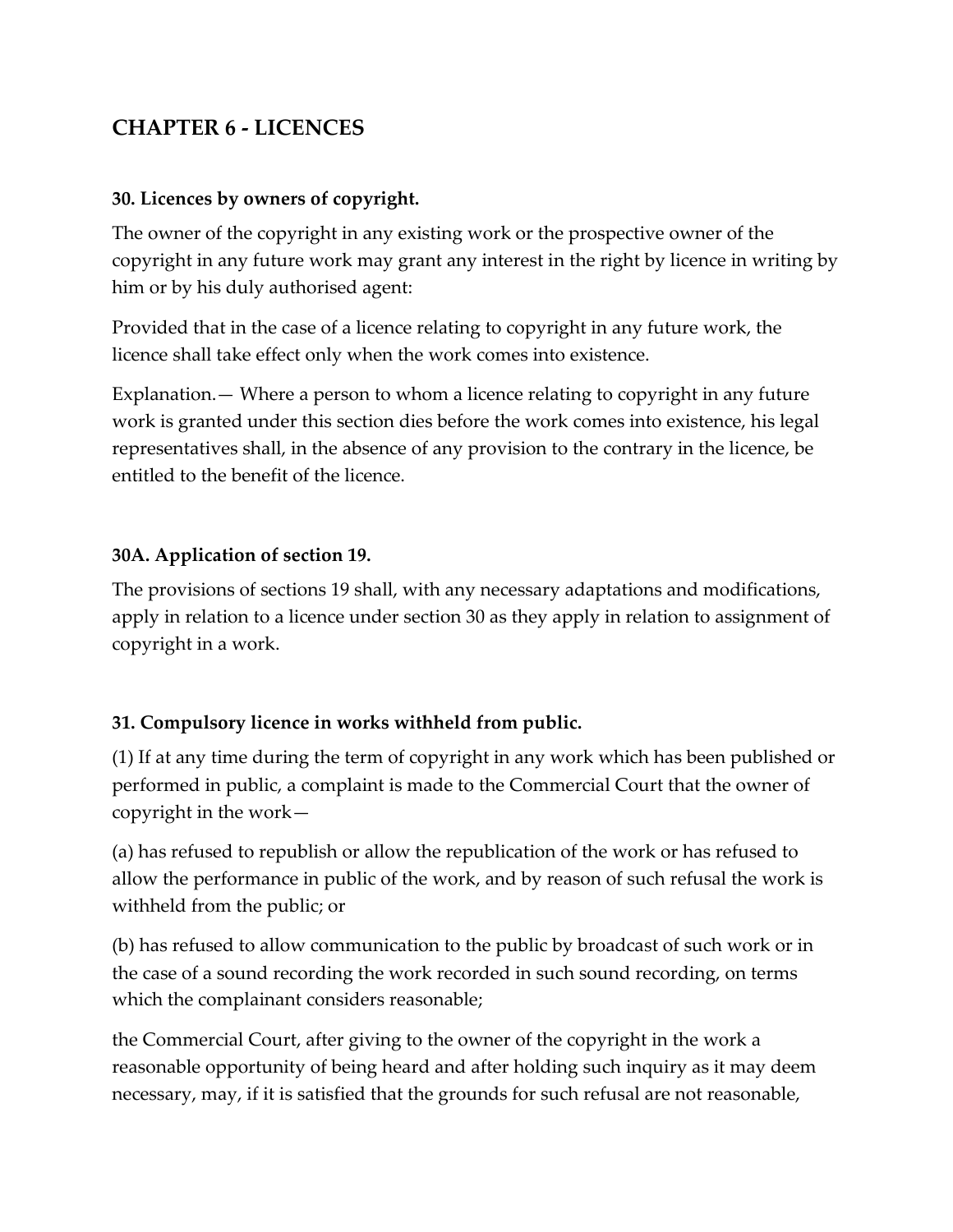## CHAPTER 6 - LICENCES

**30. Licences by owners of copyright.**

The owner of the copyright in any existing work or the prospective owner of the copyright in any future work may grant any interest in the right by licence in writing by him or by his duly authorised agent:

Provided that in the case of a licence relating to copyright in any future work, the licence shall take effect only when the work comes into existence.

Explanation.— Where a person to whom a licence relating to copyright in any future work is granted under this section dies before the work comes into existence, his legal representatives shall, in the absence of any provision to the contrary in the licence, be entitled to the benefit of the licence.

**30A. Application of section 19.**

The provisions of sections 19 shall, with any necessary adaptations and modifications, apply in relation to a licence under section 30 as they apply in relation to assignment of copyright in a work.

**31. Compulsory licence in works withheld from public.**

(1) If at any time during the term of copyright in any work which has been published or performed in public, a complaint is made to the Commercial Court that the owner of copyright in the work—

(a) has refused to republish or allow the republication of the work or has refused to allow the performance in public of the work, and by reason of such refusal the work is withheld from the public; or

(b) has refused to allow communication to the public by broadcast of such work or in the case of a sound recording the work recorded in such sound recording, on terms which the complainant considers reasonable;

the Commercial Court, after giving to the owner of the copyright in the work a reasonable opportunity of being heard and after holding such inquiry as it may deem necessary, may, if it is satisfied that the grounds for such refusal are not reasonable,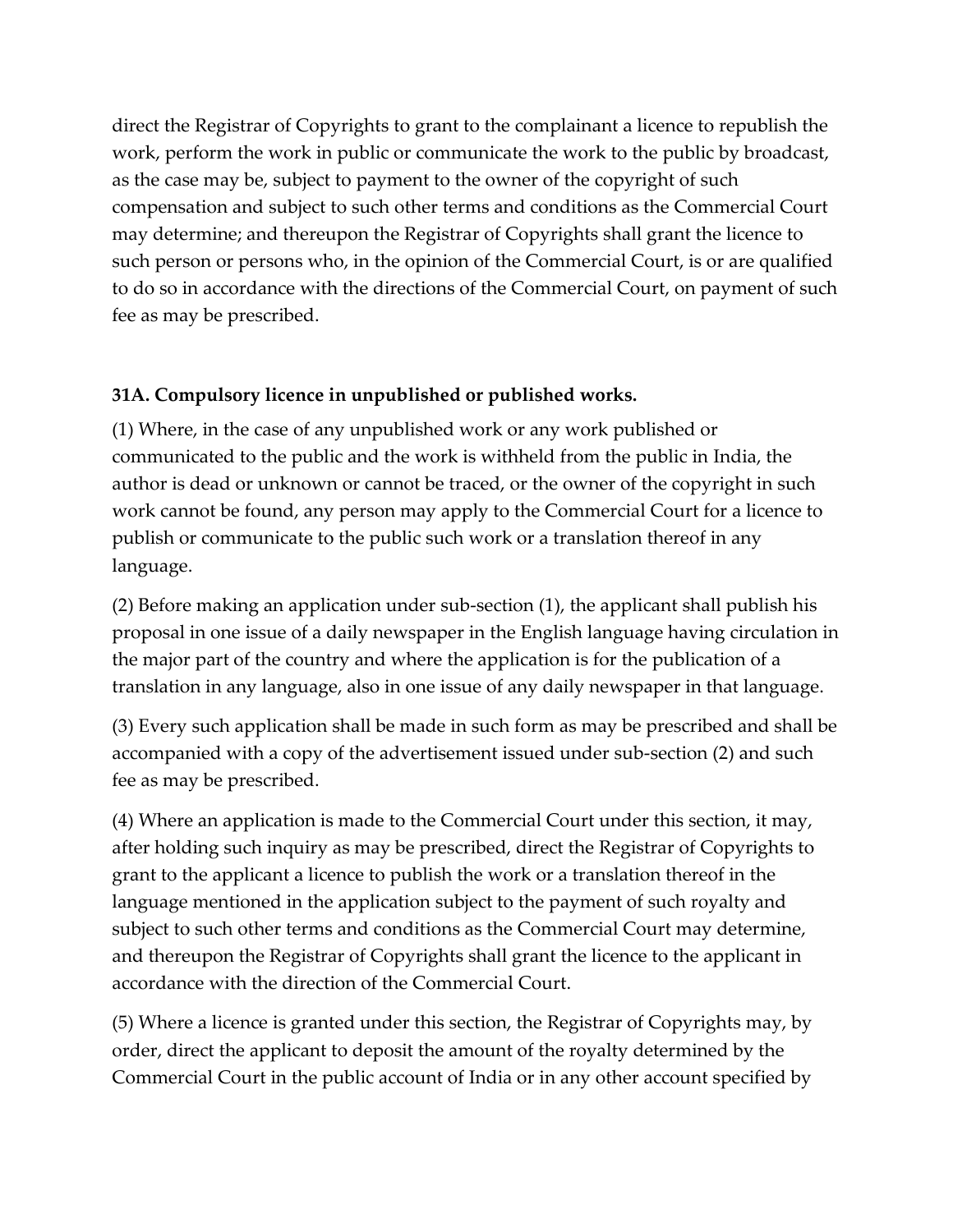direct the Registrar of Copyrights to grant to the complainant a licence to republish the work, perform the work in public or communicate the work to the public by broadcast, as the case may be, subject to payment to the owner of the copyright of such compensation and subject to such other terms and conditions as the Commercial Court may determine; and thereupon the Registrar of Copyrights shall grant the licence to such person or persons who, in the opinion of the Commercial Court, is or are qualified to do so in accordance with the directions of the Commercial Court, on payment of such fee as may be prescribed.

**31A. Compulsory licence in unpublished or published works.**

(1) Where, in the case of any unpublished work or any work published or communicated to the public and the work is withheld from the public in India, the author is dead or unknown or cannot be traced, or the owner of the copyright in such work cannot be found, any person may apply to the Commercial Court for a licence to publish or communicate to the public such work or a translation thereof in any language.

(2) Before making an application under sub-section (1), the applicant shall publish his proposal in one issue of a daily newspaper in the English language having circulation in the major part of the country and where the application is for the publication of a translation in any language, also in one issue of any daily newspaper in that language.

(3) Every such application shall be made in such form as may be prescribed and shall be accompanied with a copy of the advertisement issued under sub-section (2) and such fee as may be prescribed.

(4) Where an application is made to the Commercial Court under this section, it may, after holding such inquiry as may be prescribed, direct the Registrar of Copyrights to grant to the applicant a licence to publish the work or a translation thereof in the language mentioned in the application subject to the payment of such royalty and subject to such other terms and conditions as the Commercial Court may determine, and thereupon the Registrar of Copyrights shall grant the licence to the applicant in accordance with the direction of the Commercial Court.

(5) Where a licence is granted under this section, the Registrar of Copyrights may, by order, direct the applicant to deposit the amount of the royalty determined by the Commercial Court in the public account of India or in any other account specified by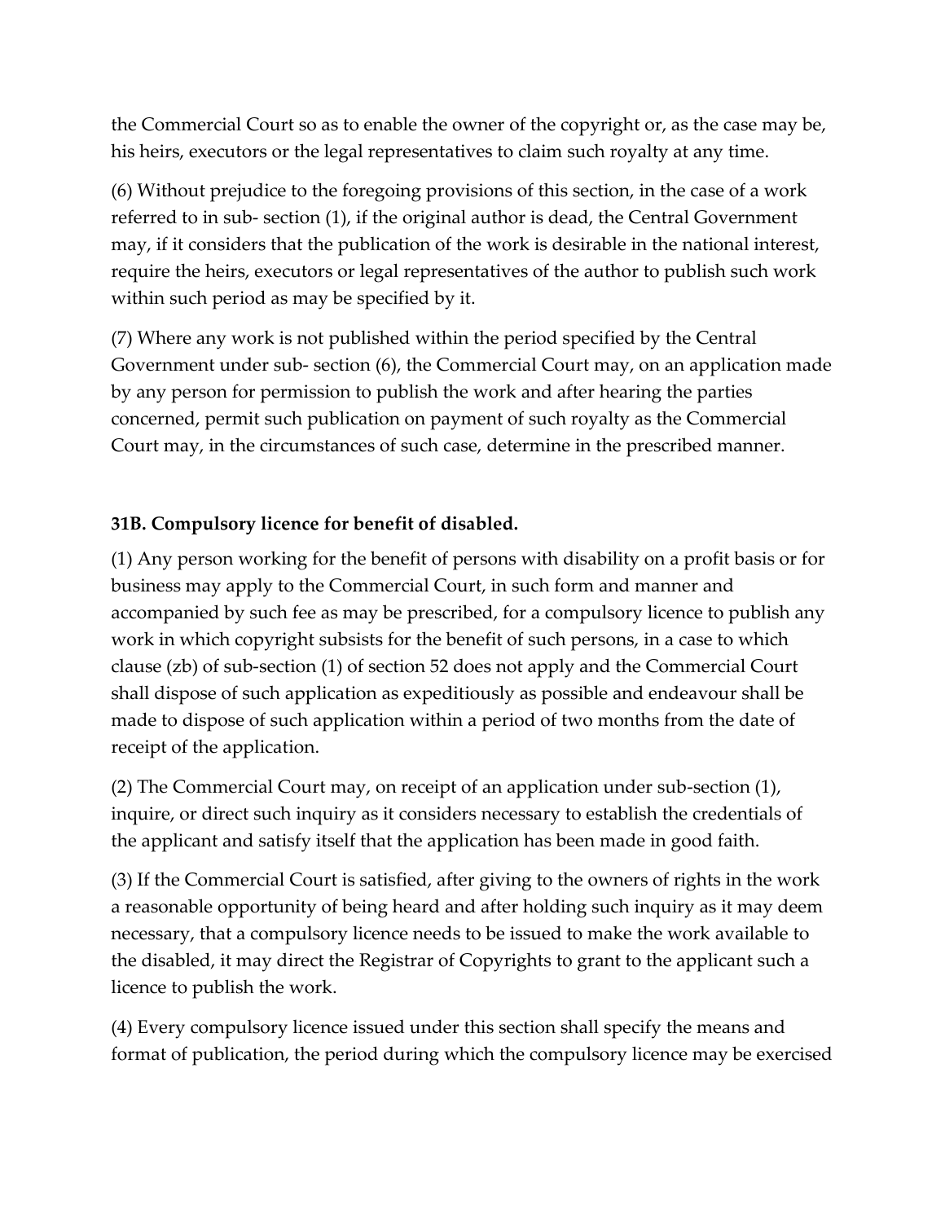the Commercial Court so as to enable the owner of the copyright or, as the case may be, his heirs, executors or the legal representatives to claim such royalty at any time.

(6) Without prejudice to the foregoing provisions of this section, in the case of a work referred to in sub- section (1), if the original author is dead, the Central Government may, if it considers that the publication of the work is desirable in the national interest, require the heirs, executors or legal representatives of the author to publish such work within such period as may be specified by it.

(7) Where any work is not published within the period specified by the Central Government under sub- section (6), the Commercial Court may, on an application made by any person for permission to publish the work and after hearing the parties concerned, permit such publication on payment of such royalty as the Commercial Court may, in the circumstances of such case, determine in the prescribed manner.

**31B. Compulsory licence for benefit of disabled.**

(1) Any person working for the benefit of persons with disability on a profit basis or for business may apply to the Commercial Court, in such form and manner and accompanied by such fee as may be prescribed, for a compulsory licence to publish any work in which copyright subsists for the benefit of such persons, in a case to which clause (zb) of sub-section (1) of section 52 does not apply and the Commercial Court shall dispose of such application as expeditiously as possible and endeavour shall be made to dispose of such application within a period of two months from the date of receipt of the application.

(2) The Commercial Court may, on receipt of an application under sub-section (1), inquire, or direct such inquiry as it considers necessary to establish the credentials of the applicant and satisfy itself that the application has been made in good faith.

(3) If the Commercial Court is satisfied, after giving to the owners of rights in the work a reasonable opportunity of being heard and after holding such inquiry as it may deem necessary, that a compulsory licence needs to be issued to make the work available to the disabled, it may direct the Registrar of Copyrights to grant to the applicant such a licence to publish the work.

(4) Every compulsory licence issued under this section shall specify the means and format of publication, the period during which the compulsory licence may be exercised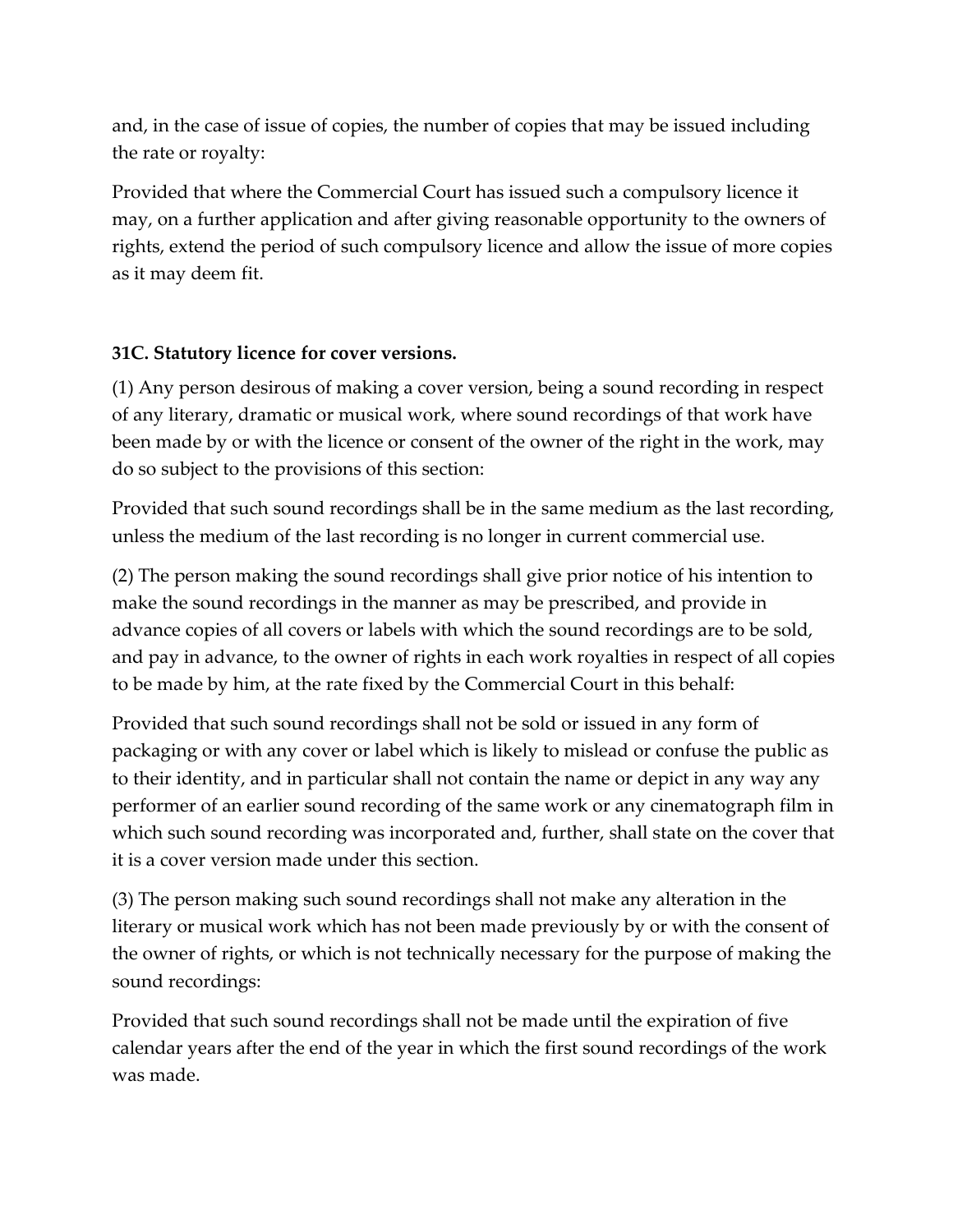and, in the case of issue of copies, the number of copies that may be issued including the rate or royalty:

Provided that where the Commercial Court has issued such a compulsory licence it may, on a further application and after giving reasonable opportunity to the owners of rights, extend the period of such compulsory licence and allow the issue of more copies as it may deem fit.

**31C. Statutory licence for cover versions.**

(1) Any person desirous of making a cover version, being a sound recording in respect of any literary, dramatic or musical work, where sound recordings of that work have been made by or with the licence or consent of the owner of the right in the work, may do so subject to the provisions of this section:

Provided that such sound recordings shall be in the same medium as the last recording, unless the medium of the last recording is no longer in current commercial use.

(2) The person making the sound recordings shall give prior notice of his intention to make the sound recordings in the manner as may be prescribed, and provide in advance copies of all covers or labels with which the sound recordings are to be sold, and pay in advance, to the owner of rights in each work royalties in respect of all copies to be made by him, at the rate fixed by the Commercial Court in this behalf:

Provided that such sound recordings shall not be sold or issued in any form of packaging or with any cover or label which is likely to mislead or confuse the public as to their identity, and in particular shall not contain the name or depict in any way any performer of an earlier sound recording of the same work or any cinematograph film in which such sound recording was incorporated and, further, shall state on the cover that it is a cover version made under this section.

(3) The person making such sound recordings shall not make any alteration in the literary or musical work which has not been made previously by or with the consent of the owner of rights, or which is not technically necessary for the purpose of making the sound recordings:

Provided that such sound recordings shall not be made until the expiration of five calendar years after the end of the year in which the first sound recordings of the work was made.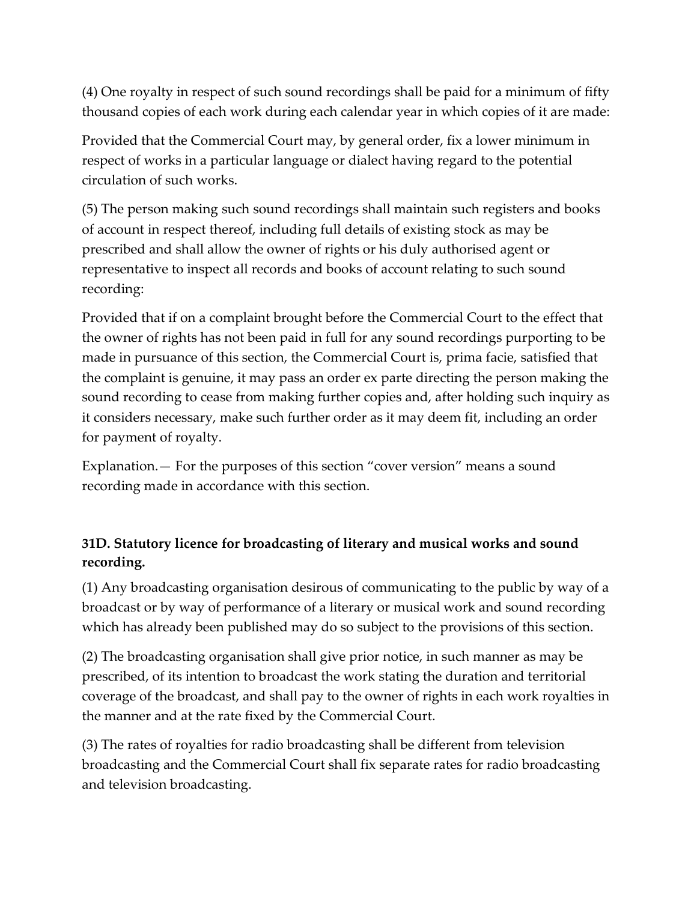(4) One royalty in respect of such sound recordings shall be paid for a minimum of fifty thousand copies of each work during each calendar year in which copies of it are made:

Provided that the Commercial Court may, by general order, fix a lower minimum in respect of works in a particular language or dialect having regard to the potential circulation of such works.

(5) The person making such sound recordings shall maintain such registers and books of account in respect thereof, including full details of existing stock as may be prescribed and shall allow the owner of rights or his duly authorised agent or representative to inspect all records and books of account relating to such sound recording:

Provided that if on a complaint brought before the Commercial Court to the effect that the owner of rights has not been paid in full for any sound recordings purporting to be made in pursuance of this section, the Commercial Court is, prima facie, satisfied that the complaint is genuine, it may pass an order ex parte directing the person making the sound recording to cease from making further copies and, after holding such inquiry as it considers necessary, make such further order as it may deem fit, including an order for payment of royalty.

Explanation.— For the purposes of this section "cover version" means a sound recording made in accordance with this section.

**31D. Statutory licence for broadcasting of literary and musical works and sound recording.**

(1) Any broadcasting organisation desirous of communicating to the public by way of a broadcast or by way of performance of a literary or musical work and sound recording which has already been published may do so subject to the provisions of this section.

(2) The broadcasting organisation shall give prior notice, in such manner as may be prescribed, of its intention to broadcast the work stating the duration and territorial coverage of the broadcast, and shall pay to the owner of rights in each work royalties in the manner and at the rate fixed by the Commercial Court.

(3) The rates of royalties for radio broadcasting shall be different from television broadcasting and the Commercial Court shall fix separate rates for radio broadcasting and television broadcasting.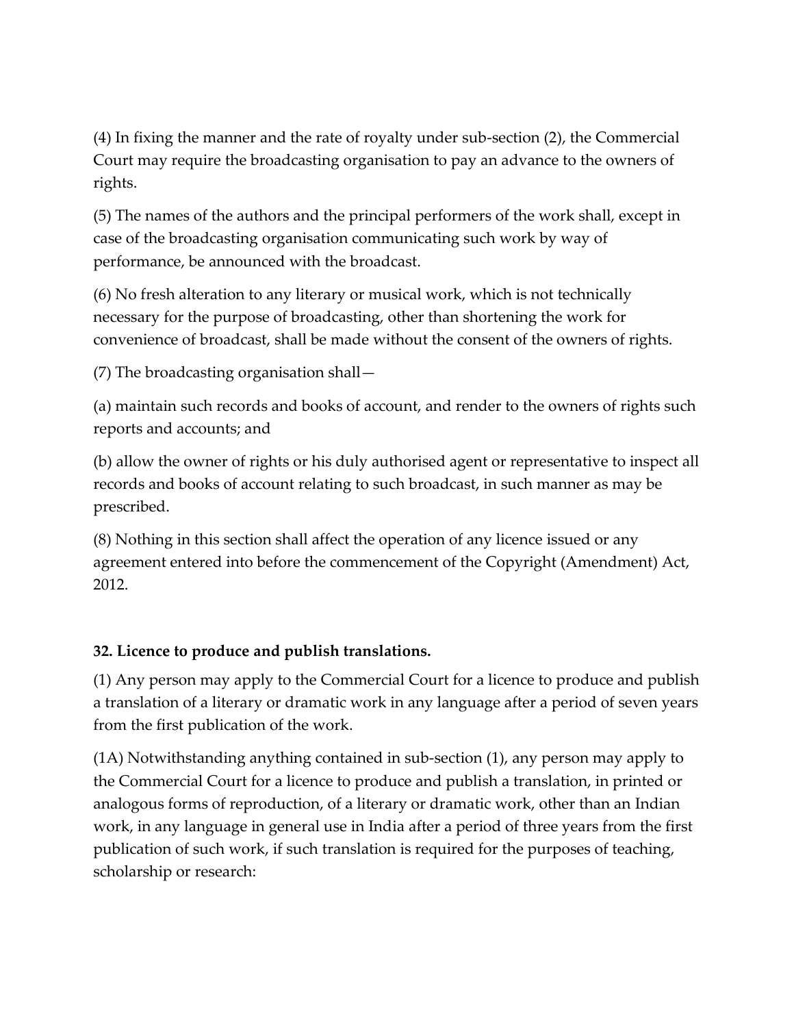(4) In fixing the manner and the rate of royalty under sub-section (2), the Commercial Court may require the broadcasting organisation to pay an advance to the owners of rights.

(5) The names of the authors and the principal performers of the work shall, except in case of the broadcasting organisation communicating such work by way of performance, be announced with the broadcast.

(6) No fresh alteration to any literary or musical work, which is not technically necessary for the purpose of broadcasting, other than shortening the work for convenience of broadcast, shall be made without the consent of the owners of rights.

(7) The broadcasting organisation shall—

(a) maintain such records and books of account, and render to the owners of rights such reports and accounts; and

(b) allow the owner of rights or his duly authorised agent or representative to inspect all records and books of account relating to such broadcast, in such manner as may be prescribed.

(8) Nothing in this section shall affect the operation of any licence issued or any agreement entered into before the commencement of the Copyright (Amendment) Act, 2012.

**32. Licence to produce and publish translations.**

(1) Any person may apply to the Commercial Court for a licence to produce and publish a translation of a literary or dramatic work in any language after a period of seven years from the first publication of the work.

(1A) Notwithstanding anything contained in sub-section (1), any person may apply to the Commercial Court for a licence to produce and publish a translation, in printed or analogous forms of reproduction, of a literary or dramatic work, other than an Indian work, in any language in general use in India after a period of three years from the first publication of such work, if such translation is required for the purposes of teaching, scholarship or research: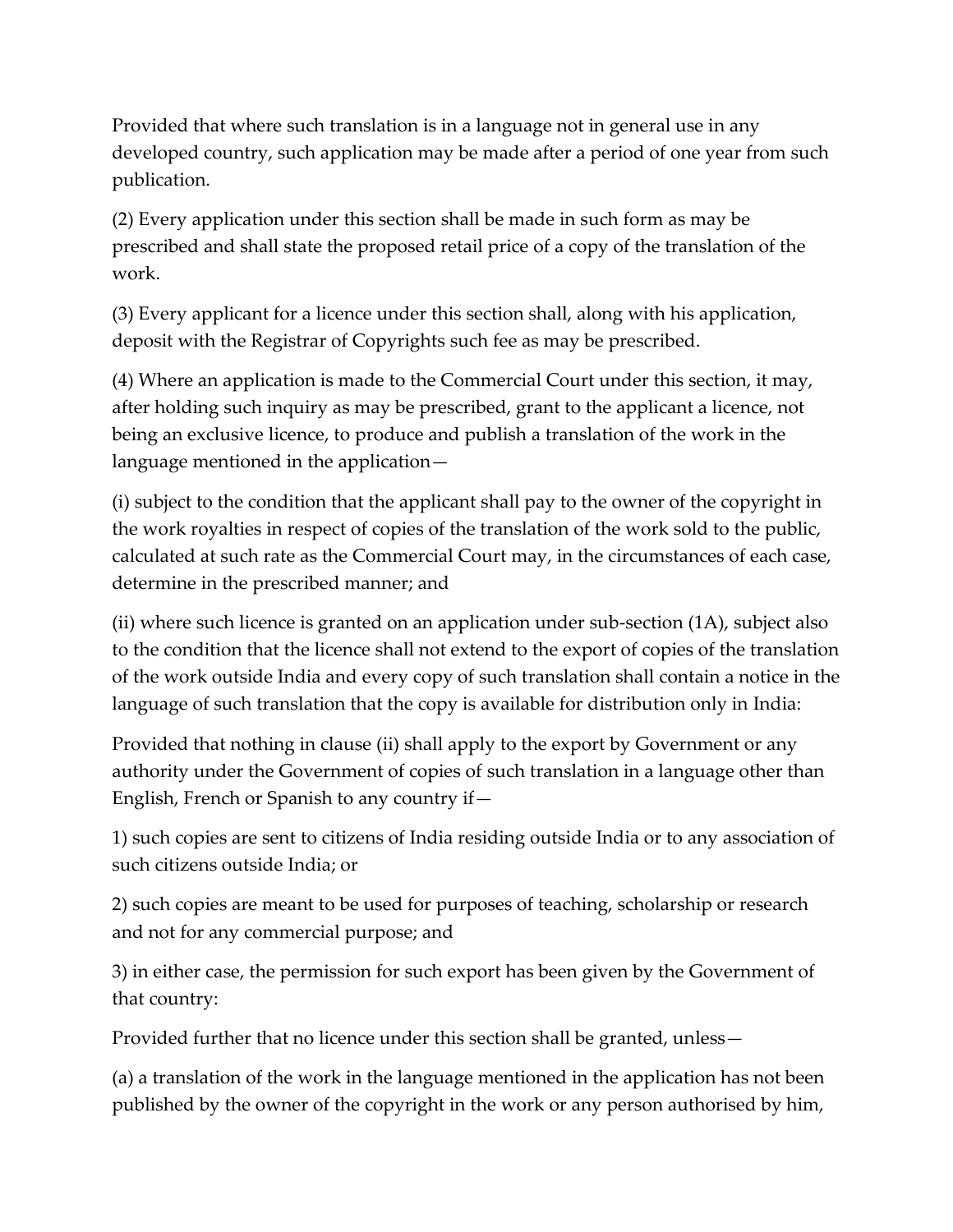Provided that where such translation is in a language not in general use in any developed country, such application may be made after a period of one year from such publication.

(2) Every application under this section shall be made in such form as may be prescribed and shall state the proposed retail price of a copy of the translation of the work.

(3) Every applicant for a licence under this section shall, along with his application, deposit with the Registrar of Copyrights such fee as may be prescribed.

(4) Where an application is made to the Commercial Court under this section, it may, after holding such inquiry as may be prescribed, grant to the applicant a licence, not being an exclusive licence, to produce and publish a translation of the work in the language mentioned in the application—

(i) subject to the condition that the applicant shall pay to the owner of the copyright in the work royalties in respect of copies of the translation of the work sold to the public, calculated at such rate as the Commercial Court may, in the circumstances of each case, determine in the prescribed manner; and

(ii) where such licence is granted on an application under sub-section (1A), subject also to the condition that the licence shall not extend to the export of copies of the translation of the work outside India and every copy of such translation shall contain a notice in the language of such translation that the copy is available for distribution only in India:

Provided that nothing in clause (ii) shall apply to the export by Government or any authority under the Government of copies of such translation in a language other than English, French or Spanish to any country if—

1) such copies are sent to citizens of India residing outside India or to any association of such citizens outside India; or

2) such copies are meant to be used for purposes of teaching, scholarship or research and not for any commercial purpose; and

3) in either case, the permission for such export has been given by the Government of that country:

Provided further that no licence under this section shall be granted, unless—

(a) a translation of the work in the language mentioned in the application has not been published by the owner of the copyright in the work or any person authorised by him,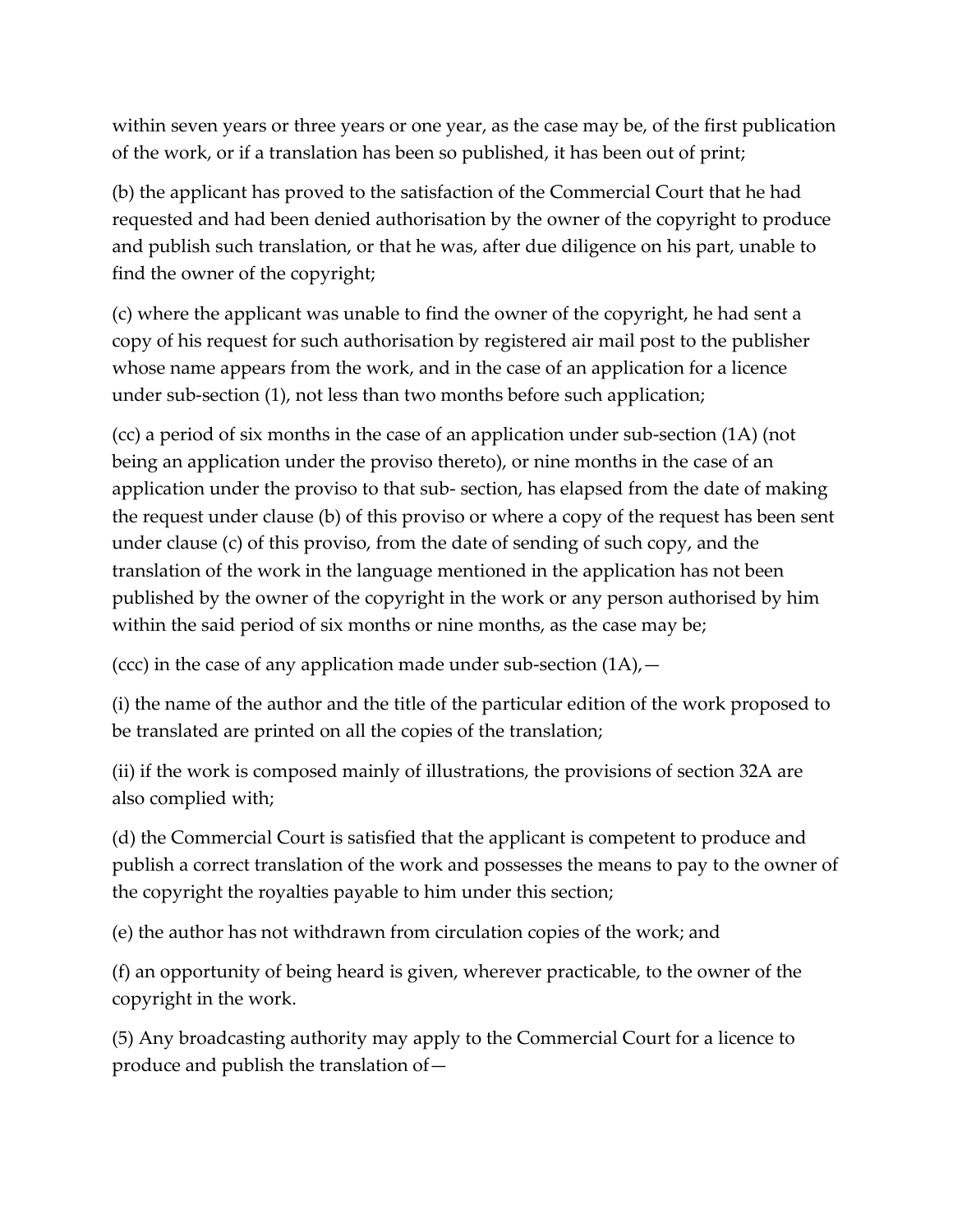within seven years or three years or one year, as the case may be, of the first publication of the work, or if a translation has been so published, it has been out of print;

(b) the applicant has proved to the satisfaction of the Commercial Court that he had requested and had been denied authorisation by the owner of the copyright to produce and publish such translation, or that he was, after due diligence on his part, unable to find the owner of the copyright;

(c) where the applicant was unable to find the owner of the copyright, he had sent a copy of his request for such authorisation by registered air mail post to the publisher whose name appears from the work, and in the case of an application for a licence under sub-section (1), not less than two months before such application;

(cc) a period of six months in the case of an application under sub-section (1A) (not being an application under the proviso thereto), or nine months in the case of an application under the proviso to that sub- section, has elapsed from the date of making the request under clause (b) of this proviso or where a copy of the request has been sent under clause (c) of this proviso, from the date of sending of such copy, and the translation of the work in the language mentioned in the application has not been published by the owner of the copyright in the work or any person authorised by him within the said period of six months or nine months, as the case may be;

(ccc) in the case of any application made under sub-section (1A),—

(i) the name of the author and the title of the particular edition of the work proposed to be translated are printed on all the copies of the translation;

(ii) if the work is composed mainly of illustrations, the provisions of section 32A are also complied with;

(d) the Commercial Court is satisfied that the applicant is competent to produce and publish a correct translation of the work and possesses the means to pay to the owner of the copyright the royalties payable to him under this section;

(e) the author has not withdrawn from circulation copies of the work; and

(f) an opportunity of being heard is given, wherever practicable, to the owner of the copyright in the work.

(5) Any broadcasting authority may apply to the Commercial Court for a licence to produce and publish the translation of—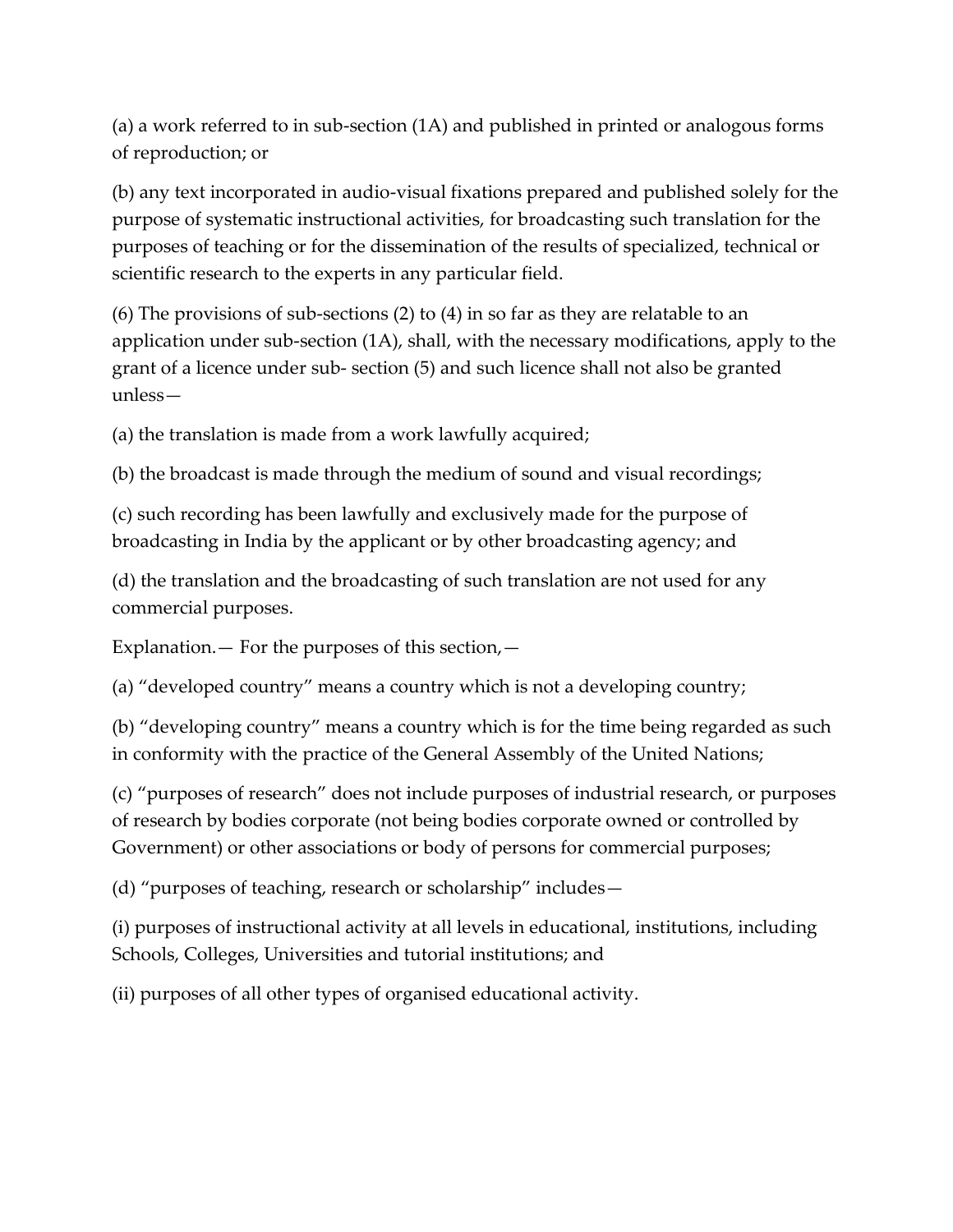(a) a work referred to in sub-section (1A) and published in printed or analogous forms of reproduction; or

(b) any text incorporated in audio-visual fixations prepared and published solely for the purpose of systematic instructional activities, for broadcasting such translation for the purposes of teaching or for the dissemination of the results of specialized, technical or scientific research to the experts in any particular field.

(6) The provisions of sub-sections (2) to (4) in so far as they are relatable to an application under sub-section (1A), shall, with the necessary modifications, apply to the grant of a licence under sub- section (5) and such licence shall not also be granted unless—

(a) the translation is made from a work lawfully acquired;

(b) the broadcast is made through the medium of sound and visual recordings;

(c) such recording has been lawfully and exclusively made for the purpose of broadcasting in India by the applicant or by other broadcasting agency; and

(d) the translation and the broadcasting of such translation are not used for any commercial purposes.

Explanation.— For the purposes of this section,—

(a) "developed country" means a country which is not a developing country;

(b) "developing country" means a country which is for the time being regarded as such in conformity with the practice of the General Assembly of the United Nations;

(c) "purposes of research" does not include purposes of industrial research, or purposes of research by bodies corporate (not being bodies corporate owned or controlled by Government) or other associations or body of persons for commercial purposes;

(d) "purposes of teaching, research or scholarship" includes—

(i) purposes of instructional activity at all levels in educational, institutions, including Schools, Colleges, Universities and tutorial institutions; and

(ii) purposes of all other types of organised educational activity.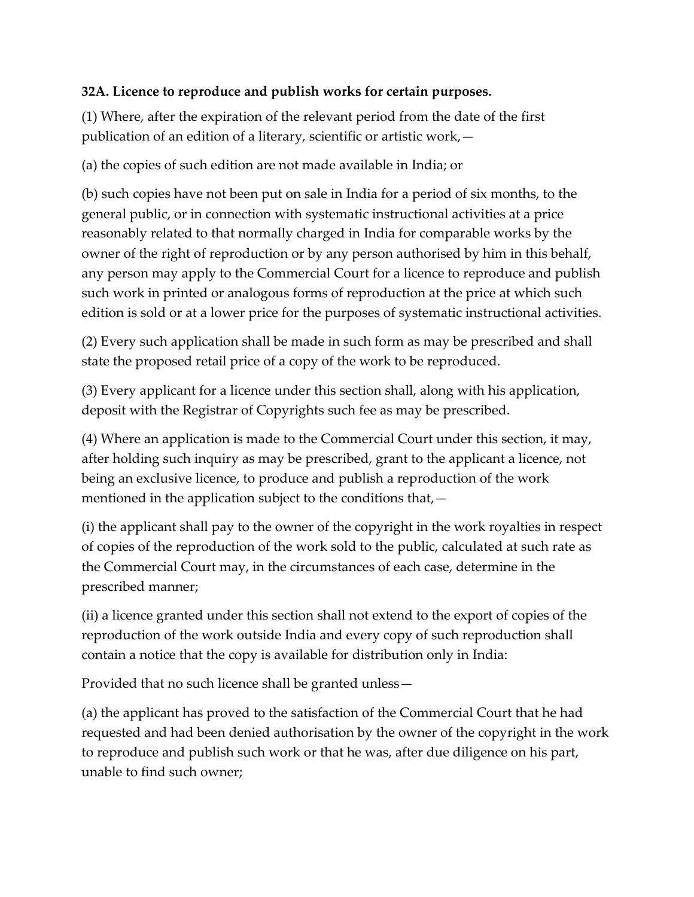**32A. Licence to reproduce and publish works for certain purposes.**

(1) Where, after the expiration of the relevant period from the date of the first publication of an edition of a literary, scientific or artistic work,—

(a) the copies of such edition are not made available in India; or

(b) such copies have not been put on sale in India for a period of six months, to the general public, or in connection with systematic instructional activities at a price reasonably related to that normally charged in India for comparable works by the owner of the right of reproduction or by any person authorised by him in this behalf, any person may apply to the Commercial Court for a licence to reproduce and publish such work in printed or analogous forms of reproduction at the price at which such edition is sold or at a lower price for the purposes of systematic instructional activities.

(2) Every such application shall be made in such form as may be prescribed and shall state the proposed retail price of a copy of the work to be reproduced.

(3) Every applicant for a licence under this section shall, along with his application, deposit with the Registrar of Copyrights such fee as may be prescribed.

(4) Where an application is made to the Commercial Court under this section, it may, after holding such inquiry as may be prescribed, grant to the applicant a licence, not being an exclusive licence, to produce and publish a reproduction of the work mentioned in the application subject to the conditions that,—

(i) the applicant shall pay to the owner of the copyright in the work royalties in respect of copies of the reproduction of the work sold to the public, calculated at such rate as the Commercial Court may, in the circumstances of each case, determine in the prescribed manner;

(ii) a licence granted under this section shall not extend to the export of copies of the reproduction of the work outside India and every copy of such reproduction shall contain a notice that the copy is available for distribution only in India:

Provided that no such licence shall be granted unless—

(a) the applicant has proved to the satisfaction of the Commercial Court that he had requested and had been denied authorisation by the owner of the copyright in the work to reproduce and publish such work or that he was, after due diligence on his part, unable to find such owner;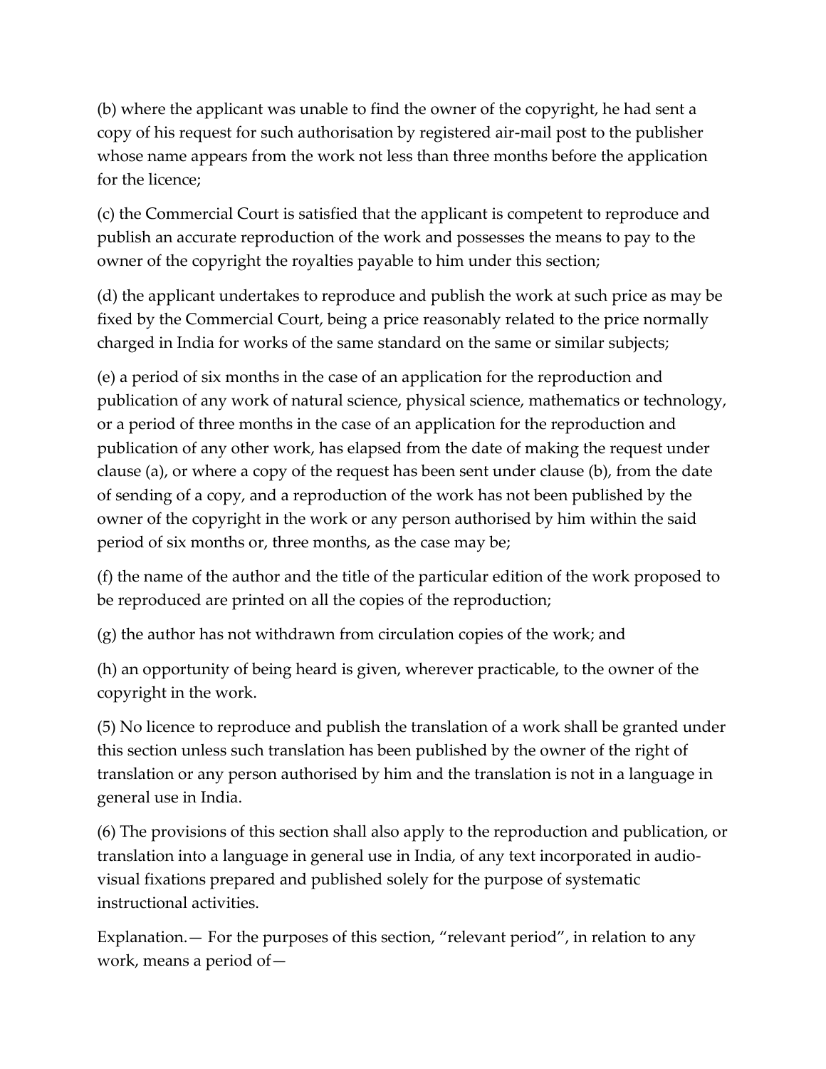(b) where the applicant was unable to find the owner of the copyright, he had sent a copy of his request for such authorisation by registered air-mail post to the publisher whose name appears from the work not less than three months before the application for the licence;

(c) the Commercial Court is satisfied that the applicant is competent to reproduce and publish an accurate reproduction of the work and possesses the means to pay to the owner of the copyright the royalties payable to him under this section;

(d) the applicant undertakes to reproduce and publish the work at such price as may be fixed by the Commercial Court, being a price reasonably related to the price normally charged in India for works of the same standard on the same or similar subjects;

(e) a period of six months in the case of an application for the reproduction and publication of any work of natural science, physical science, mathematics or technology, or a period of three months in the case of an application for the reproduction and publication of any other work, has elapsed from the date of making the request under clause (a), or where a copy of the request has been sent under clause (b), from the date of sending of a copy, and a reproduction of the work has not been published by the owner of the copyright in the work or any person authorised by him within the said period of six months or, three months, as the case may be;

(f) the name of the author and the title of the particular edition of the work proposed to be reproduced are printed on all the copies of the reproduction;

(g) the author has not withdrawn from circulation copies of the work; and

(h) an opportunity of being heard is given, wherever practicable, to the owner of the copyright in the work.

(5) No licence to reproduce and publish the translation of a work shall be granted under this section unless such translation has been published by the owner of the right of translation or any person authorised by him and the translation is not in a language in general use in India.

(6) The provisions of this section shall also apply to the reproduction and publication, or translation into a language in general use in India, of any text incorporated in audio-visual fixations prepared and published solely for the purpose of systematic instructional activities.

Explanation.— For the purposes of this section, "relevant period", in relation to any work, means a period of—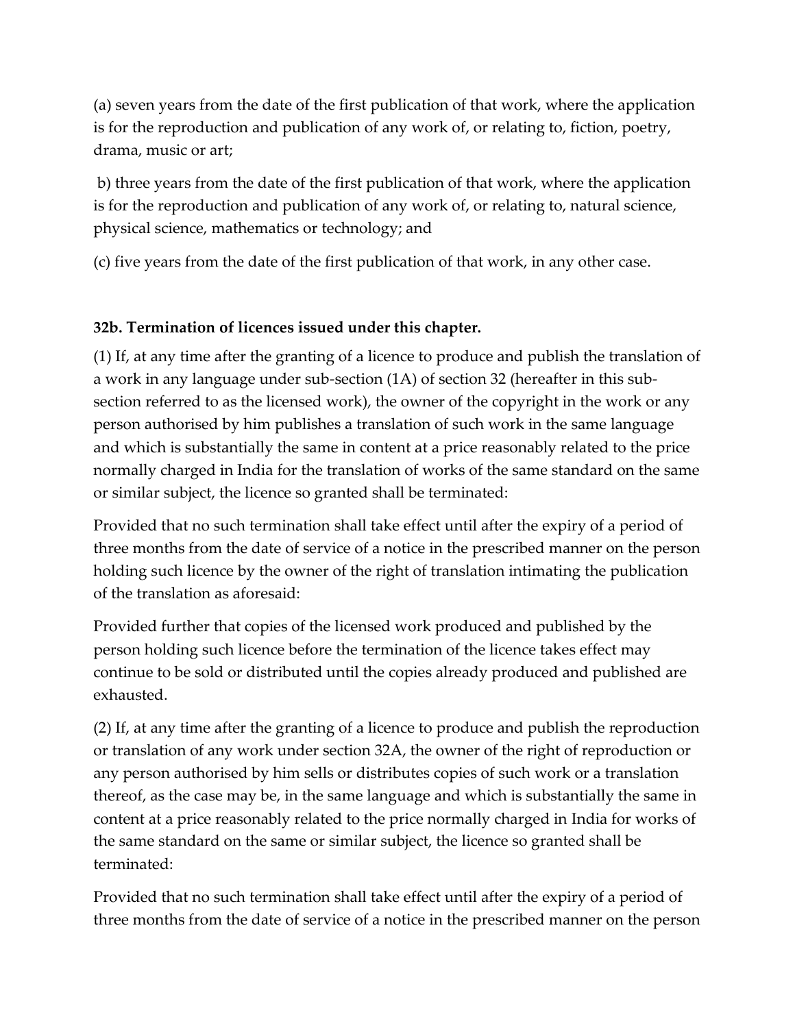(a) seven years from the date of the first publication of that work, where the application is for the reproduction and publication of any work of, or relating to, fiction, poetry, drama, music or art;

b) three years from the date of the first publication of that work, where the application is for the reproduction and publication of any work of, or relating to, natural science, physical science, mathematics or technology; and

(c) five years from the date of the first publication of that work, in any other case.

**32b. Termination of licences issued under this chapter.**

(1) If, at any time after the granting of a licence to produce and publish the translation of a work in any language under sub-section (1A) of section 32 (hereafter in this sub-section referred to as the licensed work), the owner of the copyright in the work or any person authorised by him publishes a translation of such work in the same language and which is substantially the same in content at a price reasonably related to the price normally charged in India for the translation of works of the same standard on the same or similar subject, the licence so granted shall be terminated:

Provided that no such termination shall take effect until after the expiry of a period of three months from the date of service of a notice in the prescribed manner on the person holding such licence by the owner of the right of translation intimating the publication of the translation as aforesaid:

Provided further that copies of the licensed work produced and published by the person holding such licence before the termination of the licence takes effect may continue to be sold or distributed until the copies already produced and published are exhausted.

(2) If, at any time after the granting of a licence to produce and publish the reproduction or translation of any work under section 32A, the owner of the right of reproduction or any person authorised by him sells or distributes copies of such work or a translation thereof, as the case may be, in the same language and which is substantially the same in content at a price reasonably related to the price normally charged in India for works of the same standard on the same or similar subject, the licence so granted shall be terminated:

Provided that no such termination shall take effect until after the expiry of a period of three months from the date of service of a notice in the prescribed manner on the person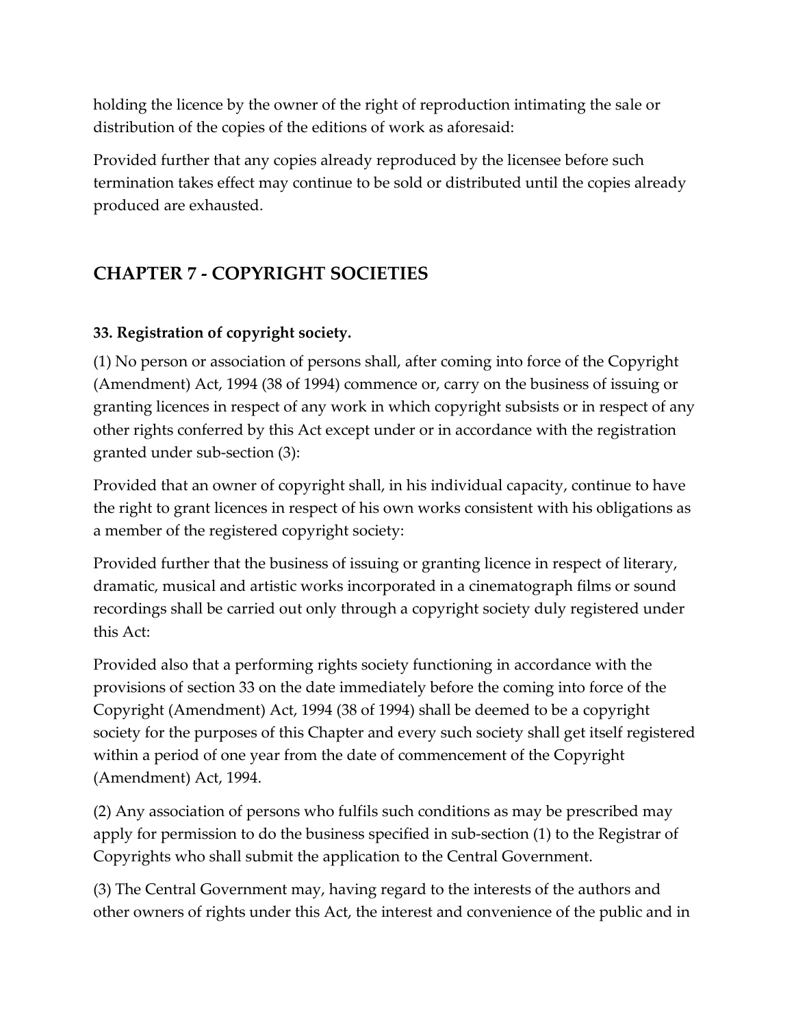holding the licence by the owner of the right of reproduction intimating the sale or distribution of the copies of the editions of work as aforesaid:

Provided further that any copies already reproduced by the licensee before such termination takes effect may continue to be sold or distributed until the copies already produced are exhausted.

## CHAPTER 7 - COPYRIGHT SOCIETIES

**33. Registration of copyright society.**

(1) No person or association of persons shall, after coming into force of the Copyright (Amendment) Act, 1994 (38 of 1994) commence or, carry on the business of issuing or granting licences in respect of any work in which copyright subsists or in respect of any other rights conferred by this Act except under or in accordance with the registration granted under sub-section (3):

Provided that an owner of copyright shall, in his individual capacity, continue to have the right to grant licences in respect of his own works consistent with his obligations as a member of the registered copyright society:

Provided further that the business of issuing or granting licence in respect of literary, dramatic, musical and artistic works incorporated in a cinematograph films or sound recordings shall be carried out only through a copyright society duly registered under this Act:

Provided also that a performing rights society functioning in accordance with the provisions of section 33 on the date immediately before the coming into force of the Copyright (Amendment) Act, 1994 (38 of 1994) shall be deemed to be a copyright society for the purposes of this Chapter and every such society shall get itself registered within a period of one year from the date of commencement of the Copyright (Amendment) Act, 1994.

(2) Any association of persons who fulfils such conditions as may be prescribed may apply for permission to do the business specified in sub-section (1) to the Registrar of Copyrights who shall submit the application to the Central Government.

(3) The Central Government may, having regard to the interests of the authors and other owners of rights under this Act, the interest and convenience of the public and in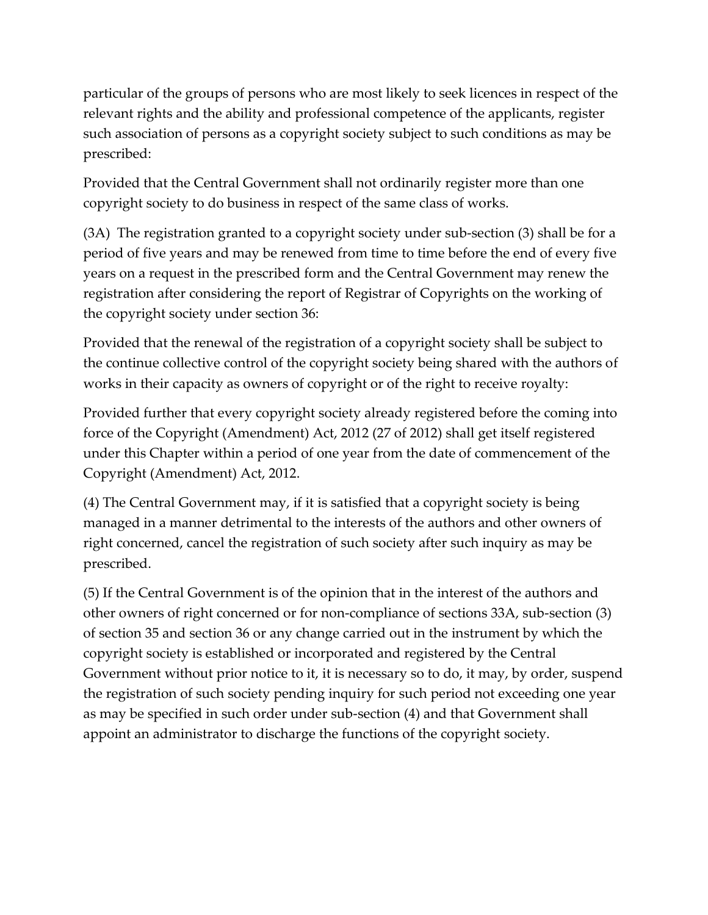particular of the groups of persons who are most likely to seek licences in respect of the relevant rights and the ability and professional competence of the applicants, register such association of persons as a copyright society subject to such conditions as may be prescribed:

Provided that the Central Government shall not ordinarily register more than one copyright society to do business in respect of the same class of works.

(3A) The registration granted to a copyright society under sub-section (3) shall be for a period of five years and may be renewed from time to time before the end of every five years on a request in the prescribed form and the Central Government may renew the registration after considering the report of Registrar of Copyrights on the working of the copyright society under section 36:

Provided that the renewal of the registration of a copyright society shall be subject to the continue collective control of the copyright society being shared with the authors of works in their capacity as owners of copyright or of the right to receive royalty:

Provided further that every copyright society already registered before the coming into force of the Copyright (Amendment) Act, 2012 (27 of 2012) shall get itself registered under this Chapter within a period of one year from the date of commencement of the Copyright (Amendment) Act, 2012.

(4) The Central Government may, if it is satisfied that a copyright society is being managed in a manner detrimental to the interests of the authors and other owners of right concerned, cancel the registration of such society after such inquiry as may be prescribed.

(5) If the Central Government is of the opinion that in the interest of the authors and other owners of right concerned or for non-compliance of sections 33A, sub-section (3) of section 35 and section 36 or any change carried out in the instrument by which the copyright society is established or incorporated and registered by the Central Government without prior notice to it, it is necessary so to do, it may, by order, suspend the registration of such society pending inquiry for such period not exceeding one year as may be specified in such order under sub-section (4) and that Government shall appoint an administrator to discharge the functions of the copyright society.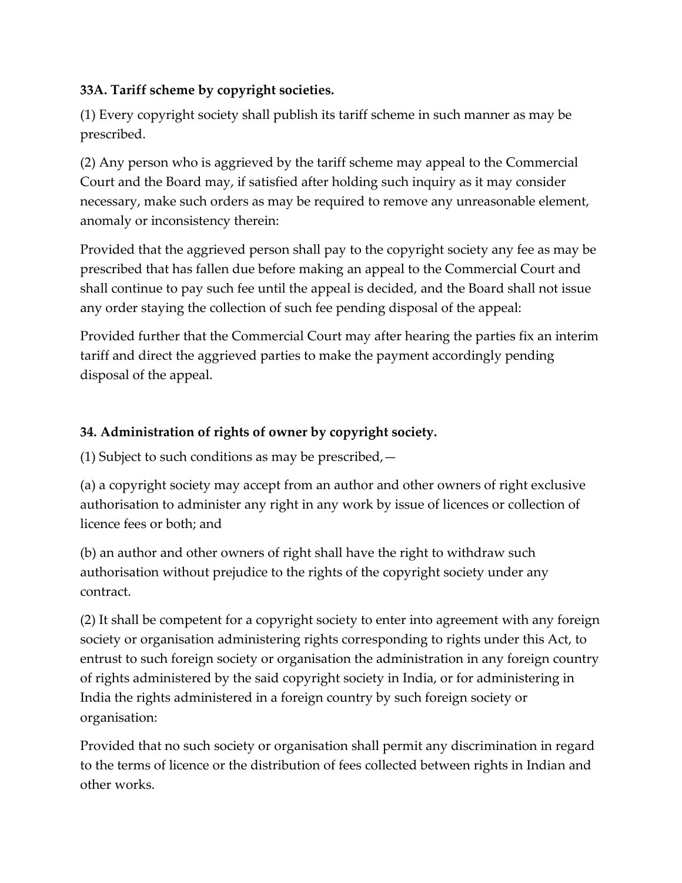**33A. Tariff scheme by copyright societies.**

(1) Every copyright society shall publish its tariff scheme in such manner as may be prescribed.

(2) Any person who is aggrieved by the tariff scheme may appeal to the Commercial Court and the Board may, if satisfied after holding such inquiry as it may consider necessary, make such orders as may be required to remove any unreasonable element, anomaly or inconsistency therein:

Provided that the aggrieved person shall pay to the copyright society any fee as may be prescribed that has fallen due before making an appeal to the Commercial Court and shall continue to pay such fee until the appeal is decided, and the Board shall not issue any order staying the collection of such fee pending disposal of the appeal:

Provided further that the Commercial Court may after hearing the parties fix an interim tariff and direct the aggrieved parties to make the payment accordingly pending disposal of the appeal.

**34. Administration of rights of owner by copyright society.**

(1) Subject to such conditions as may be prescribed,—

(a) a copyright society may accept from an author and other owners of right exclusive authorisation to administer any right in any work by issue of licences or collection of licence fees or both; and

(b) an author and other owners of right shall have the right to withdraw such authorisation without prejudice to the rights of the copyright society under any contract.

(2) It shall be competent for a copyright society to enter into agreement with any foreign society or organisation administering rights corresponding to rights under this Act, to entrust to such foreign society or organisation the administration in any foreign country of rights administered by the said copyright society in India, or for administering in India the rights administered in a foreign country by such foreign society or organisation:

Provided that no such society or organisation shall permit any discrimination in regard to the terms of licence or the distribution of fees collected between rights in Indian and other works.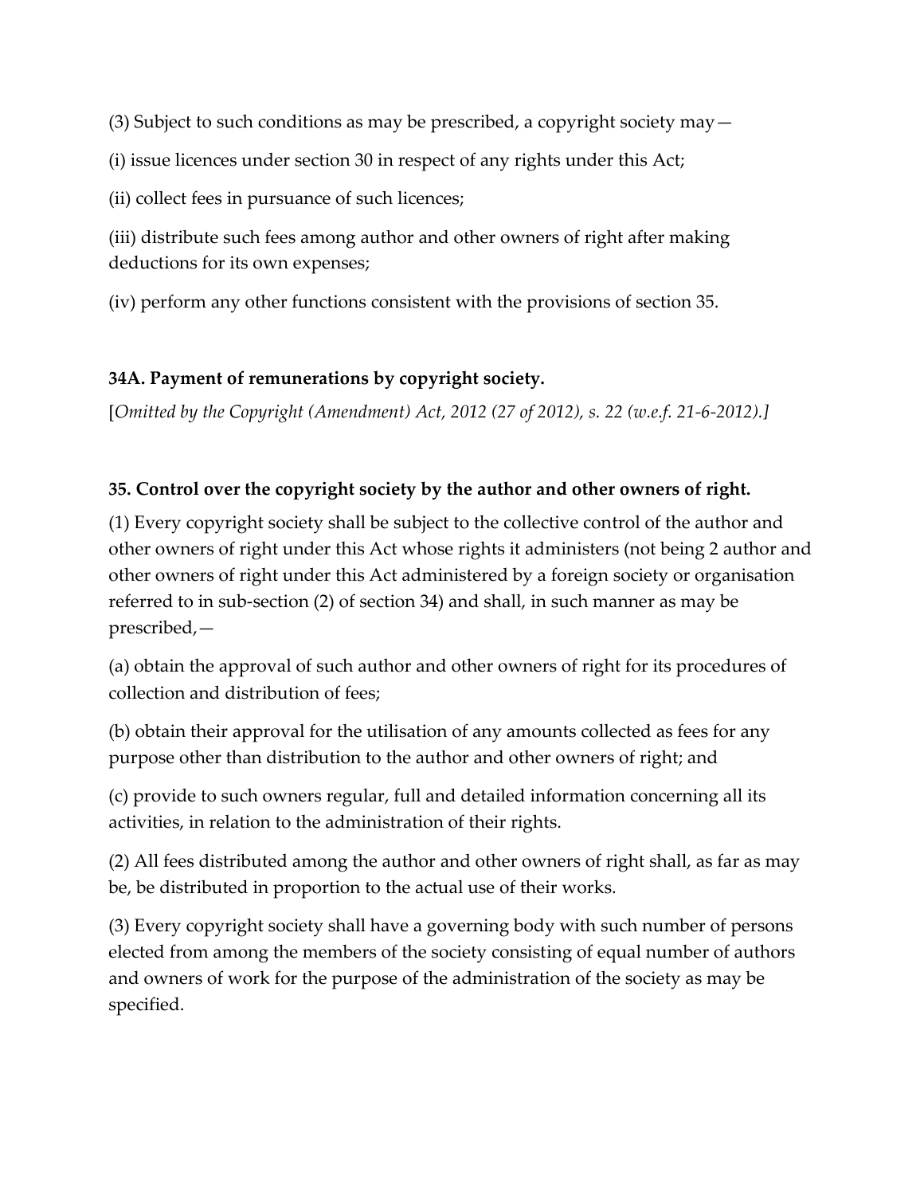(3) Subject to such conditions as may be prescribed, a copyright society may—

(i) issue licences under section 30 in respect of any rights under this Act;

(ii) collect fees in pursuance of such licences;

(iii) distribute such fees among author and other owners of right after making deductions for its own expenses;

(iv) perform any other functions consistent with the provisions of section 35.

**34A. Payment of remunerations by copyright society.**

[*Omitted by the Copyright (Amendment) Act, 2012 (27 of 2012), s. 22 (w.e.f. 21-6-2012).]*

**35. Control over the copyright society by the author and other owners of right.**

(1) Every copyright society shall be subject to the collective control of the author and other owners of right under this Act whose rights it administers (not being 2 author and other owners of right under this Act administered by a foreign society or organisation referred to in sub-section (2) of section 34) and shall, in such manner as may be prescribed,—

(a) obtain the approval of such author and other owners of right for its procedures of collection and distribution of fees;

(b) obtain their approval for the utilisation of any amounts collected as fees for any purpose other than distribution to the author and other owners of right; and

(c) provide to such owners regular, full and detailed information concerning all its activities, in relation to the administration of their rights.

(2) All fees distributed among the author and other owners of right shall, as far as may be, be distributed in proportion to the actual use of their works.

(3) Every copyright society shall have a governing body with such number of persons elected from among the members of the society consisting of equal number of authors and owners of work for the purpose of the administration of the society as may be specified.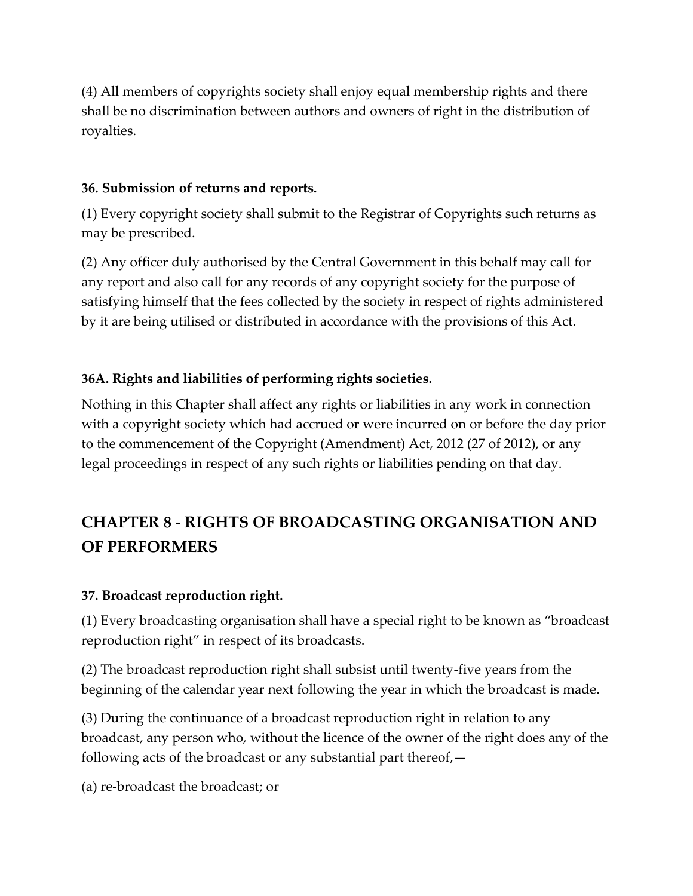(4) All members of copyrights society shall enjoy equal membership rights and there shall be no discrimination between authors and owners of right in the distribution of royalties.

**36. Submission of returns and reports.**

(1) Every copyright society shall submit to the Registrar of Copyrights such returns as may be prescribed.

(2) Any officer duly authorised by the Central Government in this behalf may call for any report and also call for any records of any copyright society for the purpose of satisfying himself that the fees collected by the society in respect of rights administered by it are being utilised or distributed in accordance with the provisions of this Act.

**36A. Rights and liabilities of performing rights societies.**

Nothing in this Chapter shall affect any rights or liabilities in any work in connection with a copyright society which had accrued or were incurred on or before the day prior to the commencement of the Copyright (Amendment) Act, 2012 (27 of 2012), or any legal proceedings in respect of any such rights or liabilities pending on that day.

## CHAPTER 8 - RIGHTS OF BROADCASTING ORGANISATION AND OF PERFORMERS

**37. Broadcast reproduction right.**

(1) Every broadcasting organisation shall have a special right to be known as "broadcast reproduction right" in respect of its broadcasts.

(2) The broadcast reproduction right shall subsist until twenty-five years from the beginning of the calendar year next following the year in which the broadcast is made.

(3) During the continuance of a broadcast reproduction right in relation to any broadcast, any person who, without the licence of the owner of the right does any of the following acts of the broadcast or any substantial part thereof,—

(a) re-broadcast the broadcast; or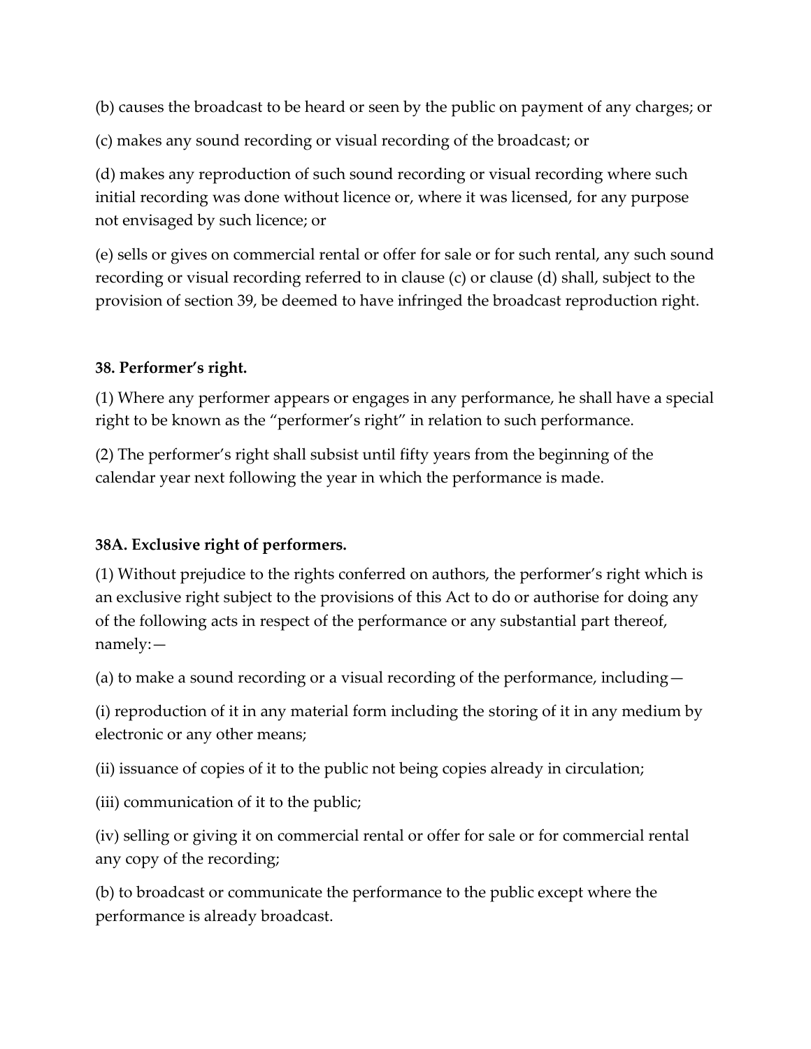(b) causes the broadcast to be heard or seen by the public on payment of any charges; or

(c) makes any sound recording or visual recording of the broadcast; or

(d) makes any reproduction of such sound recording or visual recording where such initial recording was done without licence or, where it was licensed, for any purpose not envisaged by such licence; or

(e) sells or gives on commercial rental or offer for sale or for such rental, any such sound recording or visual recording referred to in clause (c) or clause (d) shall, subject to the provision of section 39, be deemed to have infringed the broadcast reproduction right.

**38. Performer's right.**

(1) Where any performer appears or engages in any performance, he shall have a special right to be known as the "performer's right" in relation to such performance.

(2) The performer's right shall subsist until fifty years from the beginning of the calendar year next following the year in which the performance is made.

**38A. Exclusive right of performers.**

(1) Without prejudice to the rights conferred on authors, the performer's right which is an exclusive right subject to the provisions of this Act to do or authorise for doing any of the following acts in respect of the performance or any substantial part thereof, namely:—

(a) to make a sound recording or a visual recording of the performance, including—

(i) reproduction of it in any material form including the storing of it in any medium by electronic or any other means;

(ii) issuance of copies of it to the public not being copies already in circulation;

(iii) communication of it to the public;

(iv) selling or giving it on commercial rental or offer for sale or for commercial rental any copy of the recording;

(b) to broadcast or communicate the performance to the public except where the performance is already broadcast.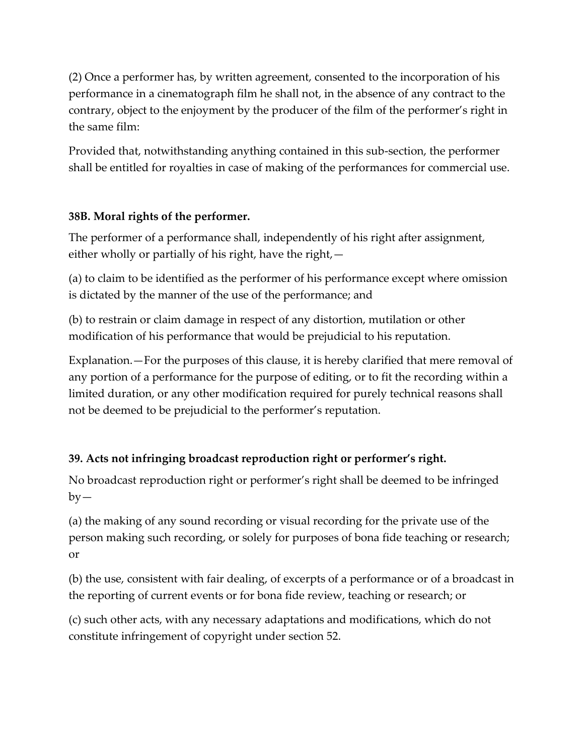(2) Once a performer has, by written agreement, consented to the incorporation of his performance in a cinematograph film he shall not, in the absence of any contract to the contrary, object to the enjoyment by the producer of the film of the performer's right in the same film:

Provided that, notwithstanding anything contained in this sub-section, the performer shall be entitled for royalties in case of making of the performances for commercial use.

**38B. Moral rights of the performer.**

The performer of a performance shall, independently of his right after assignment, either wholly or partially of his right, have the right,—

(a) to claim to be identified as the performer of his performance except where omission is dictated by the manner of the use of the performance; and

(b) to restrain or claim damage in respect of any distortion, mutilation or other modification of his performance that would be prejudicial to his reputation.

Explanation.—For the purposes of this clause, it is hereby clarified that mere removal of any portion of a performance for the purpose of editing, or to fit the recording within a limited duration, or any other modification required for purely technical reasons shall not be deemed to be prejudicial to the performer's reputation.

**39. Acts not infringing broadcast reproduction right or performer's right.**

No broadcast reproduction right or performer's right shall be deemed to be infringed by—

(a) the making of any sound recording or visual recording for the private use of the person making such recording, or solely for purposes of bona fide teaching or research; or

(b) the use, consistent with fair dealing, of excerpts of a performance or of a broadcast in the reporting of current events or for bona fide review, teaching or research; or

(c) such other acts, with any necessary adaptations and modifications, which do not constitute infringement of copyright under section 52.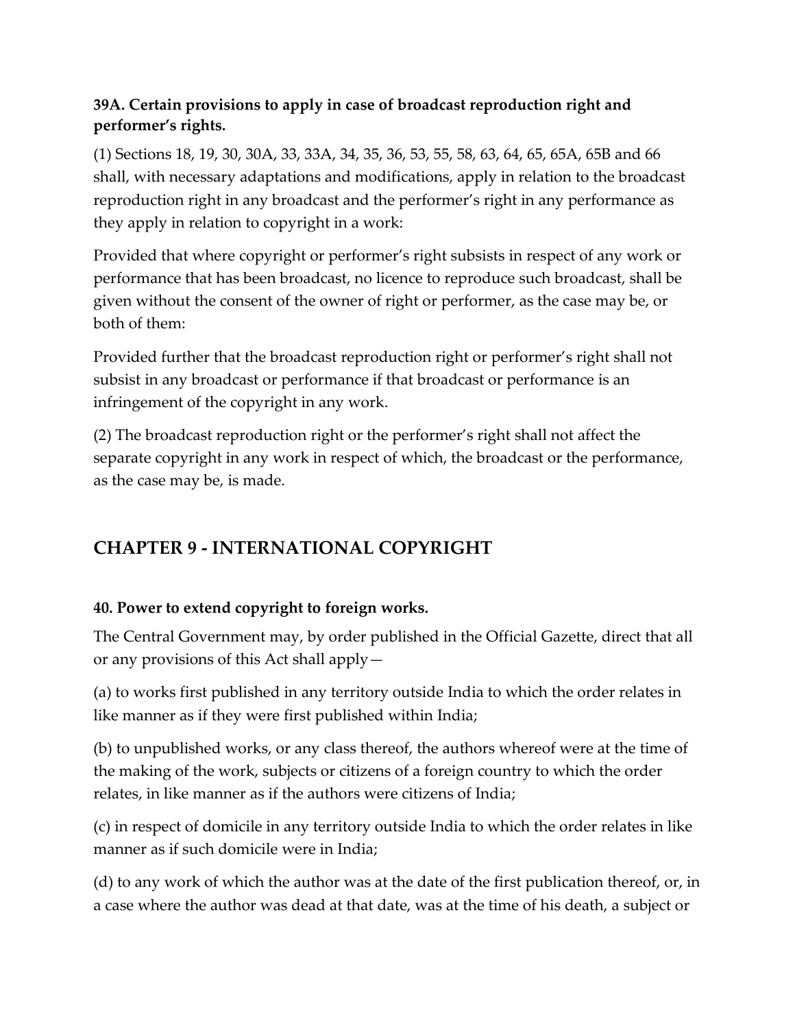**39A. Certain provisions to apply in case of broadcast reproduction right and performer's rights.**

(1) Sections 18, 19, 30, 30A, 33, 33A, 34, 35, 36, 53, 55, 58, 63, 64, 65, 65A, 65B and 66 shall, with necessary adaptations and modifications, apply in relation to the broadcast reproduction right in any broadcast and the performer's right in any performance as they apply in relation to copyright in a work:

Provided that where copyright or performer's right subsists in respect of any work or performance that has been broadcast, no licence to reproduce such broadcast, shall be given without the consent of the owner of right or performer, as the case may be, or both of them:

Provided further that the broadcast reproduction right or performer's right shall not subsist in any broadcast or performance if that broadcast or performance is an infringement of the copyright in any work.

(2) The broadcast reproduction right or the performer's right shall not affect the separate copyright in any work in respect of which, the broadcast or the performance, as the case may be, is made.

## CHAPTER 9 - INTERNATIONAL COPYRIGHT

**40. Power to extend copyright to foreign works.**

The Central Government may, by order published in the Official Gazette, direct that all or any provisions of this Act shall apply—

(a) to works first published in any territory outside India to which the order relates in like manner as if they were first published within India;

(b) to unpublished works, or any class thereof, the authors whereof were at the time of the making of the work, subjects or citizens of a foreign country to which the order relates, in like manner as if the authors were citizens of India;

(c) in respect of domicile in any territory outside India to which the order relates in like manner as if such domicile were in India;

(d) to any work of which the author was at the date of the first publication thereof, or, in a case where the author was dead at that date, was at the time of his death, a subject or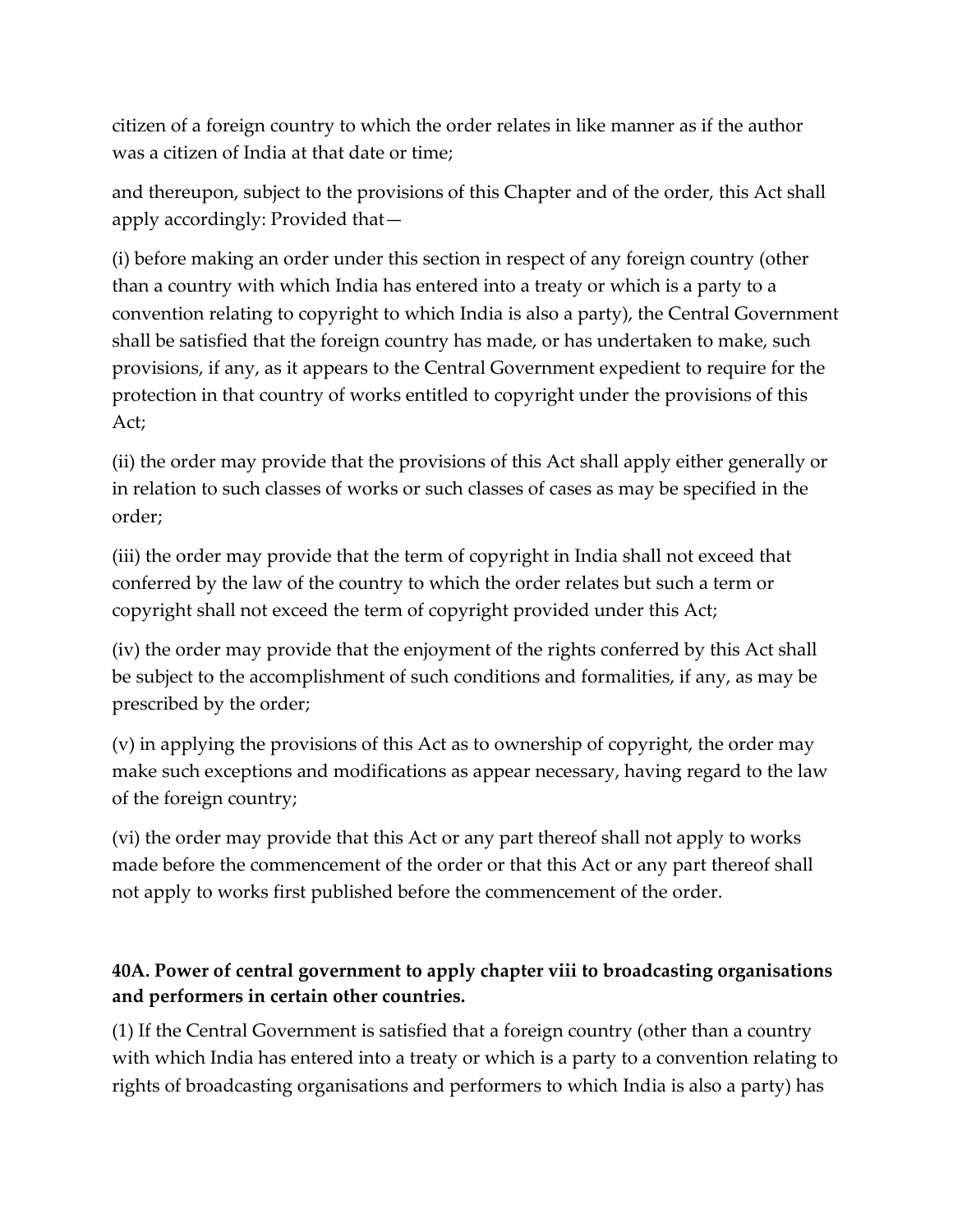citizen of a foreign country to which the order relates in like manner as if the author was a citizen of India at that date or time;

and thereupon, subject to the provisions of this Chapter and of the order, this Act shall apply accordingly: Provided that—

(i) before making an order under this section in respect of any foreign country (other than a country with which India has entered into a treaty or which is a party to a convention relating to copyright to which India is also a party), the Central Government shall be satisfied that the foreign country has made, or has undertaken to make, such provisions, if any, as it appears to the Central Government expedient to require for the protection in that country of works entitled to copyright under the provisions of this Act;

(ii) the order may provide that the provisions of this Act shall apply either generally or in relation to such classes of works or such classes of cases as may be specified in the order;

(iii) the order may provide that the term of copyright in India shall not exceed that conferred by the law of the country to which the order relates but such a term or copyright shall not exceed the term of copyright provided under this Act;

(iv) the order may provide that the enjoyment of the rights conferred by this Act shall be subject to the accomplishment of such conditions and formalities, if any, as may be prescribed by the order;

(v) in applying the provisions of this Act as to ownership of copyright, the order may make such exceptions and modifications as appear necessary, having regard to the law of the foreign country;

(vi) the order may provide that this Act or any part thereof shall not apply to works made before the commencement of the order or that this Act or any part thereof shall not apply to works first published before the commencement of the order.

**40A. Power of central government to apply chapter viii to broadcasting organisations and performers in certain other countries.**

(1) If the Central Government is satisfied that a foreign country (other than a country with which India has entered into a treaty or which is a party to a convention relating to rights of broadcasting organisations and performers to which India is also a party) has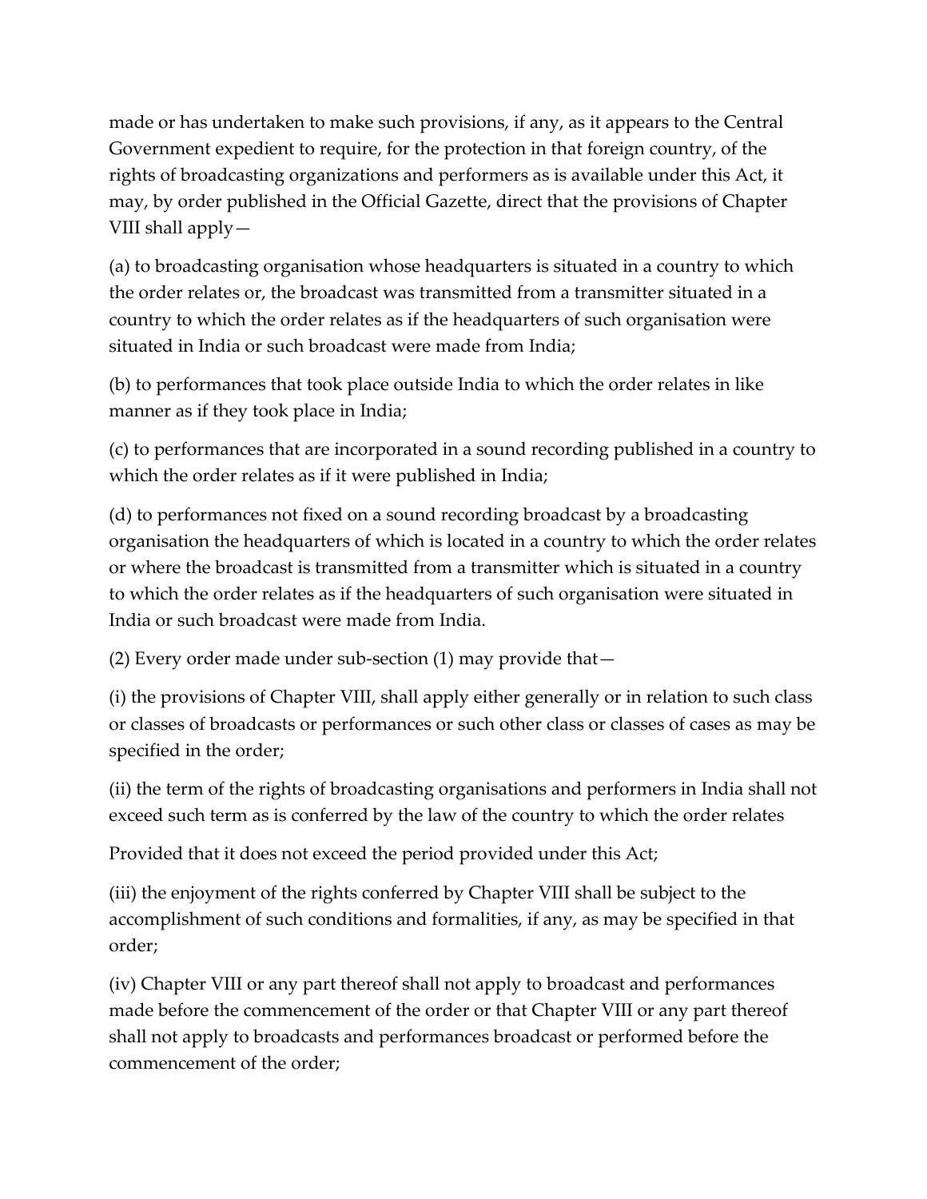made or has undertaken to make such provisions, if any, as it appears to the Central Government expedient to require, for the protection in that foreign country, of the rights of broadcasting organizations and performers as is available under this Act, it may, by order published in the Official Gazette, direct that the provisions of Chapter VIII shall apply—

(a) to broadcasting organisation whose headquarters is situated in a country to which the order relates or, the broadcast was transmitted from a transmitter situated in a country to which the order relates as if the headquarters of such organisation were situated in India or such broadcast were made from India;

(b) to performances that took place outside India to which the order relates in like manner as if they took place in India;

(c) to performances that are incorporated in a sound recording published in a country to which the order relates as if it were published in India;

(d) to performances not fixed on a sound recording broadcast by a broadcasting organisation the headquarters of which is located in a country to which the order relates or where the broadcast is transmitted from a transmitter which is situated in a country to which the order relates as if the headquarters of such organisation were situated in India or such broadcast were made from India.

(2) Every order made under sub-section (1) may provide that—

(i) the provisions of Chapter VIII, shall apply either generally or in relation to such class or classes of broadcasts or performances or such other class or classes of cases as may be specified in the order;

(ii) the term of the rights of broadcasting organisations and performers in India shall not exceed such term as is conferred by the law of the country to which the order relates

Provided that it does not exceed the period provided under this Act;

(iii) the enjoyment of the rights conferred by Chapter VIII shall be subject to the accomplishment of such conditions and formalities, if any, as may be specified in that order;

(iv) Chapter VIII or any part thereof shall not apply to broadcast and performances made before the commencement of the order or that Chapter VIII or any part thereof shall not apply to broadcasts and performances broadcast or performed before the commencement of the order;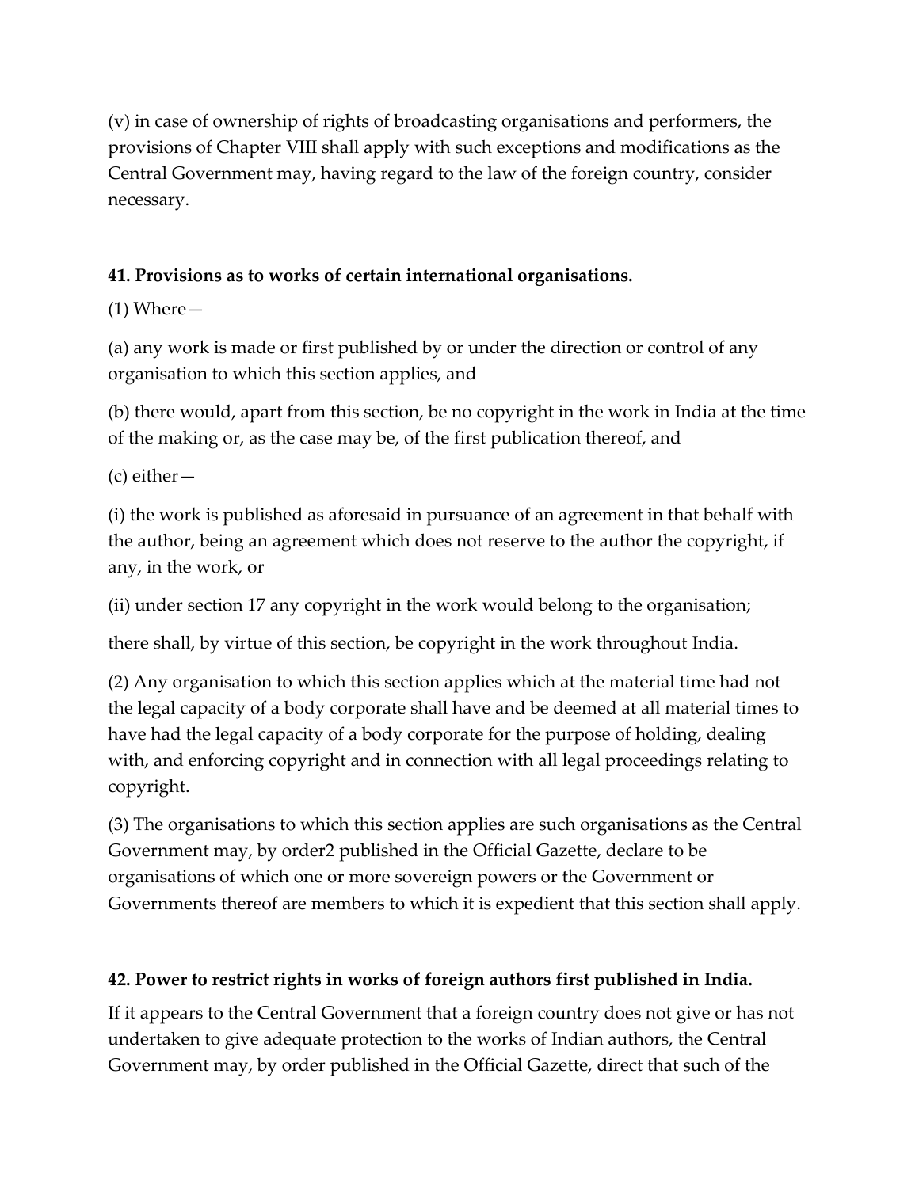(v) in case of ownership of rights of broadcasting organisations and performers, the provisions of Chapter VIII shall apply with such exceptions and modifications as the Central Government may, having regard to the law of the foreign country, consider necessary.

**41. Provisions as to works of certain international organisations.**

(1) Where—

(a) any work is made or first published by or under the direction or control of any organisation to which this section applies, and

(b) there would, apart from this section, be no copyright in the work in India at the time of the making or, as the case may be, of the first publication thereof, and

(c) either—

(i) the work is published as aforesaid in pursuance of an agreement in that behalf with the author, being an agreement which does not reserve to the author the copyright, if any, in the work, or

(ii) under section 17 any copyright in the work would belong to the organisation;

there shall, by virtue of this section, be copyright in the work throughout India.

(2) Any organisation to which this section applies which at the material time had not the legal capacity of a body corporate shall have and be deemed at all material times to have had the legal capacity of a body corporate for the purpose of holding, dealing with, and enforcing copyright and in connection with all legal proceedings relating to copyright.

(3) The organisations to which this section applies are such organisations as the Central Government may, by order[2] published in the Official Gazette, declare to be organisations of which one or more sovereign powers or the Government or Governments thereof are members to which it is expedient that this section shall apply.

**42. Power to restrict rights in works of foreign authors first published in India.**

If it appears to the Central Government that a foreign country does not give or has not undertaken to give adequate protection to the works of Indian authors, the Central Government may, by order published in the Official Gazette, direct that such of the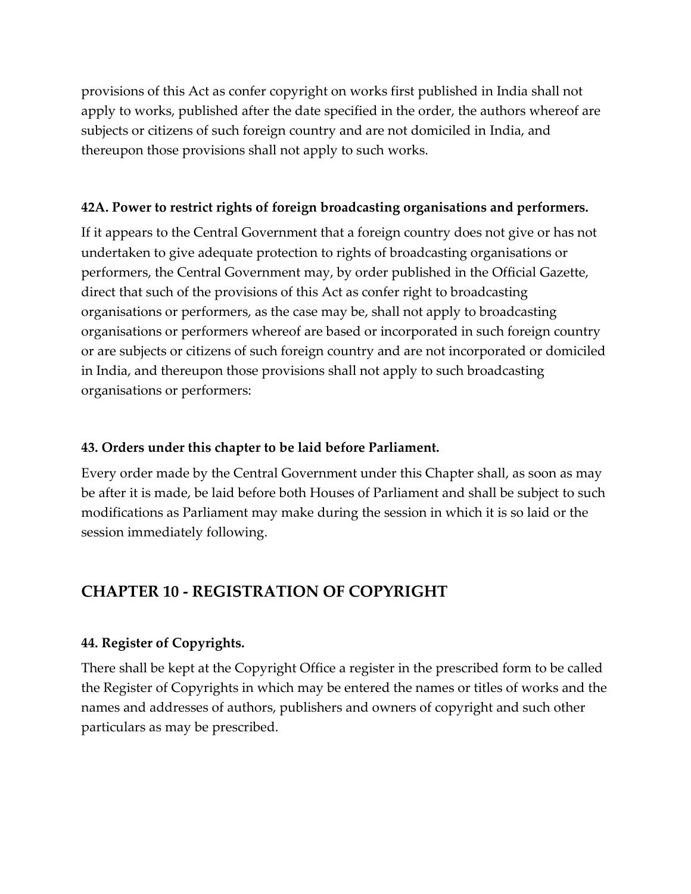provisions of this Act as confer copyright on works first published in India shall not apply to works, published after the date specified in the order, the authors whereof are subjects or citizens of such foreign country and are not domiciled in India, and thereupon those provisions shall not apply to such works.

**42A. Power to restrict rights of foreign broadcasting organisations and performers.**

If it appears to the Central Government that a foreign country does not give or has not undertaken to give adequate protection to rights of broadcasting organisations or performers, the Central Government may, by order published in the Official Gazette, direct that such of the provisions of this Act as confer right to broadcasting organisations or performers, as the case may be, shall not apply to broadcasting organisations or performers whereof are based or incorporated in such foreign country or are subjects or citizens of such foreign country and are not incorporated or domiciled in India, and thereupon those provisions shall not apply to such broadcasting organisations or performers:

**43. Orders under this chapter to be laid before Parliament.**

Every order made by the Central Government under this Chapter shall, as soon as may be after it is made, be laid before both Houses of Parliament and shall be subject to such modifications as Parliament may make during the session in which it is so laid or the session immediately following.

## CHAPTER 10 - REGISTRATION OF COPYRIGHT

**44. Register of Copyrights.**

There shall be kept at the Copyright Office a register in the prescribed form to be called the Register of Copyrights in which may be entered the names or titles of works and the names and addresses of authors, publishers and owners of copyright and such other particulars as may be prescribed.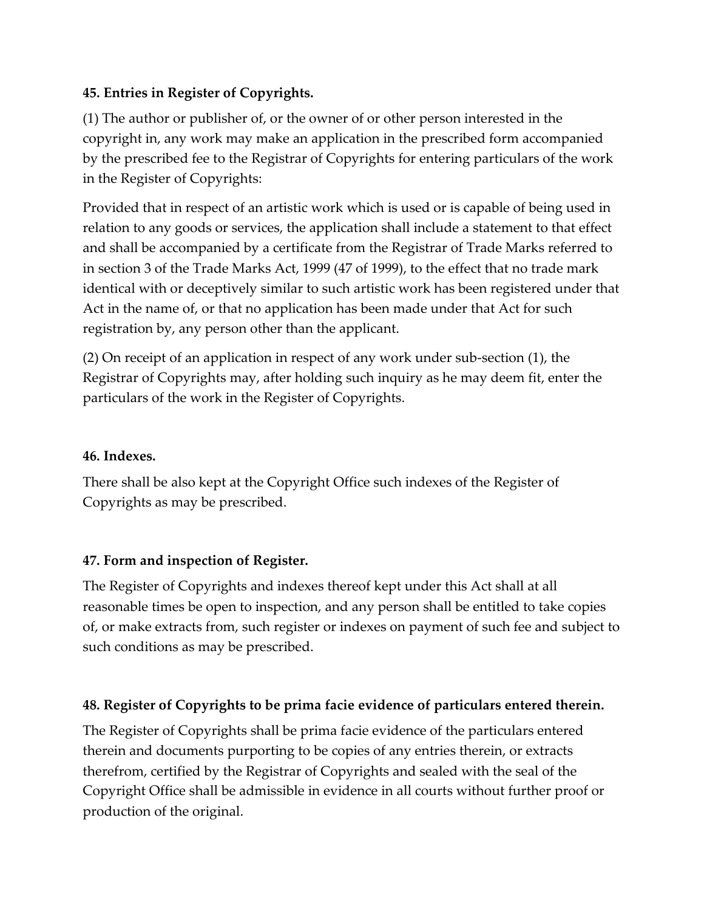**45. Entries in Register of Copyrights.**

(1) The author or publisher of, or the owner of or other person interested in the copyright in, any work may make an application in the prescribed form accompanied by the prescribed fee to the Registrar of Copyrights for entering particulars of the work in the Register of Copyrights:

Provided that in respect of an artistic work which is used or is capable of being used in relation to any goods or services, the application shall include a statement to that effect and shall be accompanied by a certificate from the Registrar of Trade Marks referred to in section 3 of the Trade Marks Act, 1999 (47 of 1999), to the effect that no trade mark identical with or deceptively similar to such artistic work has been registered under that Act in the name of, or that no application has been made under that Act for such registration by, any person other than the applicant.

(2) On receipt of an application in respect of any work under sub-section (1), the Registrar of Copyrights may, after holding such inquiry as he may deem fit, enter the particulars of the work in the Register of Copyrights.

**46. Indexes.**

There shall be also kept at the Copyright Office such indexes of the Register of Copyrights as may be prescribed.

**47. Form and inspection of Register.**

The Register of Copyrights and indexes thereof kept under this Act shall at all reasonable times be open to inspection, and any person shall be entitled to take copies of, or make extracts from, such register or indexes on payment of such fee and subject to such conditions as may be prescribed.

**48. Register of Copyrights to be prima facie evidence of particulars entered therein.**

The Register of Copyrights shall be prima facie evidence of the particulars entered therein and documents purporting to be copies of any entries therein, or extracts therefrom, certified by the Registrar of Copyrights and sealed with the seal of the Copyright Office shall be admissible in evidence in all courts without further proof or production of the original.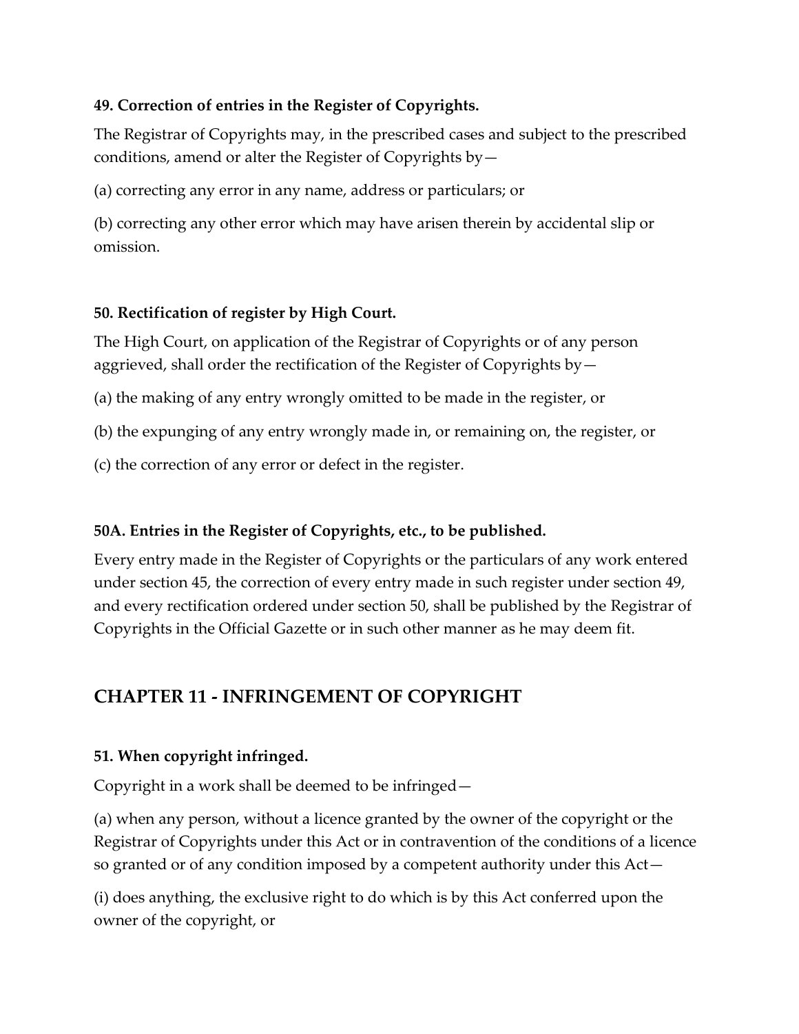### 49. Correction of entries in the Register of Copyrights.

The Registrar of Copyrights may, in the prescribed cases and subject to the prescribed conditions, amend or alter the Register of Copyrights by—

(a) correcting any error in any name, address or particulars; or

(b) correcting any other error which may have arisen therein by accidental slip or omission.

### 50. Rectification of register by High Court.

The High Court, on application of the Registrar of Copyrights or of any person aggrieved, shall order the rectification of the Register of Copyrights by—

(a) the making of any entry wrongly omitted to be made in the register, or

(b) the expunging of any entry wrongly made in, or remaining on, the register, or

(c) the correction of any error or defect in the register.

### 50A. Entries in the Register of Copyrights, etc., to be published.

Every entry made in the Register of Copyrights or the particulars of any work entered under section 45, the correction of every entry made in such register under section 49, and every rectification ordered under section 50, shall be published by the Registrar of Copyrights in the Official Gazette or in such other manner as he may deem fit.

## CHAPTER 11 - INFRINGEMENT OF COPYRIGHT

### 51. When copyright infringed.

Copyright in a work shall be deemed to be infringed—

(a) when any person, without a licence granted by the owner of the copyright or the Registrar of Copyrights under this Act or in contravention of the conditions of a licence so granted or of any condition imposed by a competent authority under this Act—

(i) does anything, the exclusive right to do which is by this Act conferred upon the owner of the copyright, or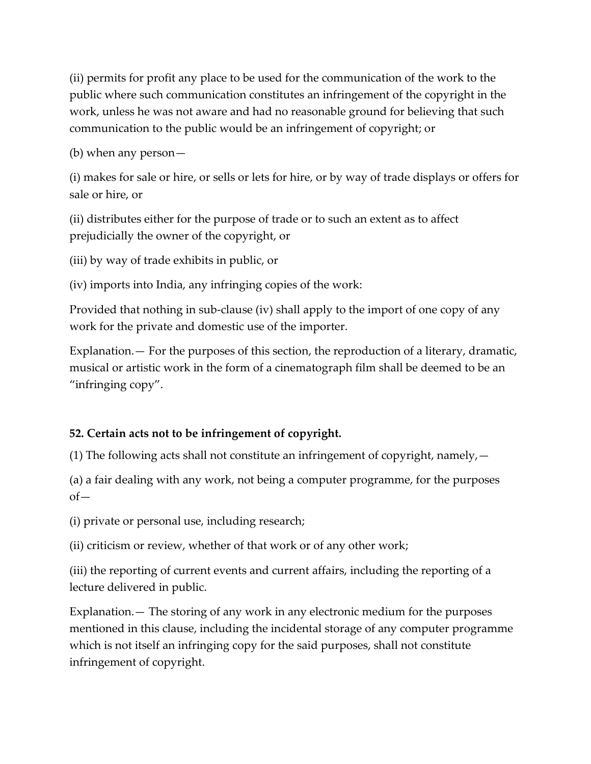(ii) permits for profit any place to be used for the communication of the work to the public where such communication constitutes an infringement of the copyright in the work, unless he was not aware and had no reasonable ground for believing that such communication to the public would be an infringement of copyright; or

(b) when any person—

(i) makes for sale or hire, or sells or lets for hire, or by way of trade displays or offers for sale or hire, or

(ii) distributes either for the purpose of trade or to such an extent as to affect prejudicially the owner of the copyright, or

(iii) by way of trade exhibits in public, or

(iv) imports into India, any infringing copies of the work:

Provided that nothing in sub-clause (iv) shall apply to the import of one copy of any work for the private and domestic use of the importer.

Explanation.— For the purposes of this section, the reproduction of a literary, dramatic, musical or artistic work in the form of a cinematograph film shall be deemed to be an "infringing copy".

**52. Certain acts not to be infringement of copyright.**

(1) The following acts shall not constitute an infringement of copyright, namely,—

(a) a fair dealing with any work, not being a computer programme, for the purposes of—

(i) private or personal use, including research;

(ii) criticism or review, whether of that work or of any other work;

(iii) the reporting of current events and current affairs, including the reporting of a lecture delivered in public.

Explanation.— The storing of any work in any electronic medium for the purposes mentioned in this clause, including the incidental storage of any computer programme which is not itself an infringing copy for the said purposes, shall not constitute infringement of copyright.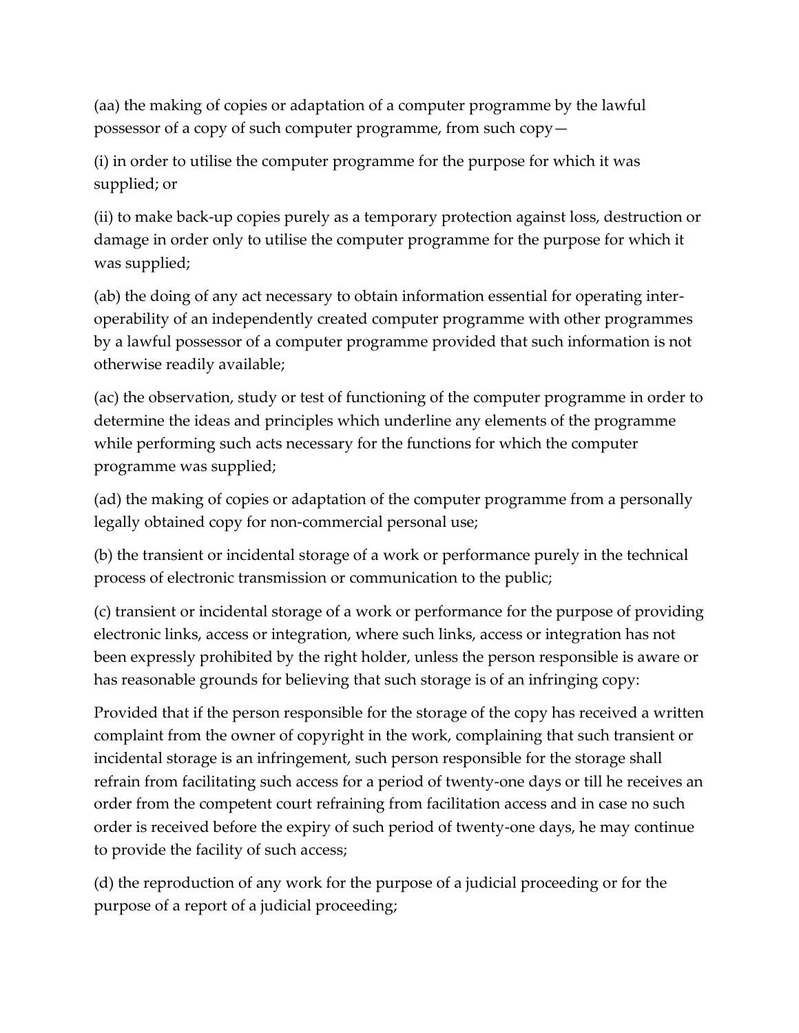(aa) the making of copies or adaptation of a computer programme by the lawful possessor of a copy of such computer programme, from such copy—

(i) in order to utilise the computer programme for the purpose for which it was supplied; or

(ii) to make back-up copies purely as a temporary protection against loss, destruction or damage in order only to utilise the computer programme for the purpose for which it was supplied;

(ab) the doing of any act necessary to obtain information essential for operating inter-operability of an independently created computer programme with other programmes by a lawful possessor of a computer programme provided that such information is not otherwise readily available;

(ac) the observation, study or test of functioning of the computer programme in order to determine the ideas and principles which underline any elements of the programme while performing such acts necessary for the functions for which the computer programme was supplied;

(ad) the making of copies or adaptation of the computer programme from a personally legally obtained copy for non-commercial personal use;

(b) the transient or incidental storage of a work or performance purely in the technical process of electronic transmission or communication to the public;

(c) transient or incidental storage of a work or performance for the purpose of providing electronic links, access or integration, where such links, access or integration has not been expressly prohibited by the right holder, unless the person responsible is aware or has reasonable grounds for believing that such storage is of an infringing copy:

Provided that if the person responsible for the storage of the copy has received a written complaint from the owner of copyright in the work, complaining that such transient or incidental storage is an infringement, such person responsible for the storage shall refrain from facilitating such access for a period of twenty-one days or till he receives an order from the competent court refraining from facilitation access and in case no such order is received before the expiry of such period of twenty-one days, he may continue to provide the facility of such access;

(d) the reproduction of any work for the purpose of a judicial proceeding or for the purpose of a report of a judicial proceeding;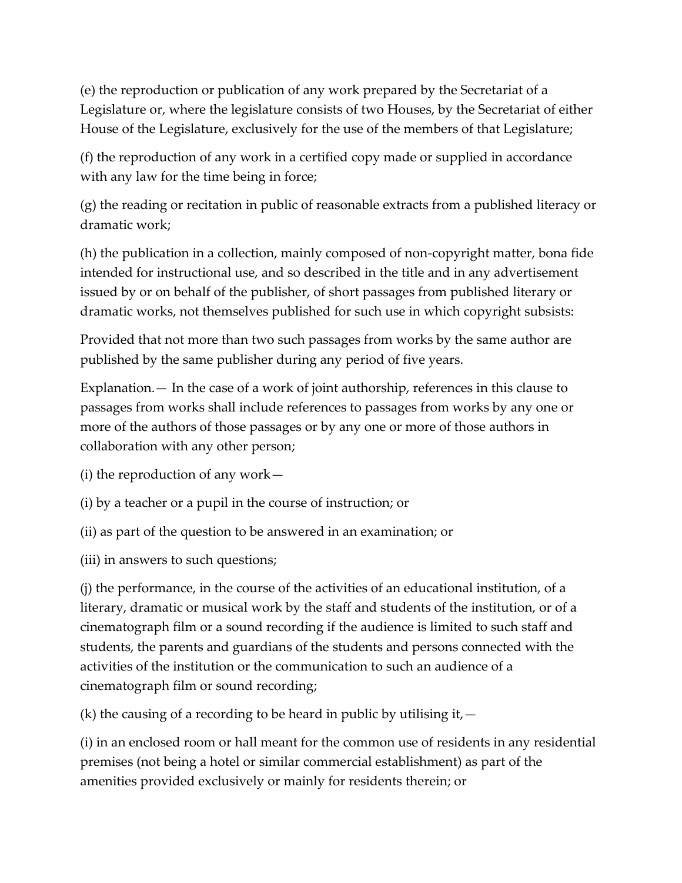(e) the reproduction or publication of any work prepared by the Secretariat of a Legislature or, where the legislature consists of two Houses, by the Secretariat of either House of the Legislature, exclusively for the use of the members of that Legislature;

(f) the reproduction of any work in a certified copy made or supplied in accordance with any law for the time being in force;

(g) the reading or recitation in public of reasonable extracts from a published literacy or dramatic work;

(h) the publication in a collection, mainly composed of non-copyright matter, bona fide intended for instructional use, and so described in the title and in any advertisement issued by or on behalf of the publisher, of short passages from published literary or dramatic works, not themselves published for such use in which copyright subsists:

Provided that not more than two such passages from works by the same author are published by the same publisher during any period of five years.

Explanation.— In the case of a work of joint authorship, references in this clause to passages from works shall include references to passages from works by any one or more of the authors of those passages or by any one or more of those authors in collaboration with any other person;

(i) the reproduction of any work—

(i) by a teacher or a pupil in the course of instruction; or

(ii) as part of the question to be answered in an examination; or

(iii) in answers to such questions;

(j) the performance, in the course of the activities of an educational institution, of a literary, dramatic or musical work by the staff and students of the institution, or of a cinematograph film or a sound recording if the audience is limited to such staff and students, the parents and guardians of the students and persons connected with the activities of the institution or the communication to such an audience of a cinematograph film or sound recording;

(k) the causing of a recording to be heard in public by utilising it,—

(i) in an enclosed room or hall meant for the common use of residents in any residential premises (not being a hotel or similar commercial establishment) as part of the amenities provided exclusively or mainly for residents therein; or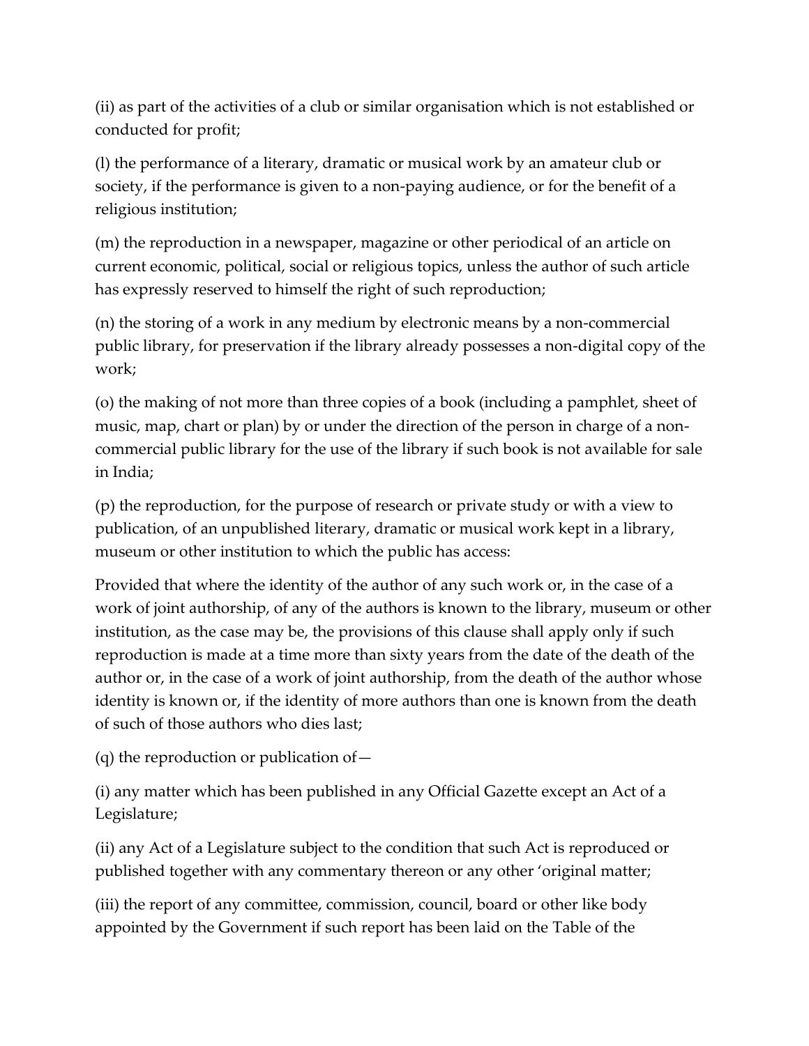(ii) as part of the activities of a club or similar organisation which is not established or conducted for profit;

(l) the performance of a literary, dramatic or musical work by an amateur club or society, if the performance is given to a non-paying audience, or for the benefit of a religious institution;

(m) the reproduction in a newspaper, magazine or other periodical of an article on current economic, political, social or religious topics, unless the author of such article has expressly reserved to himself the right of such reproduction;

(n) the storing of a work in any medium by electronic means by a non-commercial public library, for preservation if the library already possesses a non-digital copy of the work;

(o) the making of not more than three copies of a book (including a pamphlet, sheet of music, map, chart or plan) by or under the direction of the person in charge of a non-commercial public library for the use of the library if such book is not available for sale in India;

(p) the reproduction, for the purpose of research or private study or with a view to publication, of an unpublished literary, dramatic or musical work kept in a library, museum or other institution to which the public has access:

Provided that where the identity of the author of any such work or, in the case of a work of joint authorship, of any of the authors is known to the library, museum or other institution, as the case may be, the provisions of this clause shall apply only if such reproduction is made at a time more than sixty years from the date of the death of the author or, in the case of a work of joint authorship, from the death of the author whose identity is known or, if the identity of more authors than one is known from the death of such of those authors who dies last;

(q) the reproduction or publication of—

(i) any matter which has been published in any Official Gazette except an Act of a Legislature;

(ii) any Act of a Legislature subject to the condition that such Act is reproduced or published together with any commentary thereon or any other 'original matter;

(iii) the report of any committee, commission, council, board or other like body appointed by the Government if such report has been laid on the Table of the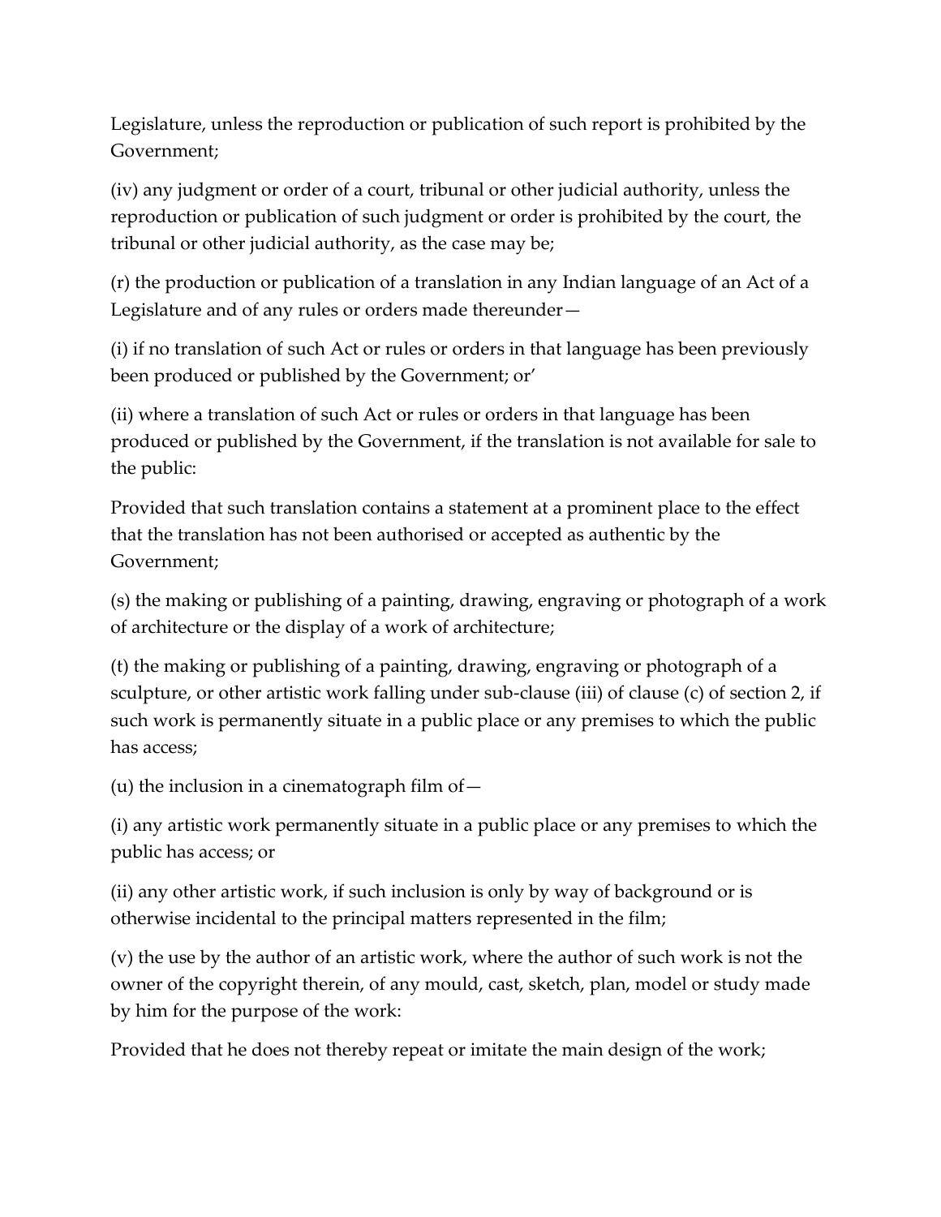Legislature, unless the reproduction or publication of such report is prohibited by the Government;

(iv) any judgment or order of a court, tribunal or other judicial authority, unless the reproduction or publication of such judgment or order is prohibited by the court, the tribunal or other judicial authority, as the case may be;

(r) the production or publication of a translation in any Indian language of an Act of a Legislature and of any rules or orders made thereunder—

(i) if no translation of such Act or rules or orders in that language has been previously been produced or published by the Government; or'

(ii) where a translation of such Act or rules or orders in that language has been produced or published by the Government, if the translation is not available for sale to the public:

Provided that such translation contains a statement at a prominent place to the effect that the translation has not been authorised or accepted as authentic by the Government;

(s) the making or publishing of a painting, drawing, engraving or photograph of a work of architecture or the display of a work of architecture;

(t) the making or publishing of a painting, drawing, engraving or photograph of a sculpture, or other artistic work falling under sub-clause (iii) of clause (c) of section 2, if such work is permanently situate in a public place or any premises to which the public has access;

(u) the inclusion in a cinematograph film of—

(i) any artistic work permanently situate in a public place or any premises to which the public has access; or

(ii) any other artistic work, if such inclusion is only by way of background or is otherwise incidental to the principal matters represented in the film;

(v) the use by the author of an artistic work, where the author of such work is not the owner of the copyright therein, of any mould, cast, sketch, plan, model or study made by him for the purpose of the work:

Provided that he does not thereby repeat or imitate the main design of the work;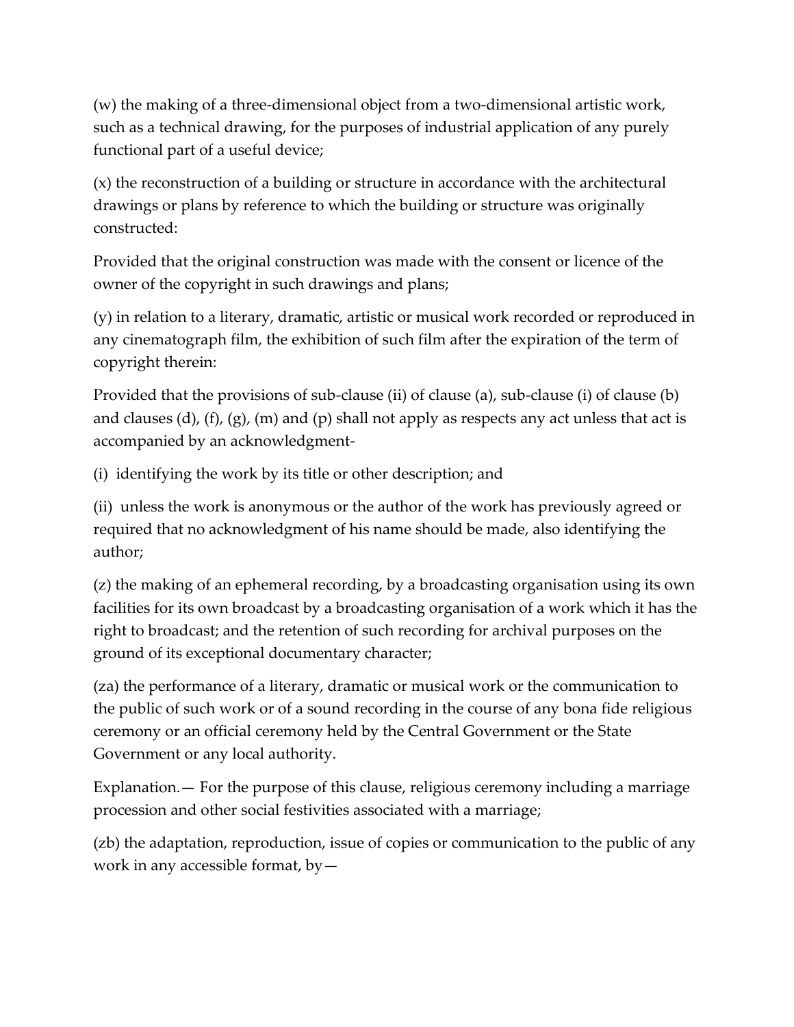(w) the making of a three-dimensional object from a two-dimensional artistic work, such as a technical drawing, for the purposes of industrial application of any purely functional part of a useful device;

(x) the reconstruction of a building or structure in accordance with the architectural drawings or plans by reference to which the building or structure was originally constructed:

Provided that the original construction was made with the consent or licence of the owner of the copyright in such drawings and plans;

(y) in relation to a literary, dramatic, artistic or musical work recorded or reproduced in any cinematograph film, the exhibition of such film after the expiration of the term of copyright therein:

Provided that the provisions of sub-clause (ii) of clause (a), sub-clause (i) of clause (b) and clauses (d), (f), (g), (m) and (p) shall not apply as respects any act unless that act is accompanied by an acknowledgment-

(i) identifying the work by its title or other description; and

(ii) unless the work is anonymous or the author of the work has previously agreed or required that no acknowledgment of his name should be made, also identifying the author;

(z) the making of an ephemeral recording, by a broadcasting organisation using its own facilities for its own broadcast by a broadcasting organisation of a work which it has the right to broadcast; and the retention of such recording for archival purposes on the ground of its exceptional documentary character;

(za) the performance of a literary, dramatic or musical work or the communication to the public of such work or of a sound recording in the course of any bona fide religious ceremony or an official ceremony held by the Central Government or the State Government or any local authority.

Explanation.— For the purpose of this clause, religious ceremony including a marriage procession and other social festivities associated with a marriage;

(zb) the adaptation, reproduction, issue of copies or communication to the public of any work in any accessible format, by—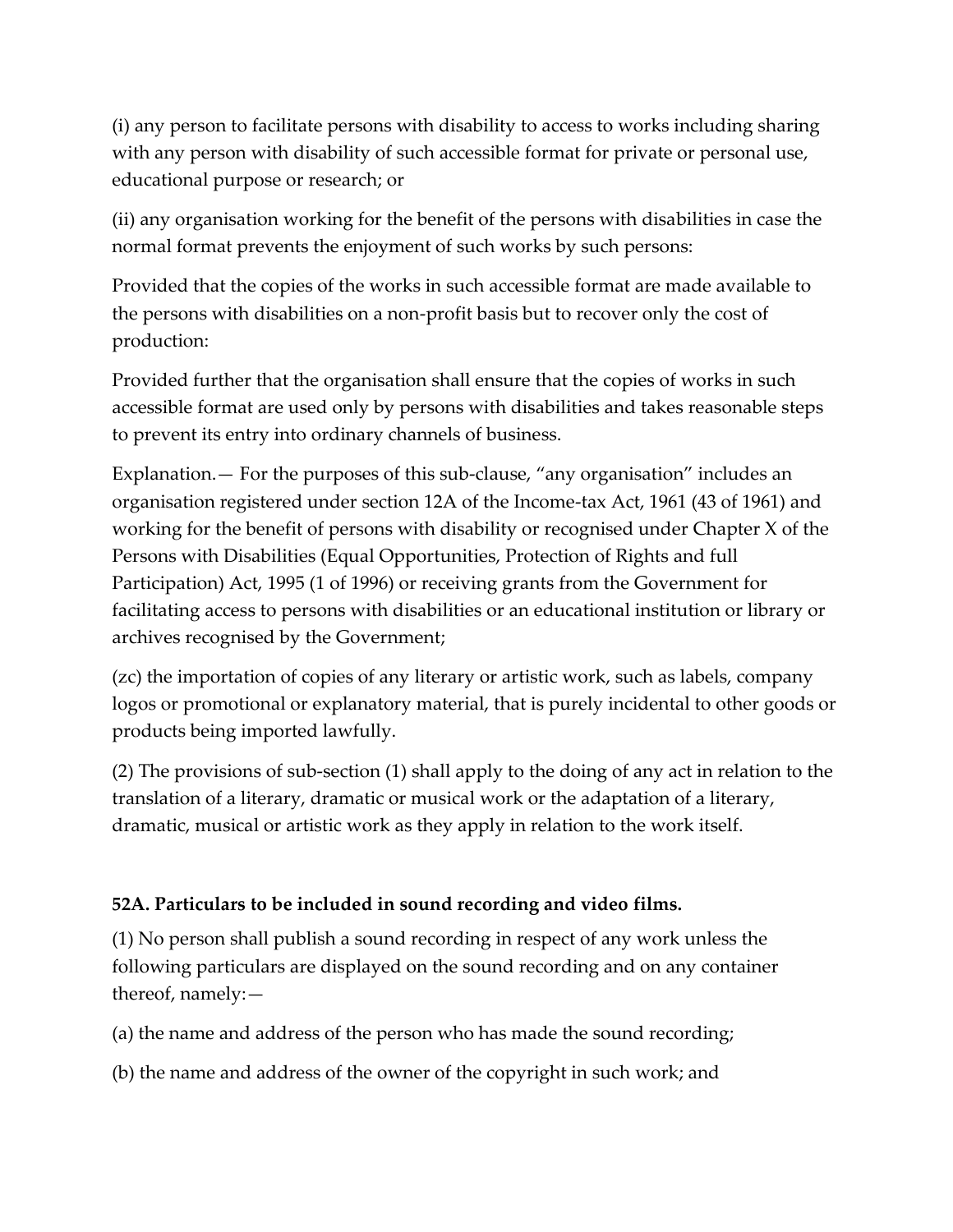(i) any person to facilitate persons with disability to access to works including sharing with any person with disability of such accessible format for private or personal use, educational purpose or research; or

(ii) any organisation working for the benefit of the persons with disabilities in case the normal format prevents the enjoyment of such works by such persons:

Provided that the copies of the works in such accessible format are made available to the persons with disabilities on a non-profit basis but to recover only the cost of production:

Provided further that the organisation shall ensure that the copies of works in such accessible format are used only by persons with disabilities and takes reasonable steps to prevent its entry into ordinary channels of business.

Explanation.— For the purposes of this sub-clause, "any organisation" includes an organisation registered under section 12A of the Income-tax Act, 1961 (43 of 1961) and working for the benefit of persons with disability or recognised under Chapter X of the Persons with Disabilities (Equal Opportunities, Protection of Rights and full Participation) Act, 1995 (1 of 1996) or receiving grants from the Government for facilitating access to persons with disabilities or an educational institution or library or archives recognised by the Government;

(zc) the importation of copies of any literary or artistic work, such as labels, company logos or promotional or explanatory material, that is purely incidental to other goods or products being imported lawfully.

(2) The provisions of sub-section (1) shall apply to the doing of any act in relation to the translation of a literary, dramatic or musical work or the adaptation of a literary, dramatic, musical or artistic work as they apply in relation to the work itself.

**52A. Particulars to be included in sound recording and video films.**

(1) No person shall publish a sound recording in respect of any work unless the following particulars are displayed on the sound recording and on any container thereof, namely:—

(a) the name and address of the person who has made the sound recording;

(b) the name and address of the owner of the copyright in such work; and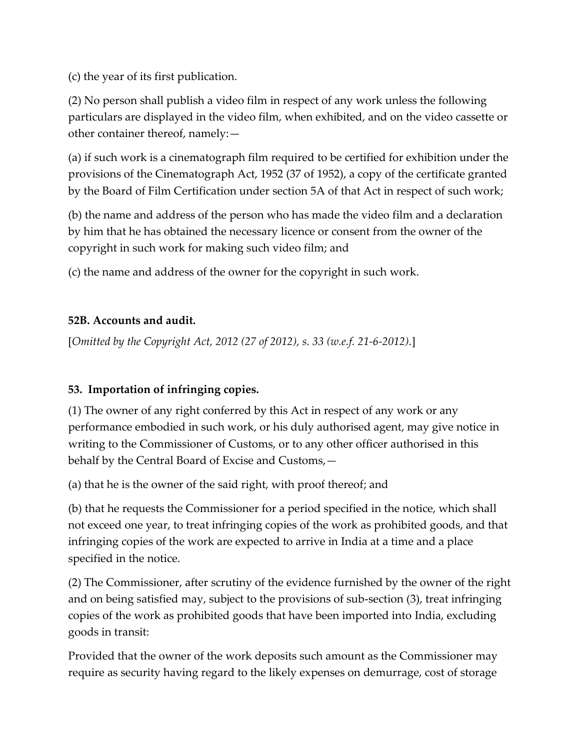(c) the year of its first publication.

(2) No person shall publish a video film in respect of any work unless the following particulars are displayed in the video film, when exhibited, and on the video cassette or other container thereof, namely:—

(a) if such work is a cinematograph film required to be certified for exhibition under the provisions of the Cinematograph Act, 1952 (37 of 1952), a copy of the certificate granted by the Board of Film Certification under section 5A of that Act in respect of such work;

(b) the name and address of the person who has made the video film and a declaration by him that he has obtained the necessary licence or consent from the owner of the copyright in such work for making such video film; and

(c) the name and address of the owner for the copyright in such work.

**52B. Accounts and audit.**

[*Omitted by the Copyright Act, 2012 (27 of 2012), s. 33 (w.e.f. 21-6-2012).*]

**53. Importation of infringing copies.**

(1) The owner of any right conferred by this Act in respect of any work or any performance embodied in such work, or his duly authorised agent, may give notice in writing to the Commissioner of Customs, or to any other officer authorised in this behalf by the Central Board of Excise and Customs,—

(a) that he is the owner of the said right, with proof thereof; and

(b) that he requests the Commissioner for a period specified in the notice, which shall not exceed one year, to treat infringing copies of the work as prohibited goods, and that infringing copies of the work are expected to arrive in India at a time and a place specified in the notice.

(2) The Commissioner, after scrutiny of the evidence furnished by the owner of the right and on being satisfied may, subject to the provisions of sub-section (3), treat infringing copies of the work as prohibited goods that have been imported into India, excluding goods in transit:

Provided that the owner of the work deposits such amount as the Commissioner may require as security having regard to the likely expenses on demurrage, cost of storage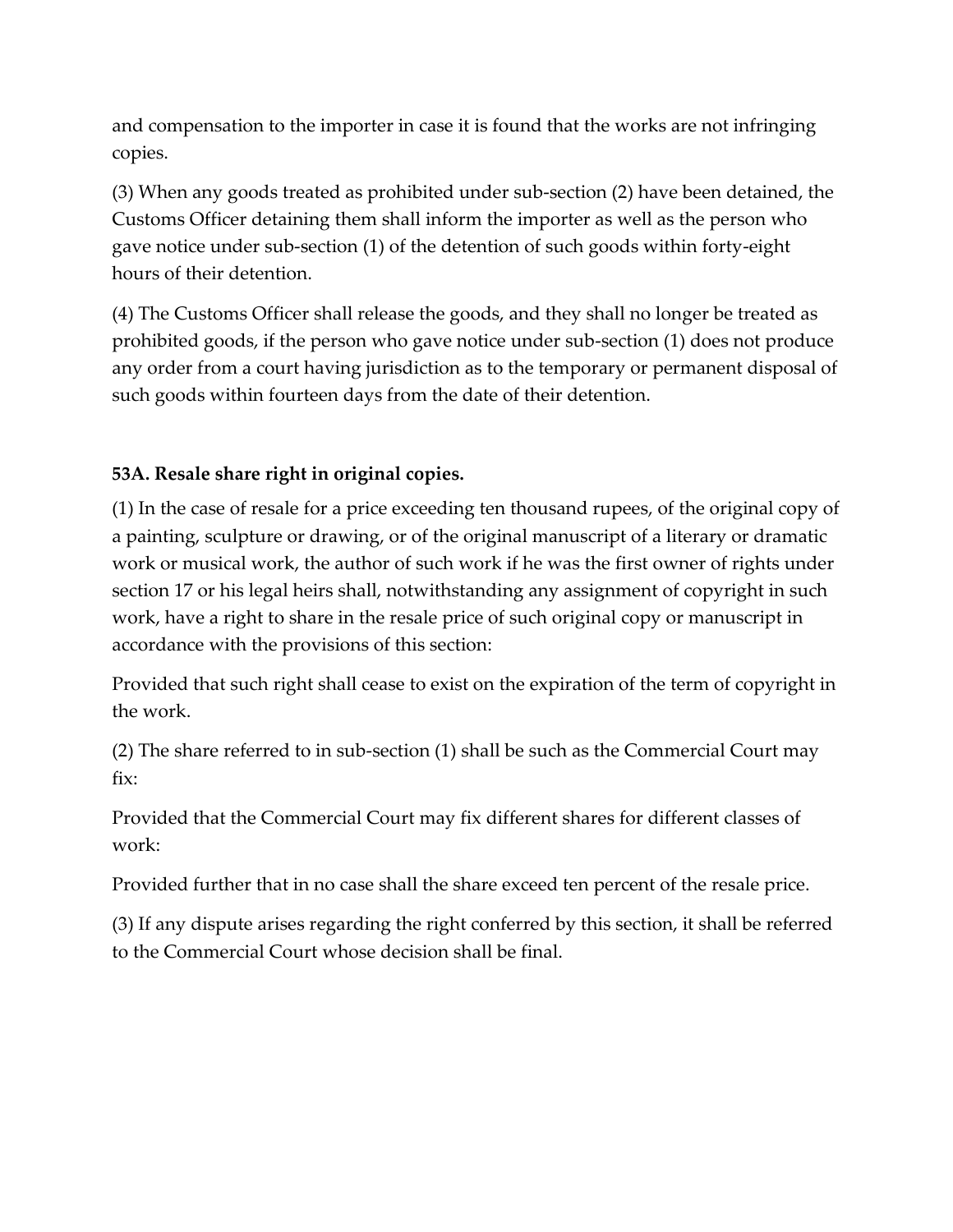and compensation to the importer in case it is found that the works are not infringing copies.

(3) When any goods treated as prohibited under sub-section (2) have been detained, the Customs Officer detaining them shall inform the importer as well as the person who gave notice under sub-section (1) of the detention of such goods within forty-eight hours of their detention.

(4) The Customs Officer shall release the goods, and they shall no longer be treated as prohibited goods, if the person who gave notice under sub-section (1) does not produce any order from a court having jurisdiction as to the temporary or permanent disposal of such goods within fourteen days from the date of their detention.

**53A. Resale share right in original copies.**

(1) In the case of resale for a price exceeding ten thousand rupees, of the original copy of a painting, sculpture or drawing, or of the original manuscript of a literary or dramatic work or musical work, the author of such work if he was the first owner of rights under section 17 or his legal heirs shall, notwithstanding any assignment of copyright in such work, have a right to share in the resale price of such original copy or manuscript in accordance with the provisions of this section:

Provided that such right shall cease to exist on the expiration of the term of copyright in the work.

(2) The share referred to in sub-section (1) shall be such as the Commercial Court may fix:

Provided that the Commercial Court may fix different shares for different classes of work:

Provided further that in no case shall the share exceed ten percent of the resale price.

(3) If any dispute arises regarding the right conferred by this section, it shall be referred to the Commercial Court whose decision shall be final.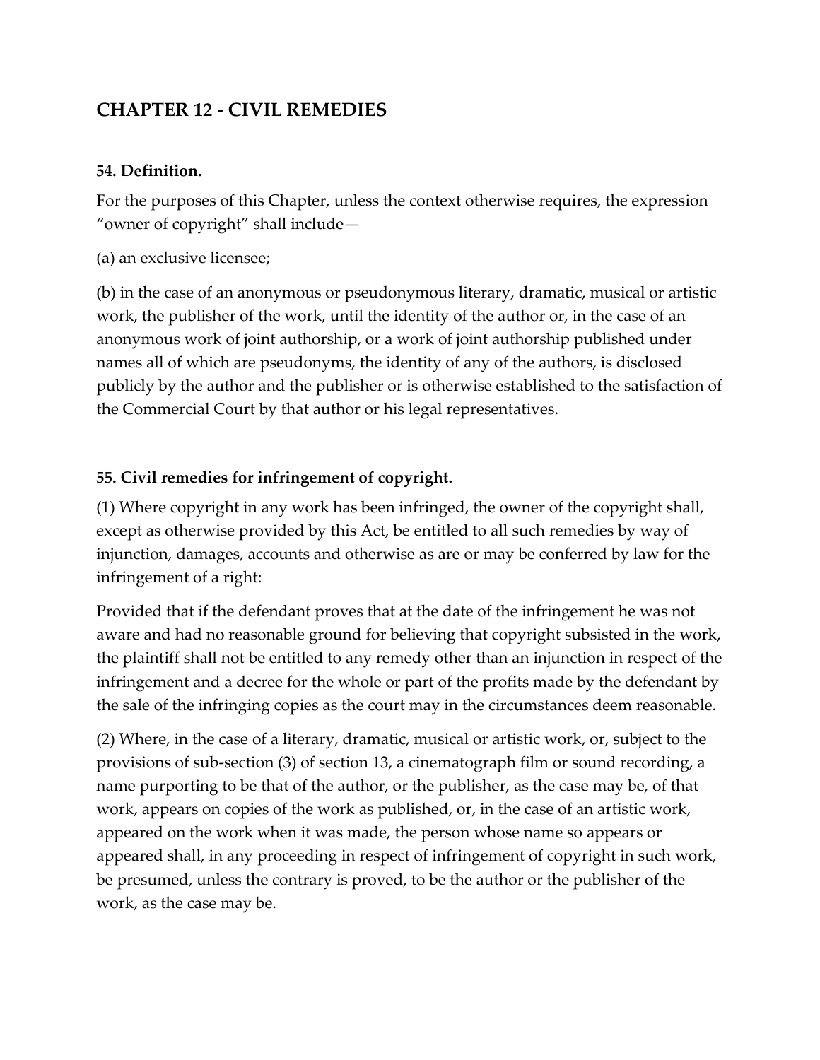## CHAPTER 12 - CIVIL REMEDIES

**54. Definition.**

For the purposes of this Chapter, unless the context otherwise requires, the expression "owner of copyright" shall include—

(a) an exclusive licensee;

(b) in the case of an anonymous or pseudonymous literary, dramatic, musical or artistic work, the publisher of the work, until the identity of the author or, in the case of an anonymous work of joint authorship, or a work of joint authorship published under names all of which are pseudonyms, the identity of any of the authors, is disclosed publicly by the author and the publisher or is otherwise established to the satisfaction of the Commercial Court by that author or his legal representatives.

**55. Civil remedies for infringement of copyright.**

(1) Where copyright in any work has been infringed, the owner of the copyright shall, except as otherwise provided by this Act, be entitled to all such remedies by way of injunction, damages, accounts and otherwise as are or may be conferred by law for the infringement of a right:

Provided that if the defendant proves that at the date of the infringement he was not aware and had no reasonable ground for believing that copyright subsisted in the work, the plaintiff shall not be entitled to any remedy other than an injunction in respect of the infringement and a decree for the whole or part of the profits made by the defendant by the sale of the infringing copies as the court may in the circumstances deem reasonable.

(2) Where, in the case of a literary, dramatic, musical or artistic work, or, subject to the provisions of sub-section (3) of section 13, a cinematograph film or sound recording, a name purporting to be that of the author, or the publisher, as the case may be, of that work, appears on copies of the work as published, or, in the case of an artistic work, appeared on the work when it was made, the person whose name so appears or appeared shall, in any proceeding in respect of infringement of copyright in such work, be presumed, unless the contrary is proved, to be the author or the publisher of the work, as the case may be.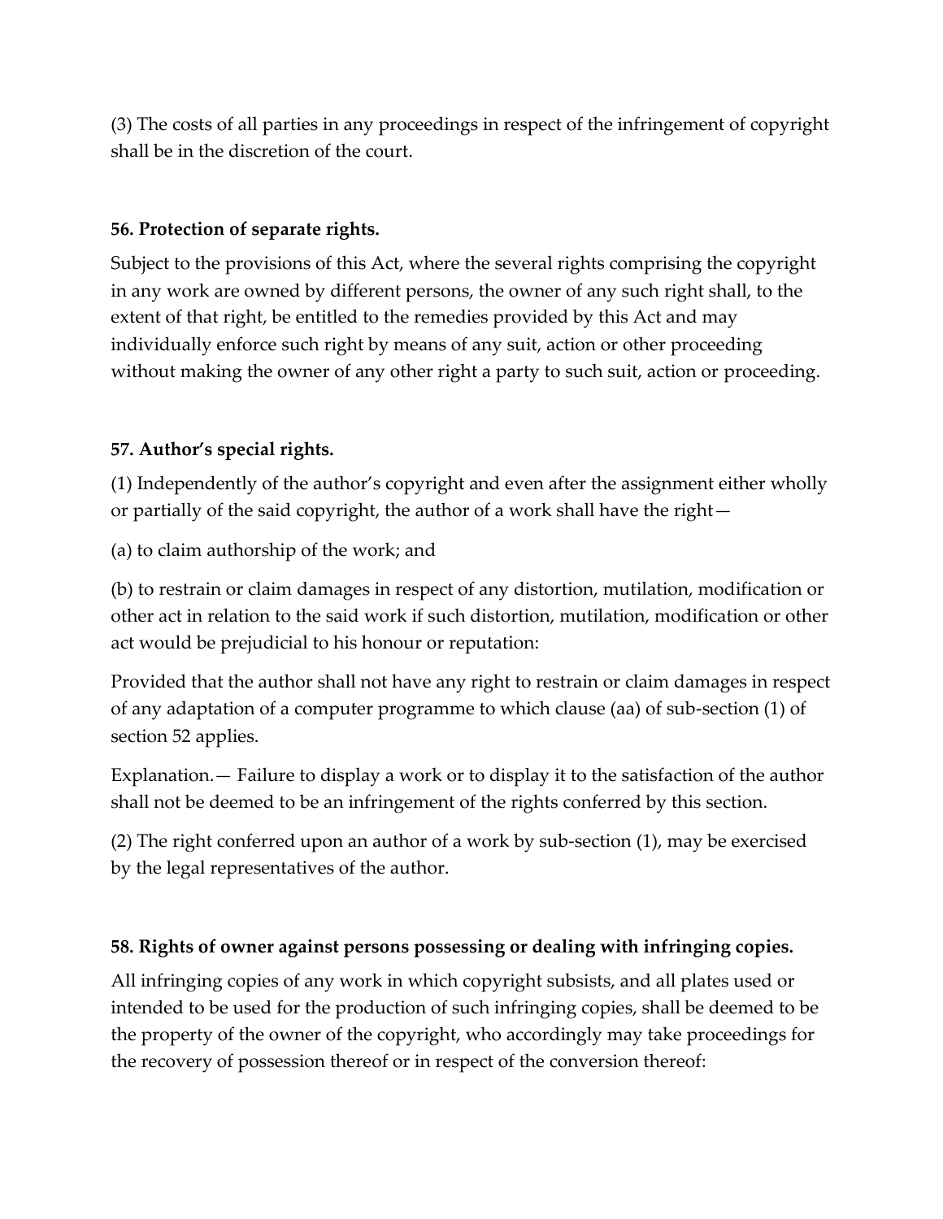(3) The costs of all parties in any proceedings in respect of the infringement of copyright shall be in the discretion of the court.

**56. Protection of separate rights.**

Subject to the provisions of this Act, where the several rights comprising the copyright in any work are owned by different persons, the owner of any such right shall, to the extent of that right, be entitled to the remedies provided by this Act and may individually enforce such right by means of any suit, action or other proceeding without making the owner of any other right a party to such suit, action or proceeding.

**57. Author's special rights.**

(1) Independently of the author's copyright and even after the assignment either wholly or partially of the said copyright, the author of a work shall have the right—

(a) to claim authorship of the work; and

(b) to restrain or claim damages in respect of any distortion, mutilation, modification or other act in relation to the said work if such distortion, mutilation, modification or other act would be prejudicial to his honour or reputation:

Provided that the author shall not have any right to restrain or claim damages in respect of any adaptation of a computer programme to which clause (aa) of sub-section (1) of section 52 applies.

Explanation.— Failure to display a work or to display it to the satisfaction of the author shall not be deemed to be an infringement of the rights conferred by this section.

(2) The right conferred upon an author of a work by sub-section (1), may be exercised by the legal representatives of the author.

**58. Rights of owner against persons possessing or dealing with infringing copies.**

All infringing copies of any work in which copyright subsists, and all plates used or intended to be used for the production of such infringing copies, shall be deemed to be the property of the owner of the copyright, who accordingly may take proceedings for the recovery of possession thereof or in respect of the conversion thereof: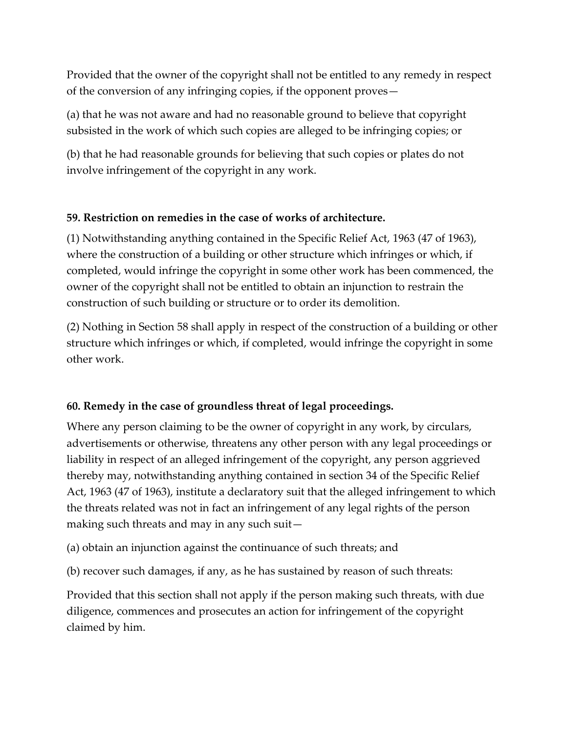Provided that the owner of the copyright shall not be entitled to any remedy in respect of the conversion of any infringing copies, if the opponent proves—

(a) that he was not aware and had no reasonable ground to believe that copyright subsisted in the work of which such copies are alleged to be infringing copies; or

(b) that he had reasonable grounds for believing that such copies or plates do not involve infringement of the copyright in any work.

**59. Restriction on remedies in the case of works of architecture.**

(1) Notwithstanding anything contained in the Specific Relief Act, 1963 (47 of 1963), where the construction of a building or other structure which infringes or which, if completed, would infringe the copyright in some other work has been commenced, the owner of the copyright shall not be entitled to obtain an injunction to restrain the construction of such building or structure or to order its demolition.

(2) Nothing in Section 58 shall apply in respect of the construction of a building or other structure which infringes or which, if completed, would infringe the copyright in some other work.

**60. Remedy in the case of groundless threat of legal proceedings.**

Where any person claiming to be the owner of copyright in any work, by circulars, advertisements or otherwise, threatens any other person with any legal proceedings or liability in respect of an alleged infringement of the copyright, any person aggrieved thereby may, notwithstanding anything contained in section 34 of the Specific Relief Act, 1963 (47 of 1963), institute a declaratory suit that the alleged infringement to which the threats related was not in fact an infringement of any legal rights of the person making such threats and may in any such suit—

(a) obtain an injunction against the continuance of such threats; and

(b) recover such damages, if any, as he has sustained by reason of such threats:

Provided that this section shall not apply if the person making such threats, with due diligence, commences and prosecutes an action for infringement of the copyright claimed by him.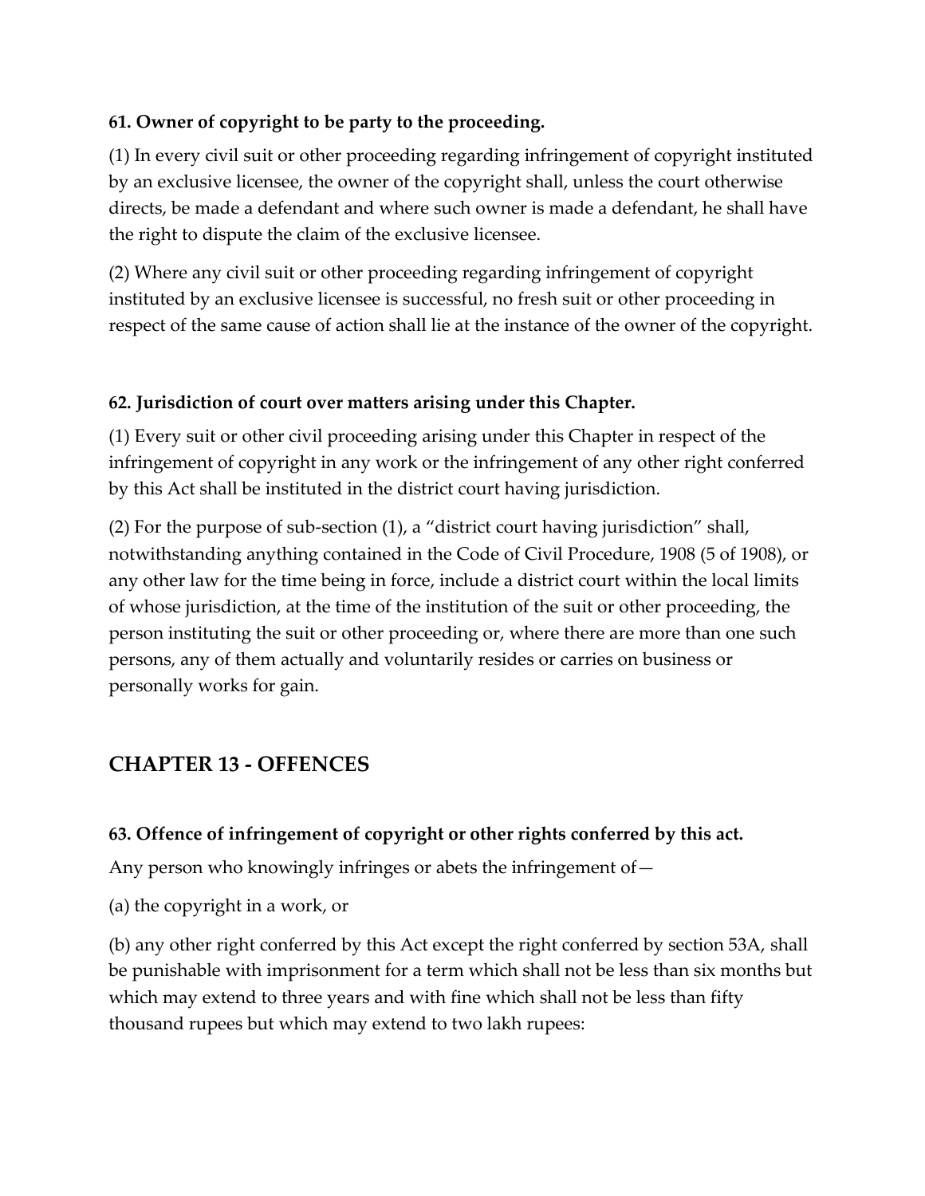**61. Owner of copyright to be party to the proceeding.**

(1) In every civil suit or other proceeding regarding infringement of copyright instituted by an exclusive licensee, the owner of the copyright shall, unless the court otherwise directs, be made a defendant and where such owner is made a defendant, he shall have the right to dispute the claim of the exclusive licensee.

(2) Where any civil suit or other proceeding regarding infringement of copyright instituted by an exclusive licensee is successful, no fresh suit or other proceeding in respect of the same cause of action shall lie at the instance of the owner of the copyright.

**62. Jurisdiction of court over matters arising under this Chapter.**

(1) Every suit or other civil proceeding arising under this Chapter in respect of the infringement of copyright in any work or the infringement of any other right conferred by this Act shall be instituted in the district court having jurisdiction.

(2) For the purpose of sub-section (1), a "district court having jurisdiction" shall, notwithstanding anything contained in the Code of Civil Procedure, 1908 (5 of 1908), or any other law for the time being in force, include a district court within the local limits of whose jurisdiction, at the time of the institution of the suit or other proceeding, the person instituting the suit or other proceeding or, where there are more than one such persons, any of them actually and voluntarily resides or carries on business or personally works for gain.

## CHAPTER 13 - OFFENCES

**63. Offence of infringement of copyright or other rights conferred by this act.**

Any person who knowingly infringes or abets the infringement of—

(a) the copyright in a work, or

(b) any other right conferred by this Act except the right conferred by section 53A, shall be punishable with imprisonment for a term which shall not be less than six months but which may extend to three years and with fine which shall not be less than fifty thousand rupees but which may extend to two lakh rupees: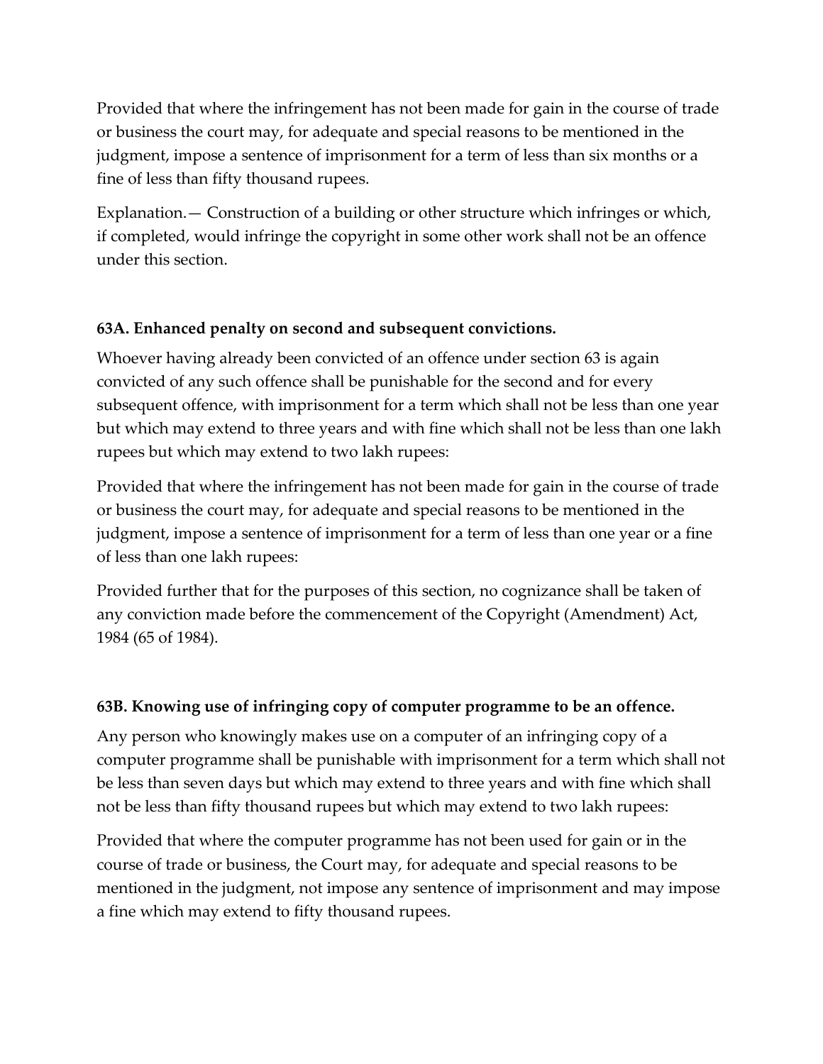Provided that where the infringement has not been made for gain in the course of trade or business the court may, for adequate and special reasons to be mentioned in the judgment, impose a sentence of imprisonment for a term of less than six months or a fine of less than fifty thousand rupees.

Explanation.— Construction of a building or other structure which infringes or which, if completed, would infringe the copyright in some other work shall not be an offence under this section.

### 63A. Enhanced penalty on second and subsequent convictions.

Whoever having already been convicted of an offence under section 63 is again convicted of any such offence shall be punishable for the second and for every subsequent offence, with imprisonment for a term which shall not be less than one year but which may extend to three years and with fine which shall not be less than one lakh rupees but which may extend to two lakh rupees:

Provided that where the infringement has not been made for gain in the course of trade or business the court may, for adequate and special reasons to be mentioned in the judgment, impose a sentence of imprisonment for a term of less than one year or a fine of less than one lakh rupees:

Provided further that for the purposes of this section, no cognizance shall be taken of any conviction made before the commencement of the Copyright (Amendment) Act, 1984 (65 of 1984).

### 63B. Knowing use of infringing copy of computer programme to be an offence.

Any person who knowingly makes use on a computer of an infringing copy of a computer programme shall be punishable with imprisonment for a term which shall not be less than seven days but which may extend to three years and with fine which shall not be less than fifty thousand rupees but which may extend to two lakh rupees:

Provided that where the computer programme has not been used for gain or in the course of trade or business, the Court may, for adequate and special reasons to be mentioned in the judgment, not impose any sentence of imprisonment and may impose a fine which may extend to fifty thousand rupees.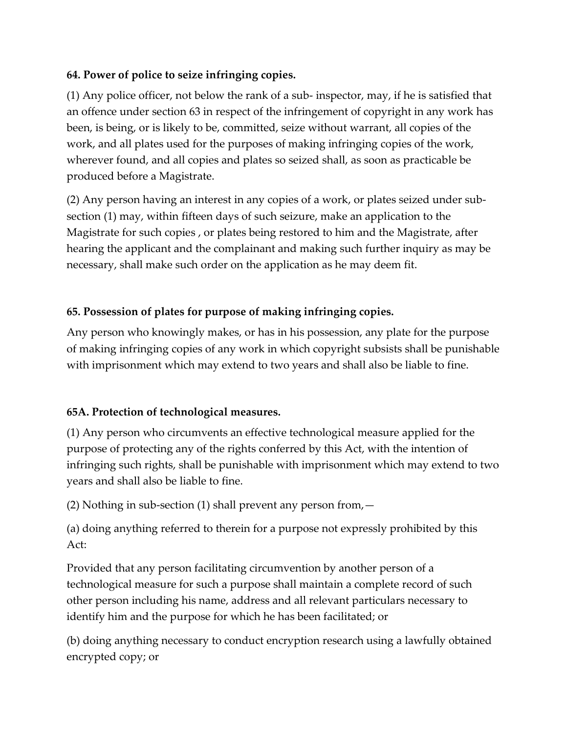**64. Power of police to seize infringing copies.**

(1) Any police officer, not below the rank of a sub- inspector, may, if he is satisfied that an offence under section 63 in respect of the infringement of copyright in any work has been, is being, or is likely to be, committed, seize without warrant, all copies of the work, and all plates used for the purposes of making infringing copies of the work, wherever found, and all copies and plates so seized shall, as soon as practicable be produced before a Magistrate.

(2) Any person having an interest in any copies of a work, or plates seized under sub-section (1) may, within fifteen days of such seizure, make an application to the Magistrate for such copies , or plates being restored to him and the Magistrate, after hearing the applicant and the complainant and making such further inquiry as may be necessary, shall make such order on the application as he may deem fit.

**65. Possession of plates for purpose of making infringing copies.**

Any person who knowingly makes, or has in his possession, any plate for the purpose of making infringing copies of any work in which copyright subsists shall be punishable with imprisonment which may extend to two years and shall also be liable to fine.

**65A. Protection of technological measures.**

(1) Any person who circumvents an effective technological measure applied for the purpose of protecting any of the rights conferred by this Act, with the intention of infringing such rights, shall be punishable with imprisonment which may extend to two years and shall also be liable to fine.

(2) Nothing in sub-section (1) shall prevent any person from,—

(a) doing anything referred to therein for a purpose not expressly prohibited by this Act:

Provided that any person facilitating circumvention by another person of a technological measure for such a purpose shall maintain a complete record of such other person including his name, address and all relevant particulars necessary to identify him and the purpose for which he has been facilitated; or

(b) doing anything necessary to conduct encryption research using a lawfully obtained encrypted copy; or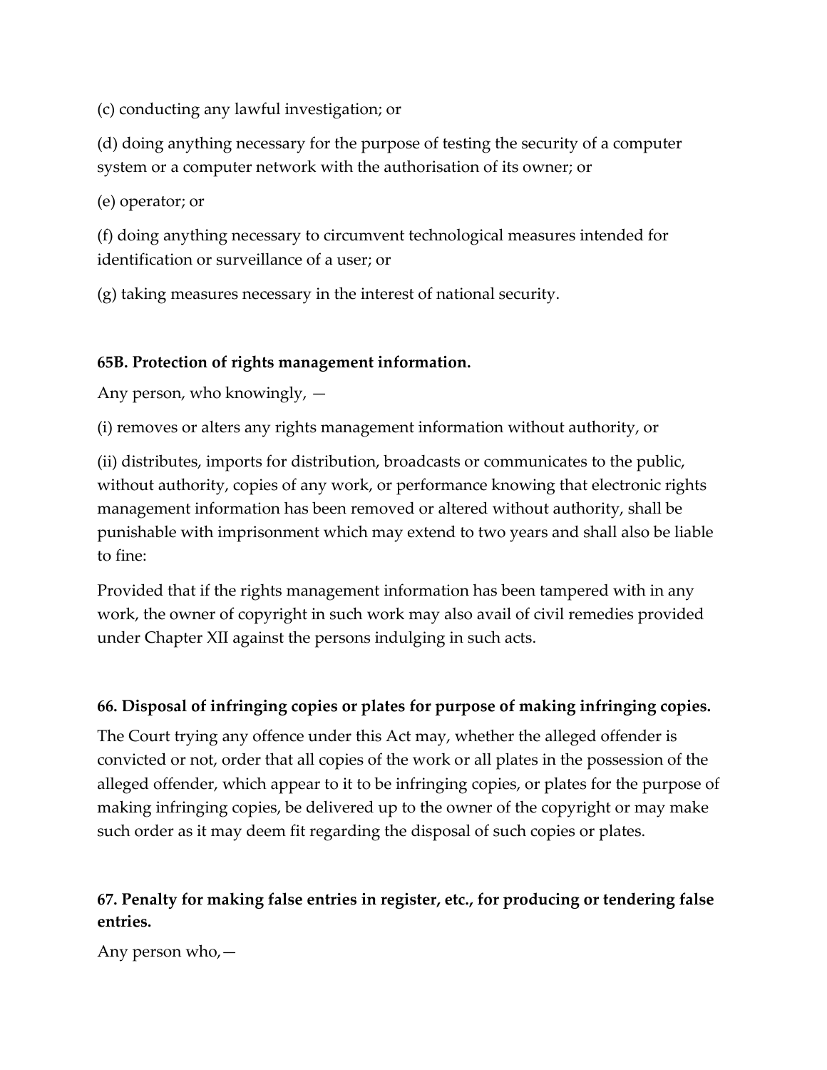(c) conducting any lawful investigation; or

(d) doing anything necessary for the purpose of testing the security of a computer system or a computer network with the authorisation of its owner; or

(e) operator; or

(f) doing anything necessary to circumvent technological measures intended for identification or surveillance of a user; or

(g) taking measures necessary in the interest of national security.

**65B. Protection of rights management information.**

Any person, who knowingly, —

(i) removes or alters any rights management information without authority, or

(ii) distributes, imports for distribution, broadcasts or communicates to the public, without authority, copies of any work, or performance knowing that electronic rights management information has been removed or altered without authority, shall be punishable with imprisonment which may extend to two years and shall also be liable to fine:

Provided that if the rights management information has been tampered with in any work, the owner of copyright in such work may also avail of civil remedies provided under Chapter XII against the persons indulging in such acts.

**66. Disposal of infringing copies or plates for purpose of making infringing copies.**

The Court trying any offence under this Act may, whether the alleged offender is convicted or not, order that all copies of the work or all plates in the possession of the alleged offender, which appear to it to be infringing copies, or plates for the purpose of making infringing copies, be delivered up to the owner of the copyright or may make such order as it may deem fit regarding the disposal of such copies or plates.

**67. Penalty for making false entries in register, etc., for producing or tendering false entries.**

Any person who,—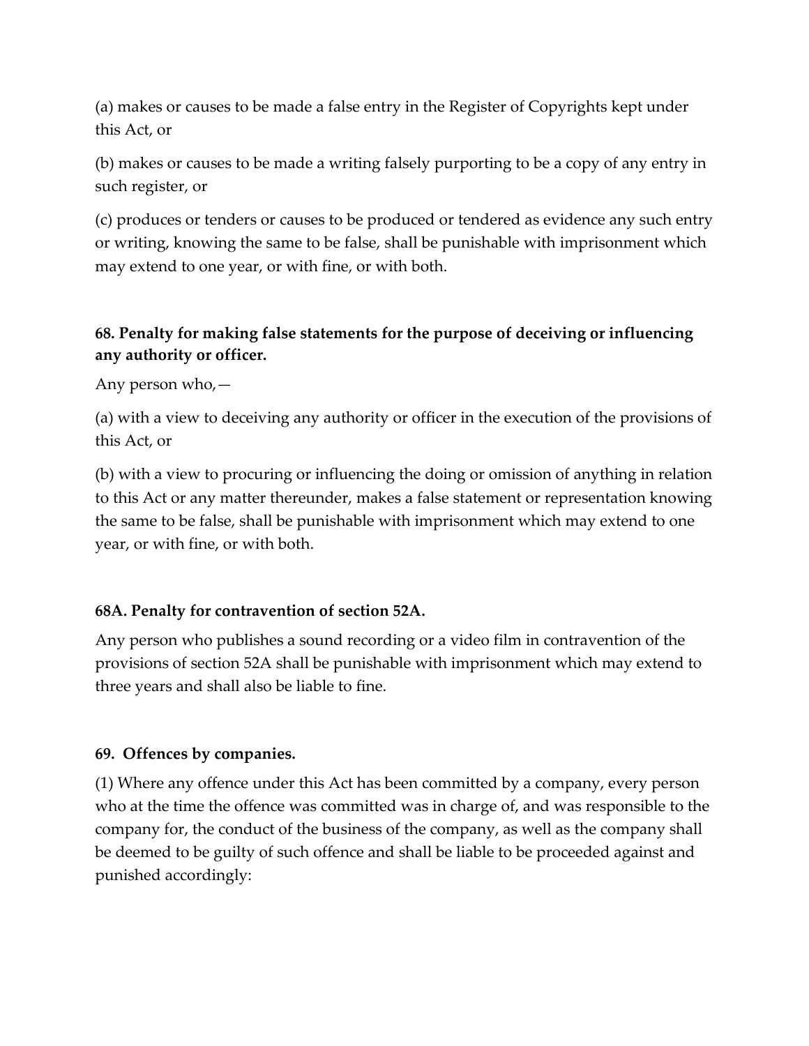(a) makes or causes to be made a false entry in the Register of Copyrights kept under this Act, or

(b) makes or causes to be made a writing falsely purporting to be a copy of any entry in such register, or

(c) produces or tenders or causes to be produced or tendered as evidence any such entry or writing, knowing the same to be false, shall be punishable with imprisonment which may extend to one year, or with fine, or with both.

**68. Penalty for making false statements for the purpose of deceiving or influencing any authority or officer.**

Any person who,—

(a) with a view to deceiving any authority or officer in the execution of the provisions of this Act, or

(b) with a view to procuring or influencing the doing or omission of anything in relation to this Act or any matter thereunder, makes a false statement or representation knowing the same to be false, shall be punishable with imprisonment which may extend to one year, or with fine, or with both.

**68A. Penalty for contravention of section 52A.**

Any person who publishes a sound recording or a video film in contravention of the provisions of section 52A shall be punishable with imprisonment which may extend to three years and shall also be liable to fine.

**69. Offences by companies.**

(1) Where any offence under this Act has been committed by a company, every person who at the time the offence was committed was in charge of, and was responsible to the company for, the conduct of the business of the company, as well as the company shall be deemed to be guilty of such offence and shall be liable to be proceeded against and punished accordingly: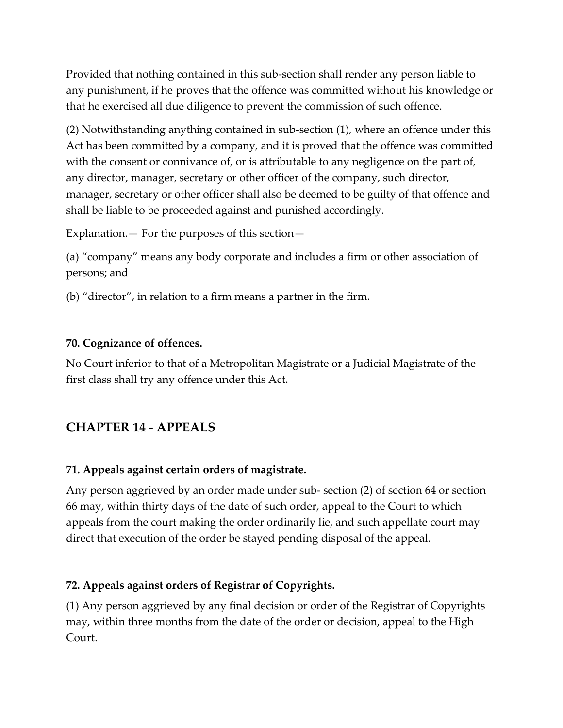Provided that nothing contained in this sub-section shall render any person liable to any punishment, if he proves that the offence was committed without his knowledge or that he exercised all due diligence to prevent the commission of such offence.

(2) Notwithstanding anything contained in sub-section (1), where an offence under this Act has been committed by a company, and it is proved that the offence was committed with the consent or connivance of, or is attributable to any negligence on the part of, any director, manager, secretary or other officer of the company, such director, manager, secretary or other officer shall also be deemed to be guilty of that offence and shall be liable to be proceeded against and punished accordingly.

Explanation.— For the purposes of this section—

(a) "company" means any body corporate and includes a firm or other association of persons; and

(b) "director", in relation to a firm means a partner in the firm.

### 70. Cognizance of offences.

No Court inferior to that of a Metropolitan Magistrate or a Judicial Magistrate of the first class shall try any offence under this Act.

## CHAPTER 14 - APPEALS

### 71. Appeals against certain orders of magistrate.

Any person aggrieved by an order made under sub- section (2) of section 64 or section 66 may, within thirty days of the date of such order, appeal to the Court to which appeals from the court making the order ordinarily lie, and such appellate court may direct that execution of the order be stayed pending disposal of the appeal.

### 72. Appeals against orders of Registrar of Copyrights.

(1) Any person aggrieved by any final decision or order of the Registrar of Copyrights may, within three months from the date of the order or decision, appeal to the High Court.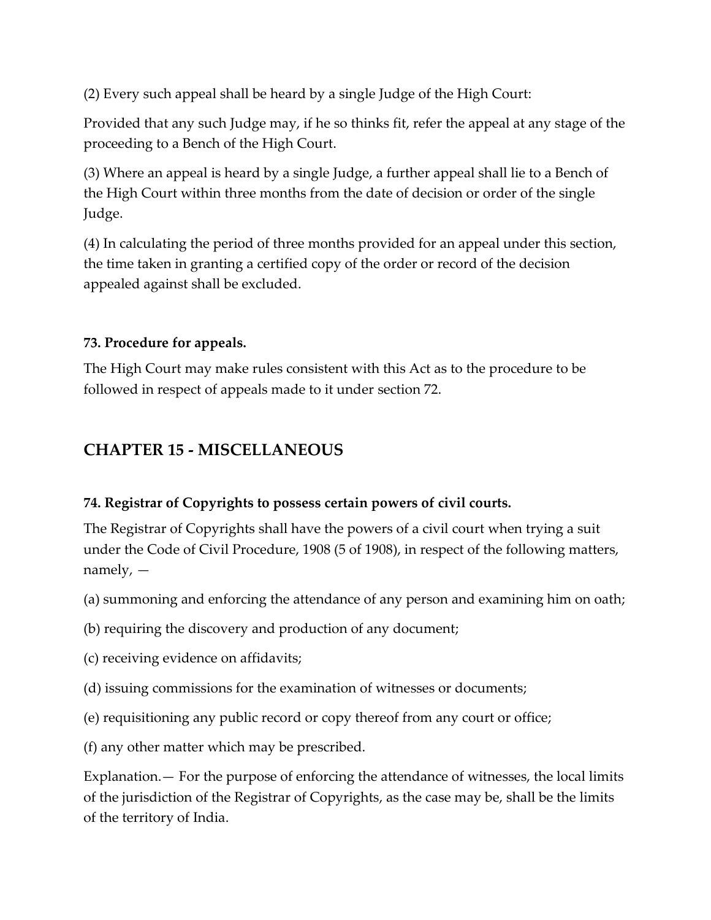(2) Every such appeal shall be heard by a single Judge of the High Court:

Provided that any such Judge may, if he so thinks fit, refer the appeal at any stage of the proceeding to a Bench of the High Court.

(3) Where an appeal is heard by a single Judge, a further appeal shall lie to a Bench of the High Court within three months from the date of decision or order of the single Judge.

(4) In calculating the period of three months provided for an appeal under this section, the time taken in granting a certified copy of the order or record of the decision appealed against shall be excluded.

**73. Procedure for appeals.**

The High Court may make rules consistent with this Act as to the procedure to be followed in respect of appeals made to it under section 72.

## CHAPTER 15 - MISCELLANEOUS

**74. Registrar of Copyrights to possess certain powers of civil courts.**

The Registrar of Copyrights shall have the powers of a civil court when trying a suit under the Code of Civil Procedure, 1908 (5 of 1908), in respect of the following matters, namely, —

(a) summoning and enforcing the attendance of any person and examining him on oath;

(b) requiring the discovery and production of any document;

(c) receiving evidence on affidavits;

(d) issuing commissions for the examination of witnesses or documents;

(e) requisitioning any public record or copy thereof from any court or office;

(f) any other matter which may be prescribed.

Explanation.— For the purpose of enforcing the attendance of witnesses, the local limits of the jurisdiction of the Registrar of Copyrights, as the case may be, shall be the limits of the territory of India.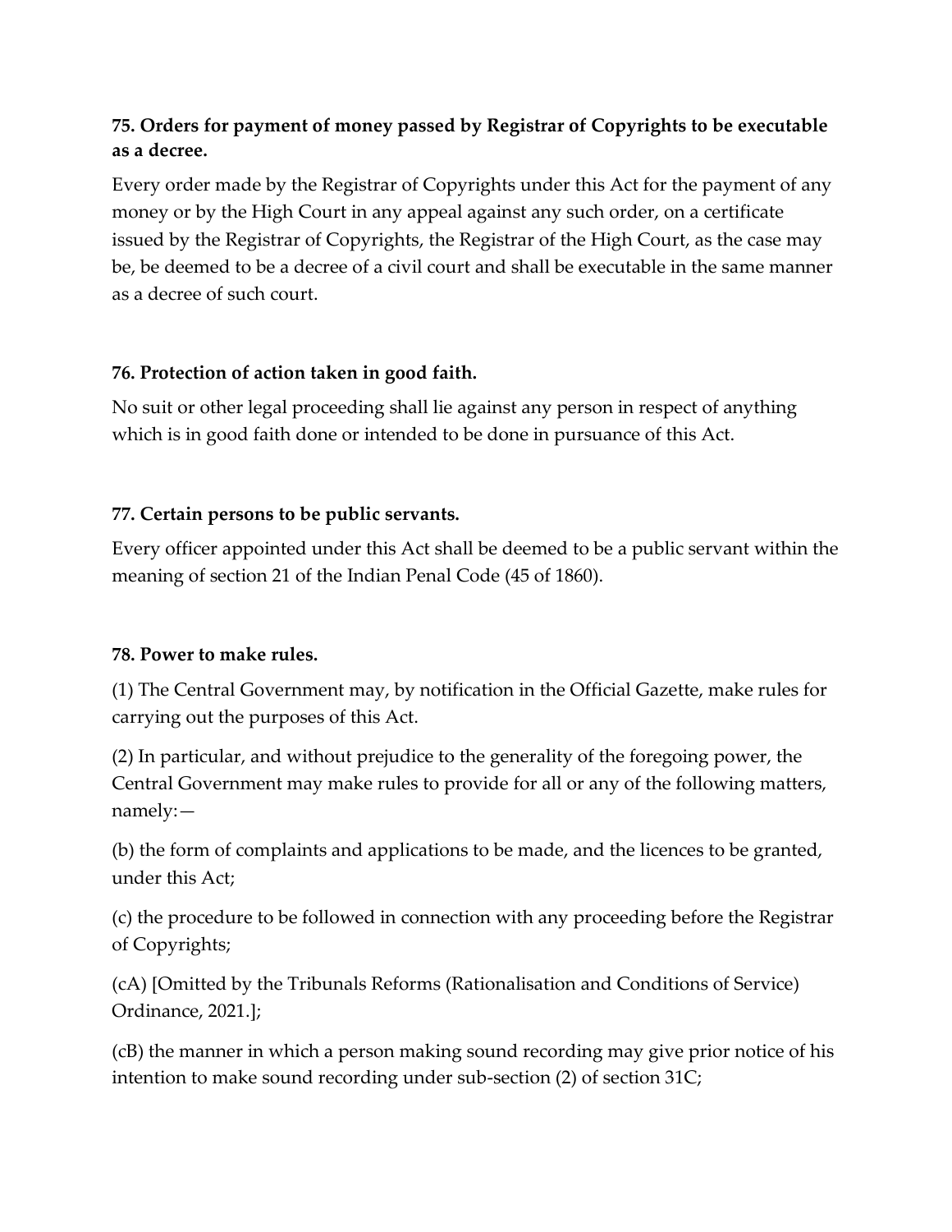**75. Orders for payment of money passed by Registrar of Copyrights to be executable as a decree.**

Every order made by the Registrar of Copyrights under this Act for the payment of any money or by the High Court in any appeal against any such order, on a certificate issued by the Registrar of Copyrights, the Registrar of the High Court, as the case may be, be deemed to be a decree of a civil court and shall be executable in the same manner as a decree of such court.

**76. Protection of action taken in good faith.**

No suit or other legal proceeding shall lie against any person in respect of anything which is in good faith done or intended to be done in pursuance of this Act.

**77. Certain persons to be public servants.**

Every officer appointed under this Act shall be deemed to be a public servant within the meaning of section 21 of the Indian Penal Code (45 of 1860).

**78. Power to make rules.**

(1) The Central Government may, by notification in the Official Gazette, make rules for carrying out the purposes of this Act.

(2) In particular, and without prejudice to the generality of the foregoing power, the Central Government may make rules to provide for all or any of the following matters, namely:—

(b) the form of complaints and applications to be made, and the licences to be granted, under this Act;

(c) the procedure to be followed in connection with any proceeding before the Registrar of Copyrights;

(cA) [Omitted by the Tribunals Reforms (Rationalisation and Conditions of Service) Ordinance, 2021.];

(cB) the manner in which a person making sound recording may give prior notice of his intention to make sound recording under sub-section (2) of section 31C;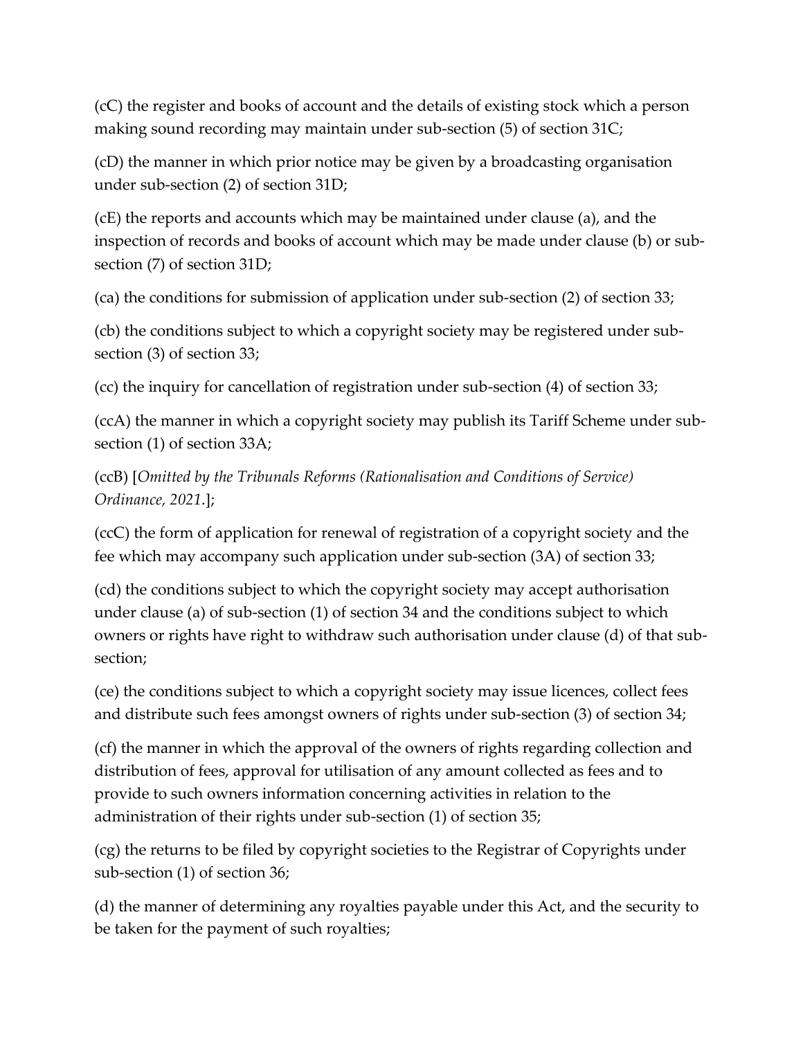(cC) the register and books of account and the details of existing stock which a person making sound recording may maintain under sub-section (5) of section 31C;

(cD) the manner in which prior notice may be given by a broadcasting organisation under sub-section (2) of section 31D;

(cE) the reports and accounts which may be maintained under clause (a), and the inspection of records and books of account which may be made under clause (b) or sub-section (7) of section 31D;

(ca) the conditions for submission of application under sub-section (2) of section 33;

(cb) the conditions subject to which a copyright society may be registered under sub-section (3) of section 33;

(cc) the inquiry for cancellation of registration under sub-section (4) of section 33;

(ccA) the manner in which a copyright society may publish its Tariff Scheme under sub-section (1) of section 33A;

(ccB) [*Omitted by the Tribunals Reforms (Rationalisation and Conditions of Service) Ordinance, 2021.*];

(ccC) the form of application for renewal of registration of a copyright society and the fee which may accompany such application under sub-section (3A) of section 33;

(cd) the conditions subject to which the copyright society may accept authorisation under clause (a) of sub-section (1) of section 34 and the conditions subject to which owners or rights have right to withdraw such authorisation under clause (d) of that sub-section;

(ce) the conditions subject to which a copyright society may issue licences, collect fees and distribute such fees amongst owners of rights under sub-section (3) of section 34;

(cf) the manner in which the approval of the owners of rights regarding collection and distribution of fees, approval for utilisation of any amount collected as fees and to provide to such owners information concerning activities in relation to the administration of their rights under sub-section (1) of section 35;

(cg) the returns to be filed by copyright societies to the Registrar of Copyrights under sub-section (1) of section 36;

(d) the manner of determining any royalties payable under this Act, and the security to be taken for the payment of such royalties;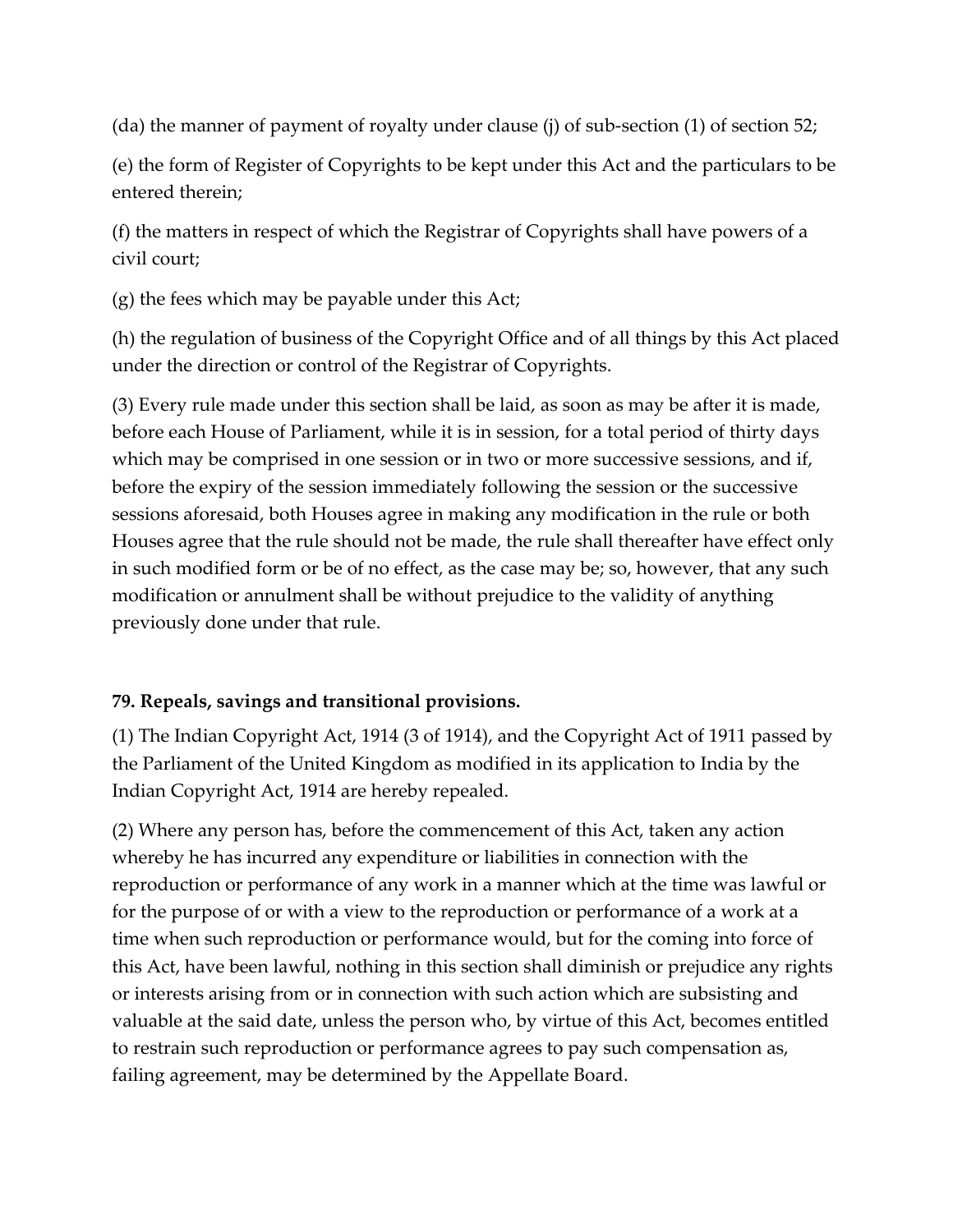(da) the manner of payment of royalty under clause (j) of sub-section (1) of section 52;

(e) the form of Register of Copyrights to be kept under this Act and the particulars to be entered therein;

(f) the matters in respect of which the Registrar of Copyrights shall have powers of a civil court;

(g) the fees which may be payable under this Act;

(h) the regulation of business of the Copyright Office and of all things by this Act placed under the direction or control of the Registrar of Copyrights.

(3) Every rule made under this section shall be laid, as soon as may be after it is made, before each House of Parliament, while it is in session, for a total period of thirty days which may be comprised in one session or in two or more successive sessions, and if, before the expiry of the session immediately following the session or the successive sessions aforesaid, both Houses agree in making any modification in the rule or both Houses agree that the rule should not be made, the rule shall thereafter have effect only in such modified form or be of no effect, as the case may be; so, however, that any such modification or annulment shall be without prejudice to the validity of anything previously done under that rule.

**79. Repeals, savings and transitional provisions.**

(1) The Indian Copyright Act, 1914 (3 of 1914), and the Copyright Act of 1911 passed by the Parliament of the United Kingdom as modified in its application to India by the Indian Copyright Act, 1914 are hereby repealed.

(2) Where any person has, before the commencement of this Act, taken any action whereby he has incurred any expenditure or liabilities in connection with the reproduction or performance of any work in a manner which at the time was lawful or for the purpose of or with a view to the reproduction or performance of a work at a time when such reproduction or performance would, but for the coming into force of this Act, have been lawful, nothing in this section shall diminish or prejudice any rights or interests arising from or in connection with such action which are subsisting and valuable at the said date, unless the person who, by virtue of this Act, becomes entitled to restrain such reproduction or performance agrees to pay such compensation as, failing agreement, may be determined by the Appellate Board.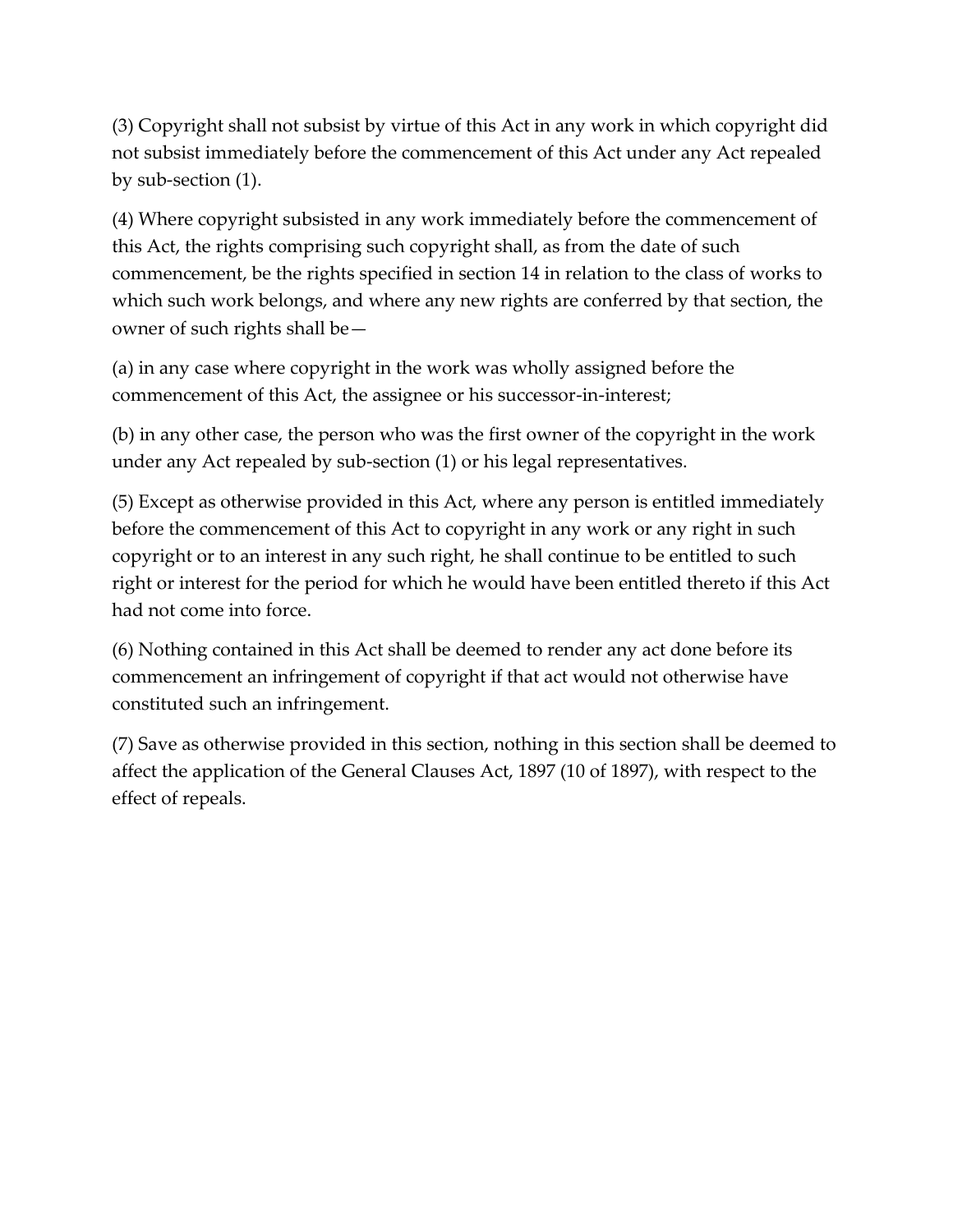(3) Copyright shall not subsist by virtue of this Act in any work in which copyright did not subsist immediately before the commencement of this Act under any Act repealed by sub-section (1).

(4) Where copyright subsisted in any work immediately before the commencement of this Act, the rights comprising such copyright shall, as from the date of such commencement, be the rights specified in section 14 in relation to the class of works to which such work belongs, and where any new rights are conferred by that section, the owner of such rights shall be—

(a) in any case where copyright in the work was wholly assigned before the commencement of this Act, the assignee or his successor-in-interest;

(b) in any other case, the person who was the first owner of the copyright in the work under any Act repealed by sub-section (1) or his legal representatives.

(5) Except as otherwise provided in this Act, where any person is entitled immediately before the commencement of this Act to copyright in any work or any right in such copyright or to an interest in any such right, he shall continue to be entitled to such right or interest for the period for which he would have been entitled thereto if this Act had not come into force.

(6) Nothing contained in this Act shall be deemed to render any act done before its commencement an infringement of copyright if that act would not otherwise have constituted such an infringement.

(7) Save as otherwise provided in this section, nothing in this section shall be deemed to affect the application of the General Clauses Act, 1897 (10 of 1897), with respect to the effect of repeals.